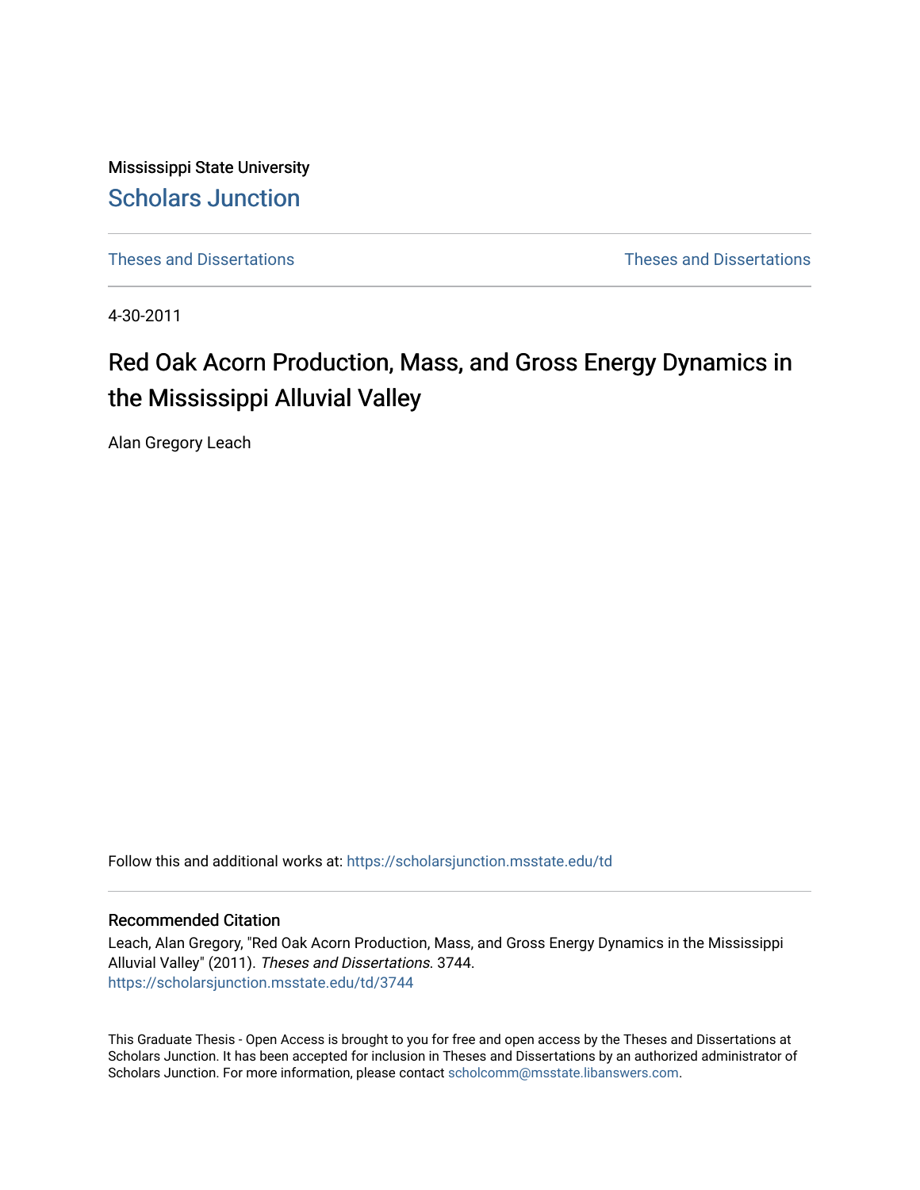Mississippi State University

# Scholars Junction

Theses and Dissertations

Theses and Dissertations

4-30-2011

## Red Oak Acorn Production, Mass, and Gross Energy Dynamics in the Mississippi Alluvial Valley

Alan Gregory Leach

Follow this and additional works at: https://scholarsjunction.msstate.edu/td

### Recommended Citation

Leach, Alan Gregory, "Red Oak Acorn Production, Mass, and Gross Energy Dynamics in the Mississippi Alluvial Valley" (2011). *Theses and Dissertations*. 3744.
https://scholarsjunction.msstate.edu/td/3744

This Graduate Thesis - Open Access is brought to you for free and open access by the Theses and Dissertations at Scholars Junction. It has been accepted for inclusion in Theses and Dissertations by an authorized administrator of Scholars Junction. For more information, please contact scholcomm@msstate.libanswers.com.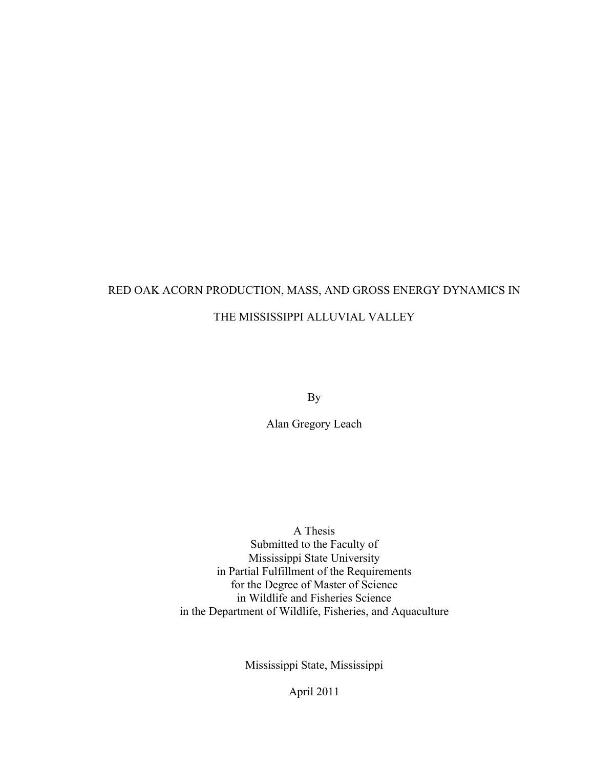# RED OAK ACORN PRODUCTION, MASS, AND GROSS ENERGY DYNAMICS IN THE MISSISSIPPI ALLUVIAL VALLEY

By

Alan Gregory Leach

A Thesis
Submitted to the Faculty of
Mississippi State University
in Partial Fulfillment of the Requirements
for the Degree of Master of Science
in Wildlife and Fisheries Science
in the Department of Wildlife, Fisheries, and Aquaculture

Mississippi State, Mississippi

April 2011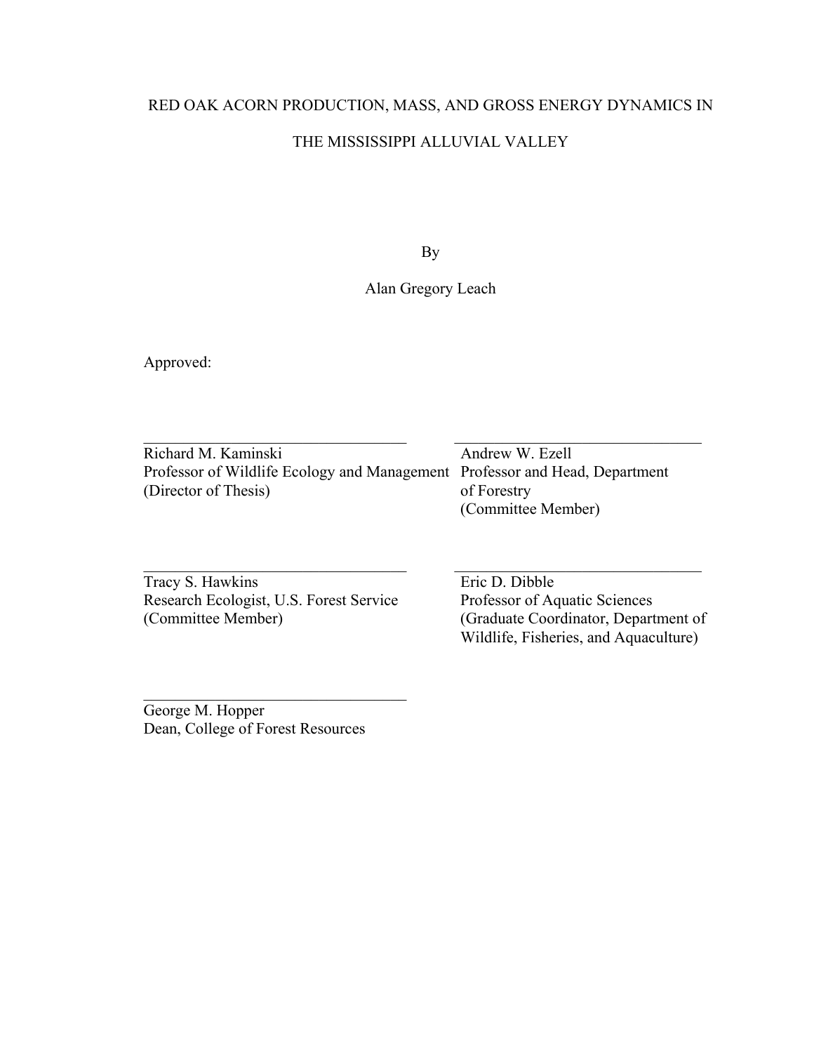RED OAK ACORN PRODUCTION, MASS, AND GROSS ENERGY DYNAMICS IN

THE MISSISSIPPI ALLUVIAL VALLEY

By

Alan Gregory Leach

Approved:

_________________________________
Richard M. Kaminski
Professor of Wildlife Ecology and Management
(Director of Thesis)

_________________________________
Andrew W. Ezell
Professor and Head, Department of Forestry
(Committee Member)

_________________________________
Tracy S. Hawkins
Research Ecologist, U.S. Forest Service
(Committee Member)

_________________________________
Eric D. Dibble
Professor of Aquatic Sciences
(Graduate Coordinator, Department of Wildlife, Fisheries, and Aquaculture)

_________________________________
George M. Hopper
Dean, College of Forest Resources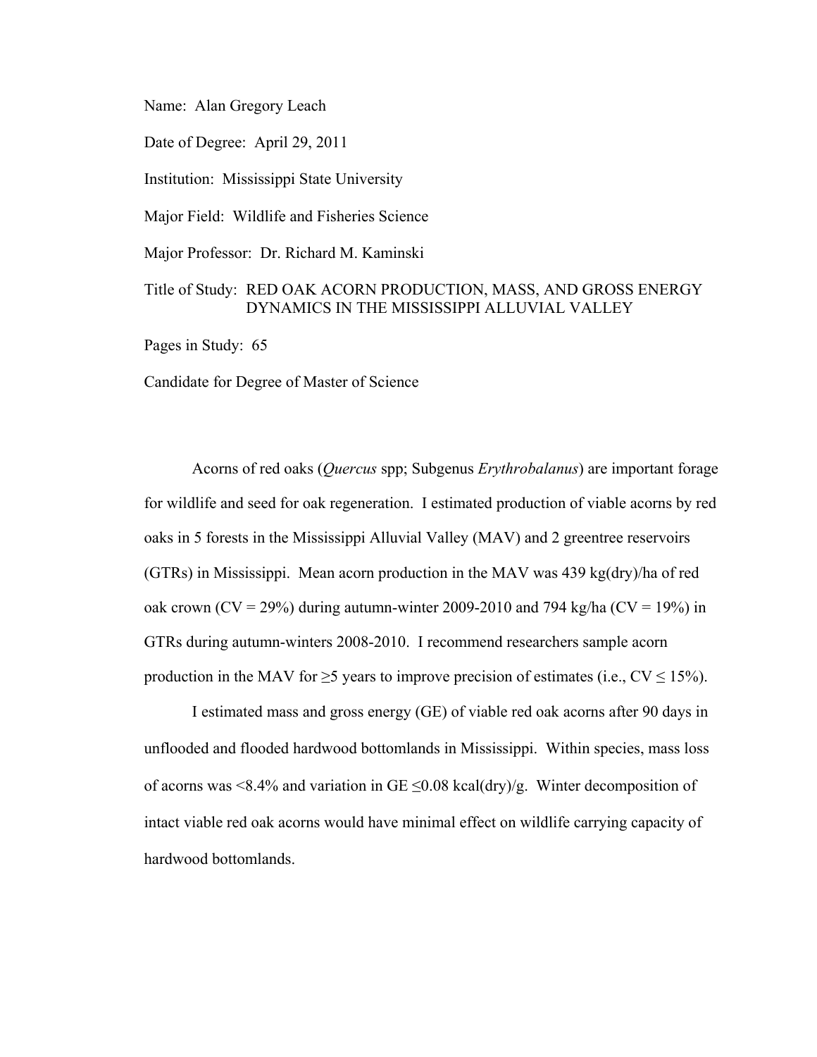Name: Alan Gregory Leach

Date of Degree: April 29, 2011

Institution: Mississippi State University

Major Field: Wildlife and Fisheries Science

Major Professor: Dr. Richard M. Kaminski

Title of Study: RED OAK ACORN PRODUCTION, MASS, AND GROSS ENERGY DYNAMICS IN THE MISSISSIPPI ALLUVIAL VALLEY

Pages in Study: 65

Candidate for Degree of Master of Science

Acorns of red oaks (*Quercus* spp; Subgenus *Erythrobalanus*) are important forage for wildlife and seed for oak regeneration. I estimated production of viable acorns by red oaks in 5 forests in the Mississippi Alluvial Valley (MAV) and 2 greentree reservoirs (GTRs) in Mississippi. Mean acorn production in the MAV was 439 kg(dry)/ha of red oak crown (CV = 29%) during autumn-winter 2009-2010 and 794 kg/ha (CV = 19%) in GTRs during autumn-winters 2008-2010. I recommend researchers sample acorn production in the MAV for ≥5 years to improve precision of estimates (i.e., CV ≤ 15%).

I estimated mass and gross energy (GE) of viable red oak acorns after 90 days in unflooded and flooded hardwood bottomlands in Mississippi. Within species, mass loss of acorns was <8.4% and variation in GE ≤0.08 kcal(dry)/g. Winter decomposition of intact viable red oak acorns would have minimal effect on wildlife carrying capacity of hardwood bottomlands.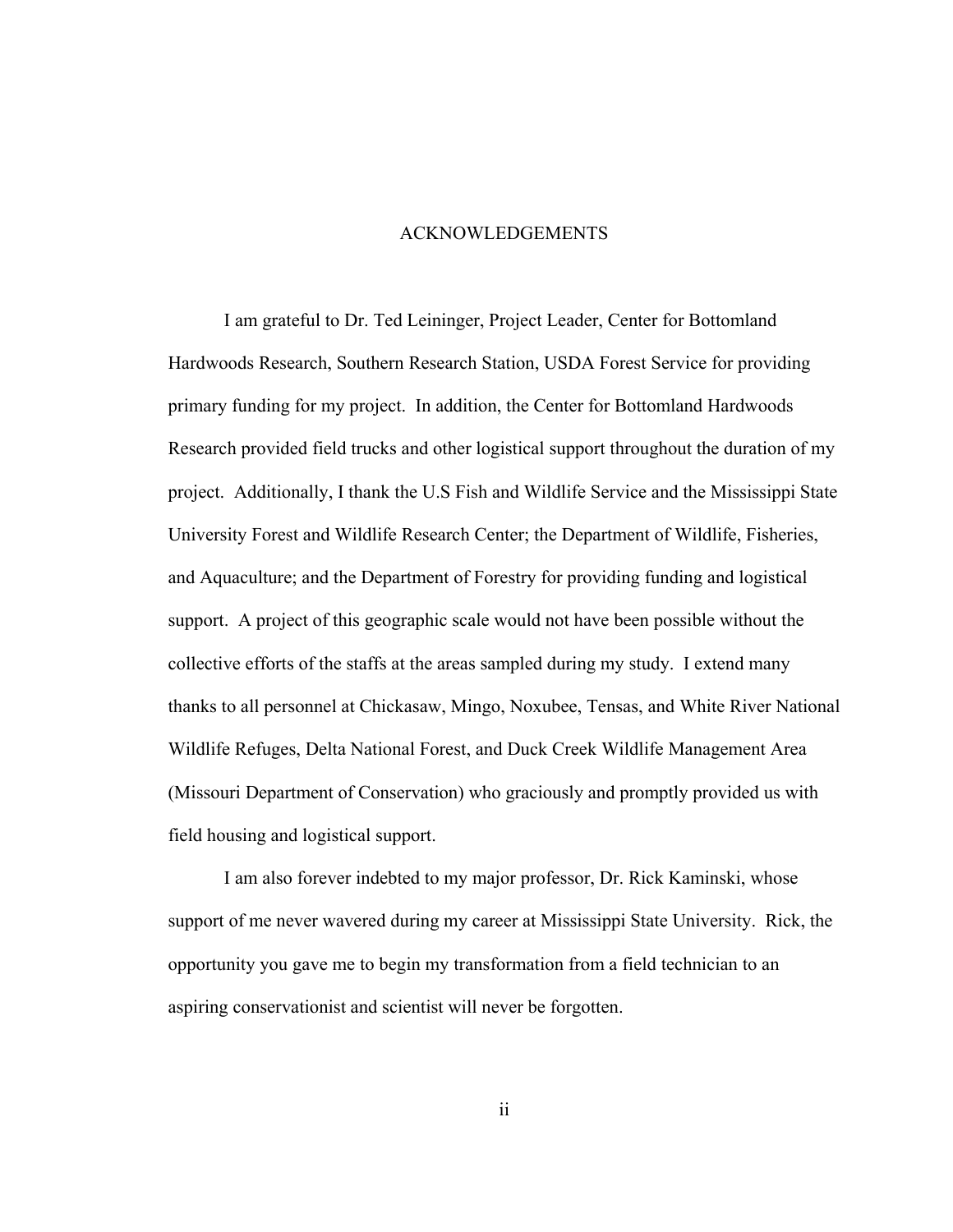# ACKNOWLEDGEMENTS

I am grateful to Dr. Ted Leininger, Project Leader, Center for Bottomland Hardwoods Research, Southern Research Station, USDA Forest Service for providing primary funding for my project. In addition, the Center for Bottomland Hardwoods Research provided field trucks and other logistical support throughout the duration of my project. Additionally, I thank the U.S Fish and Wildlife Service and the Mississippi State University Forest and Wildlife Research Center; the Department of Wildlife, Fisheries, and Aquaculture; and the Department of Forestry for providing funding and logistical support. A project of this geographic scale would not have been possible without the collective efforts of the staffs at the areas sampled during my study. I extend many thanks to all personnel at Chickasaw, Mingo, Noxubee, Tensas, and White River National Wildlife Refuges, Delta National Forest, and Duck Creek Wildlife Management Area (Missouri Department of Conservation) who graciously and promptly provided us with field housing and logistical support.

I am also forever indebted to my major professor, Dr. Rick Kaminski, whose support of me never wavered during my career at Mississippi State University. Rick, the opportunity you gave me to begin my transformation from a field technician to an aspiring conservationist and scientist will never be forgotten.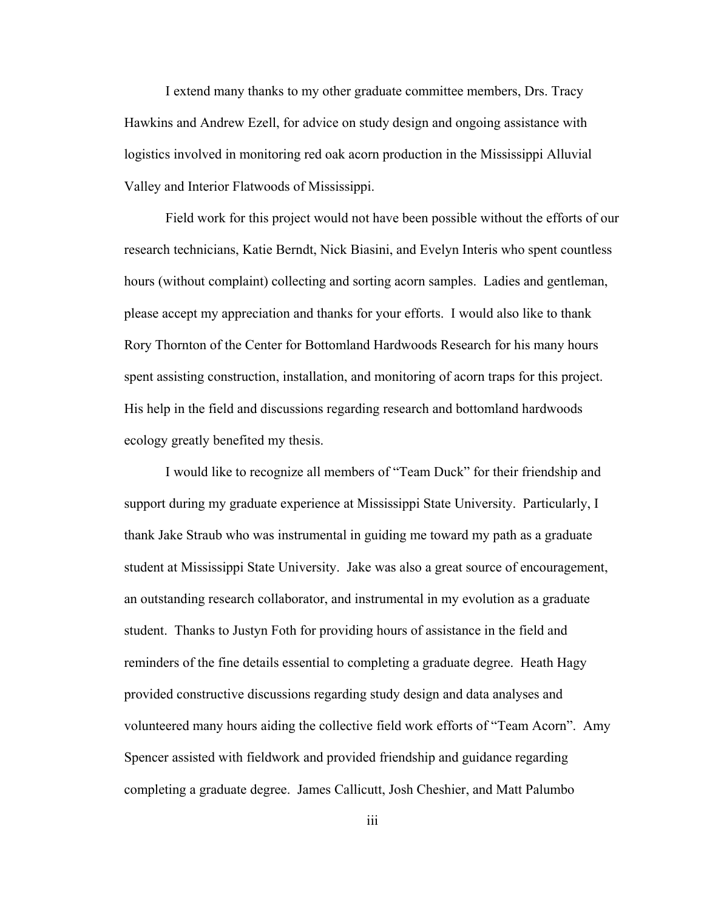I extend many thanks to my other graduate committee members, Drs. Tracy Hawkins and Andrew Ezell, for advice on study design and ongoing assistance with logistics involved in monitoring red oak acorn production in the Mississippi Alluvial Valley and Interior Flatwoods of Mississippi.

Field work for this project would not have been possible without the efforts of our research technicians, Katie Berndt, Nick Biasini, and Evelyn Interis who spent countless hours (without complaint) collecting and sorting acorn samples. Ladies and gentleman, please accept my appreciation and thanks for your efforts. I would also like to thank Rory Thornton of the Center for Bottomland Hardwoods Research for his many hours spent assisting construction, installation, and monitoring of acorn traps for this project. His help in the field and discussions regarding research and bottomland hardwoods ecology greatly benefited my thesis.

I would like to recognize all members of "Team Duck" for their friendship and support during my graduate experience at Mississippi State University. Particularly, I thank Jake Straub who was instrumental in guiding me toward my path as a graduate student at Mississippi State University. Jake was also a great source of encouragement, an outstanding research collaborator, and instrumental in my evolution as a graduate student. Thanks to Justyn Foth for providing hours of assistance in the field and reminders of the fine details essential to completing a graduate degree. Heath Hagy provided constructive discussions regarding study design and data analyses and volunteered many hours aiding the collective field work efforts of "Team Acorn". Amy Spencer assisted with fieldwork and provided friendship and guidance regarding completing a graduate degree. James Callicutt, Josh Cheshier, and Matt Palumbo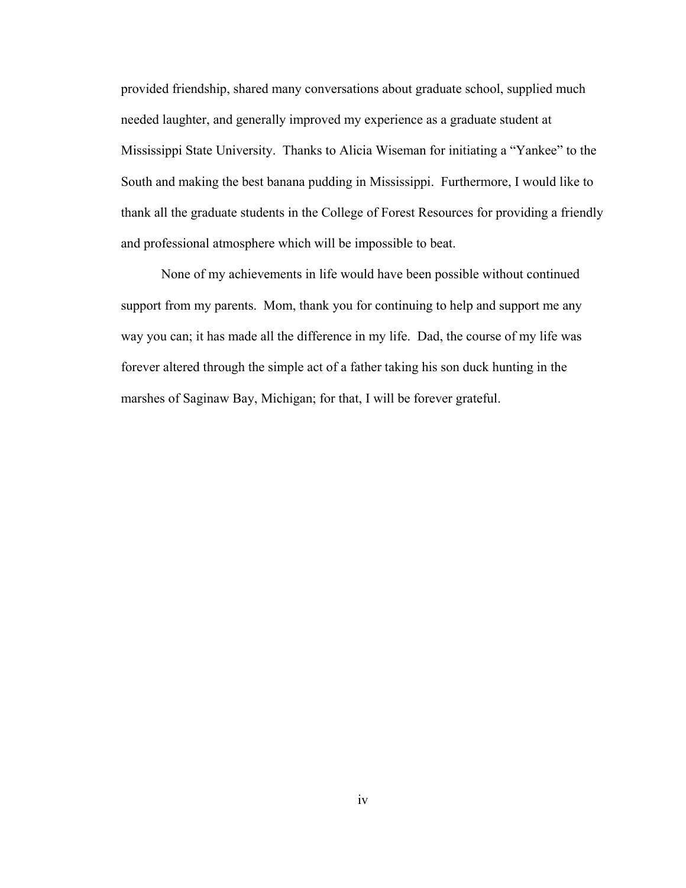provided friendship, shared many conversations about graduate school, supplied much needed laughter, and generally improved my experience as a graduate student at Mississippi State University. Thanks to Alicia Wiseman for initiating a "Yankee" to the South and making the best banana pudding in Mississippi. Furthermore, I would like to thank all the graduate students in the College of Forest Resources for providing a friendly and professional atmosphere which will be impossible to beat.

None of my achievements in life would have been possible without continued support from my parents. Mom, thank you for continuing to help and support me any way you can; it has made all the difference in my life. Dad, the course of my life was forever altered through the simple act of a father taking his son duck hunting in the marshes of Saginaw Bay, Michigan; for that, I will be forever grateful.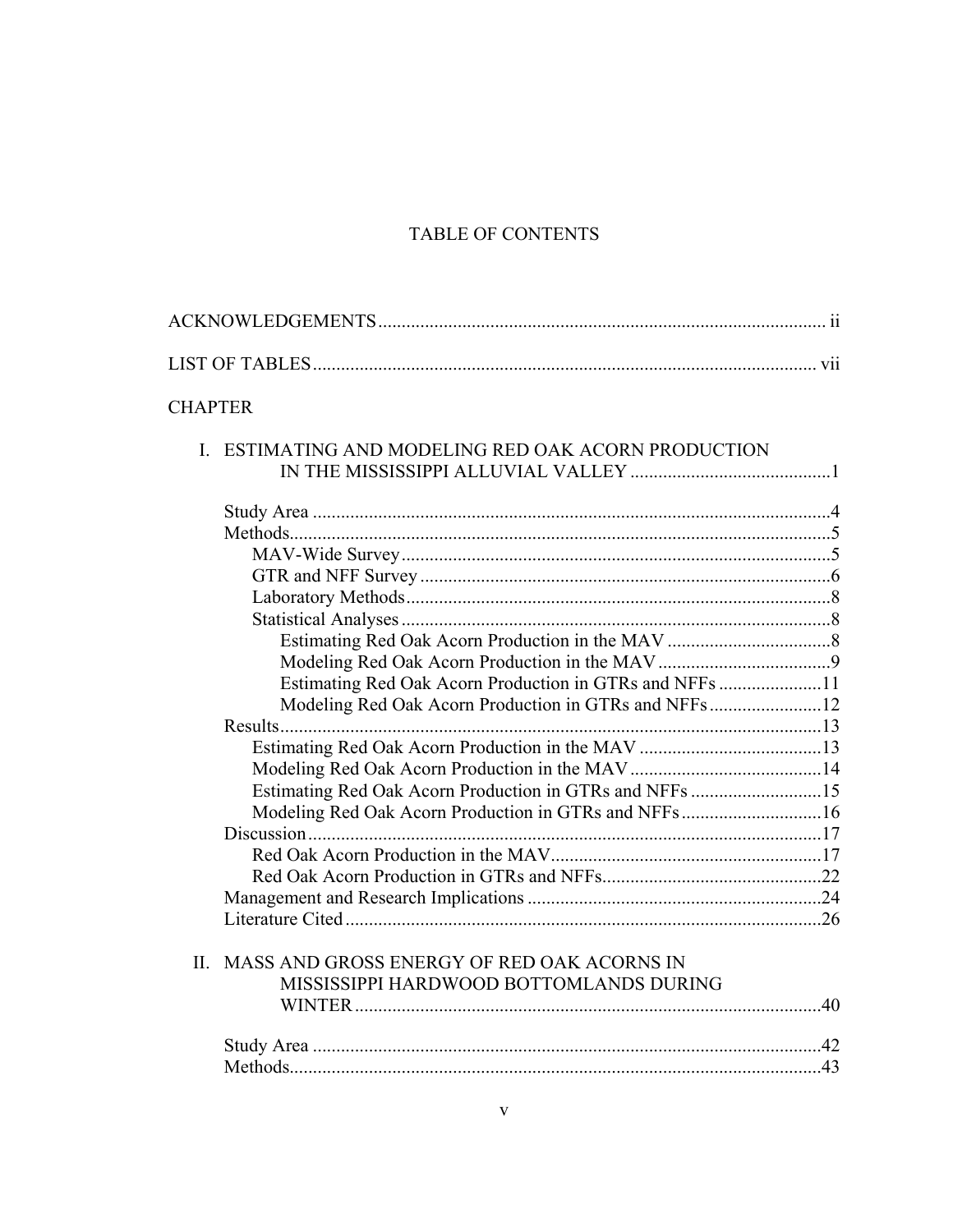# TABLE OF CONTENTS

ACKNOWLEDGEMENTS ..... ii

LIST OF TABLES ..... vii

CHAPTER

I. ESTIMATING AND MODELING RED OAK ACORN PRODUCTION IN THE MISSISSIPPI ALLUVIAL VALLEY ..... 1

- Study Area ..... 4
- Methods ..... 5
  - MAV-Wide Survey ..... 5
  - GTR and NFF Survey ..... 6
  - Laboratory Methods ..... 8
  - Statistical Analyses ..... 8
    - Estimating Red Oak Acorn Production in the MAV ..... 8
    - Modeling Red Oak Acorn Production in the MAV ..... 9
    - Estimating Red Oak Acorn Production in GTRs and NFFs ..... 11
    - Modeling Red Oak Acorn Production in GTRs and NFFs ..... 12
- Results ..... 13
  - Estimating Red Oak Acorn Production in the MAV ..... 13
  - Modeling Red Oak Acorn Production in the MAV ..... 14
  - Estimating Red Oak Acorn Production in GTRs and NFFs ..... 15
  - Modeling Red Oak Acorn Production in GTRs and NFFs ..... 16
- Discussion ..... 17
  - Red Oak Acorn Production in the MAV ..... 17
  - Red Oak Acorn Production in GTRs and NFFs ..... 22
- Management and Research Implications ..... 24
- Literature Cited ..... 26

II. MASS AND GROSS ENERGY OF RED OAK ACORNS IN MISSISSIPPI HARDWOOD BOTTOMLANDS DURING WINTER ..... 40

- Study Area ..... 42
- Methods ..... 43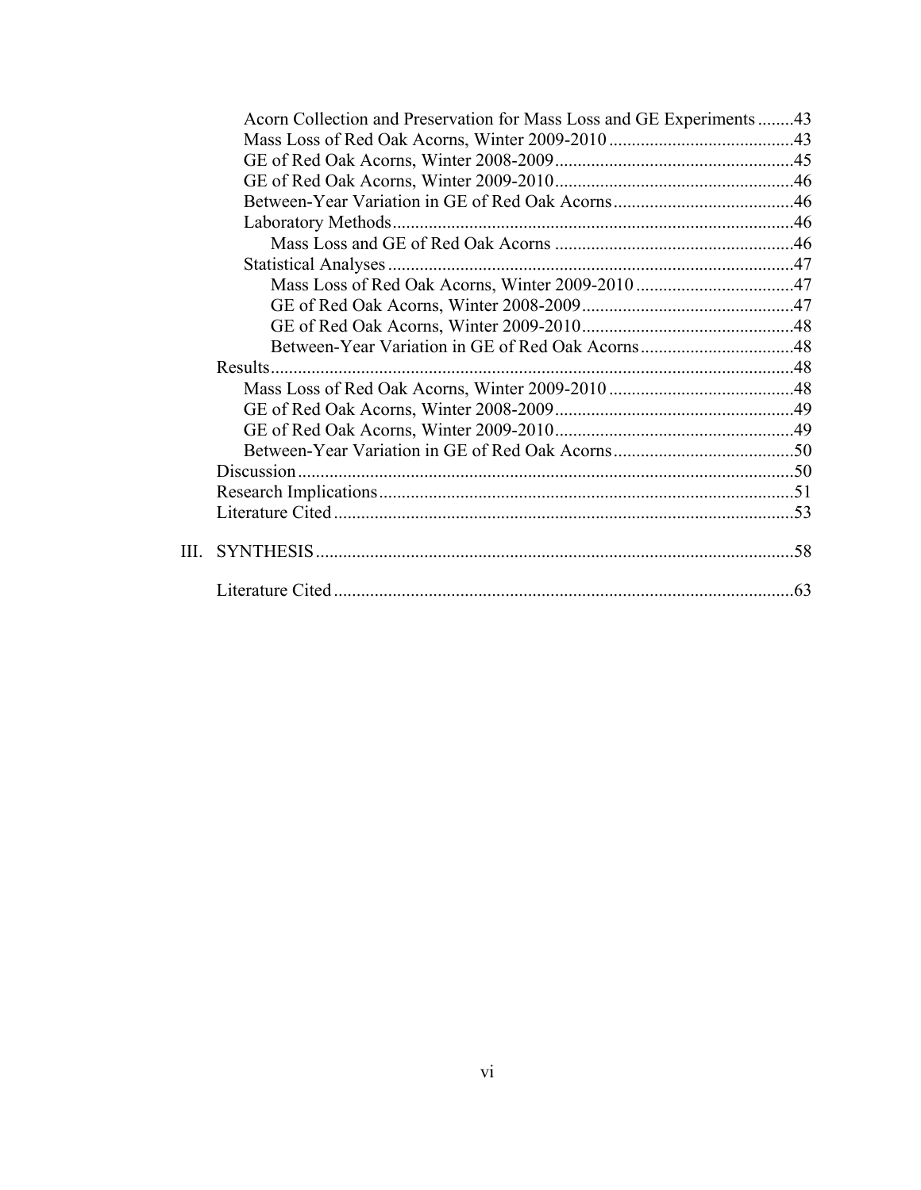Acorn Collection and Preservation for Mass Loss and GE Experiments ........43
Mass Loss of Red Oak Acorns, Winter 2009-2010 .........................................43
GE of Red Oak Acorns, Winter 2008-2009.....................................................45
GE of Red Oak Acorns, Winter 2009-2010.....................................................46
Between-Year Variation in GE of Red Oak Acorns........................................46
Laboratory Methods.........................................................................................46
Mass Loss and GE of Red Oak Acorns .....................................................46
Statistical Analyses..........................................................................................47
Mass Loss of Red Oak Acorns, Winter 2009-2010 ...................................47
GE of Red Oak Acorns, Winter 2008-2009...............................................47
GE of Red Oak Acorns, Winter 2009-2010...............................................48
Between-Year Variation in GE of Red Oak Acorns..................................48
Results....................................................................................................................48
Mass Loss of Red Oak Acorns, Winter 2009-2010 .........................................48
GE of Red Oak Acorns, Winter 2008-2009.....................................................49
GE of Red Oak Acorns, Winter 2009-2010.....................................................49
Between-Year Variation in GE of Red Oak Acorns........................................50
Discussion..............................................................................................................50
Research Implications............................................................................................51
Literature Cited......................................................................................................53

III. SYNTHESIS..........................................................................................................58

Literature Cited......................................................................................................63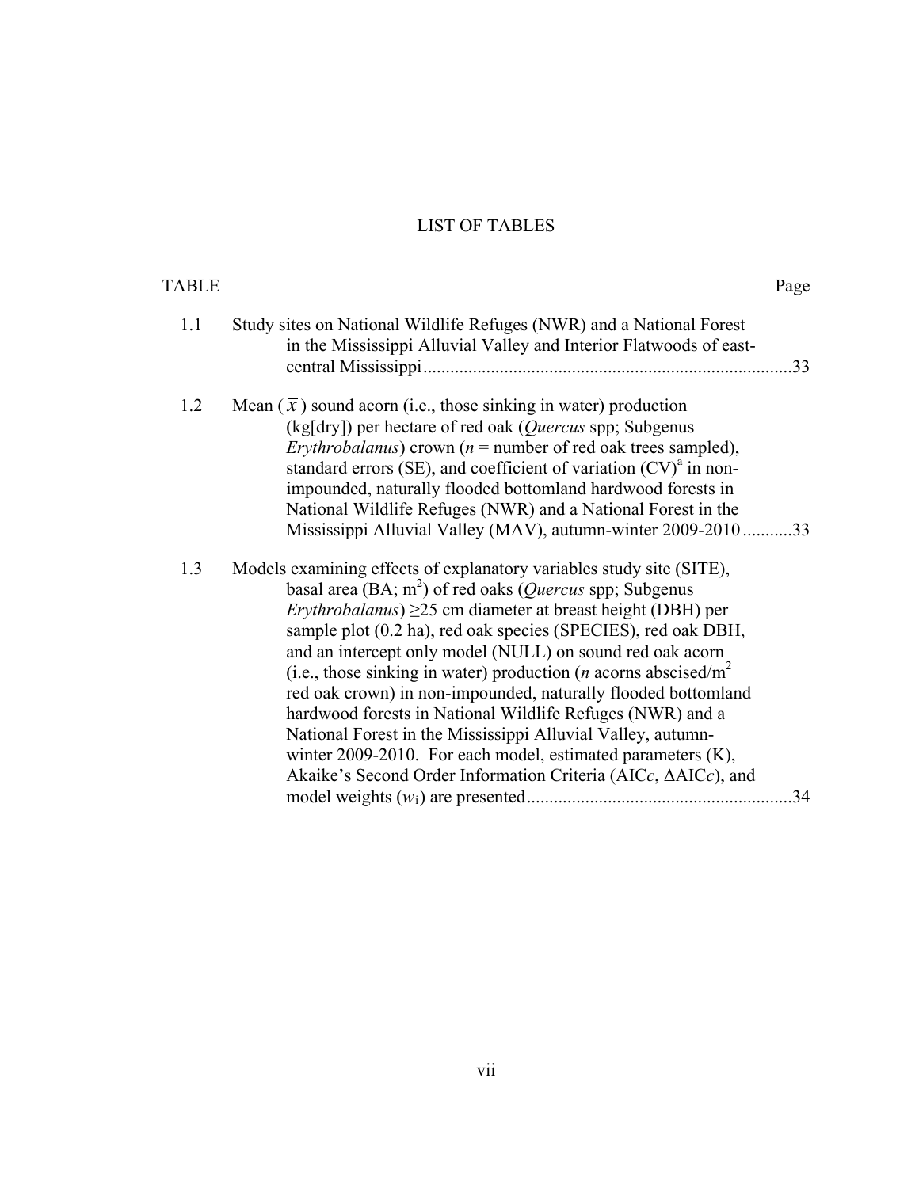# LIST OF TABLES

| TABLE | | Page |
|---|---|---|
| 1.1 | Study sites on National Wildlife Refuges (NWR) and a National Forest in the Mississippi Alluvial Valley and Interior Flatwoods of east-central Mississippi | 33 |
| 1.2 | Mean ($\bar{x}$) sound acorn (i.e., those sinking in water) production (kg[dry]) per hectare of red oak (*Quercus* spp; Subgenus *Erythrobalanus*) crown (*n* = number of red oak trees sampled), standard errors (SE), and coefficient of variation (CV)[a] in non-impounded, naturally flooded bottomland hardwood forests in National Wildlife Refuges (NWR) and a National Forest in the Mississippi Alluvial Valley (MAV), autumn-winter 2009-2010 | 33 |
| 1.3 | Models examining effects of explanatory variables study site (SITE), basal area (BA; $m^2$) of red oaks (*Quercus* spp; Subgenus *Erythrobalanus*) ≥25 cm diameter at breast height (DBH) per sample plot (0.2 ha), red oak species (SPECIES), red oak DBH, and an intercept only model (NULL) on sound red oak acorn (i.e., those sinking in water) production (*n* acorns abscised/$m^2$ red oak crown) in non-impounded, naturally flooded bottomland hardwood forests in National Wildlife Refuges (NWR) and a National Forest in the Mississippi Alluvial Valley, autumn-winter 2009-2010. For each model, estimated parameters (K), Akaike's Second Order Information Criteria (AIC*c*, ΔAIC*c*), and model weights ($w_i$) are presented | 34 |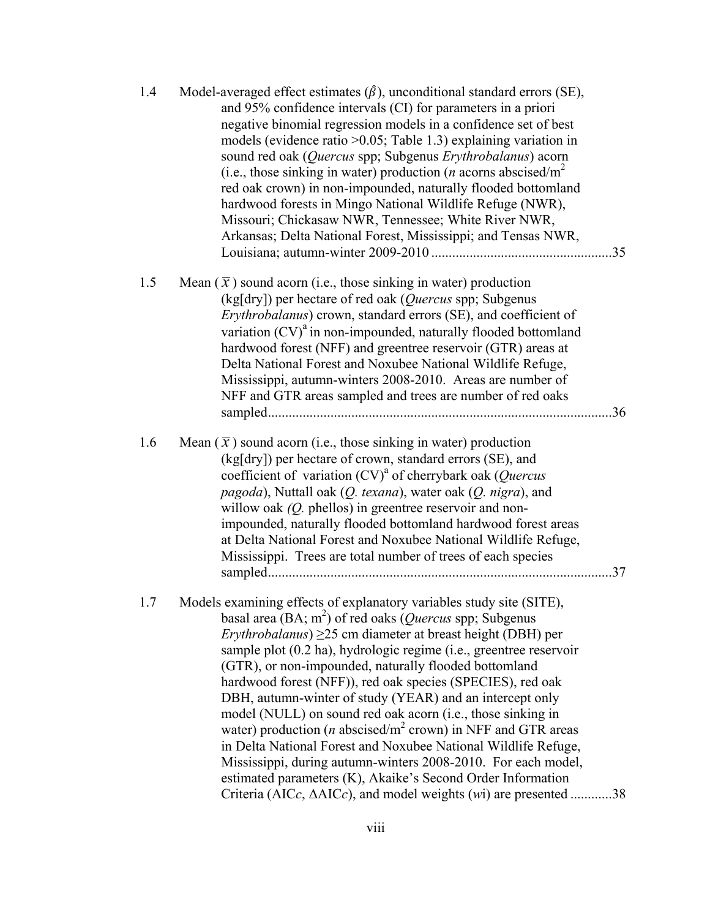1.4 Model-averaged effect estimates ($\hat{\beta}$), unconditional standard errors (SE), and 95% confidence intervals (CI) for parameters in a priori negative binomial regression models in a confidence set of best models (evidence ratio >0.05; Table 1.3) explaining variation in sound red oak (*Quercus* spp; Subgenus *Erythrobalanus*) acorn (i.e., those sinking in water) production (*n* acorns abscised/$m^2$ red oak crown) in non-impounded, naturally flooded bottomland hardwood forests in Mingo National Wildlife Refuge (NWR), Missouri; Chickasaw NWR, Tennessee; White River NWR, Arkansas; Delta National Forest, Mississippi; and Tensas NWR, Louisiana; autumn-winter 2009-2010 ....................................................35

1.5 Mean ($\bar{x}$) sound acorn (i.e., those sinking in water) production (kg[dry]) per hectare of red oak (*Quercus* spp; Subgenus *Erythrobalanus*) crown, standard errors (SE), and coefficient of variation (CV)[a] in non-impounded, naturally flooded bottomland hardwood forest (NFF) and greentree reservoir (GTR) areas at Delta National Forest and Noxubee National Wildlife Refuge, Mississippi, autumn-winters 2008-2010. Areas are number of NFF and GTR areas sampled and trees are number of red oaks sampled...................................................................................................36

1.6 Mean ($\bar{x}$) sound acorn (i.e., those sinking in water) production (kg[dry]) per hectare of crown, standard errors (SE), and coefficient of variation (CV)[a] of cherrybark oak (*Quercus pagoda*), Nuttall oak (*Q. texana*), water oak (*Q. nigra*), and willow oak *(Q.* phellos) in greentree reservoir and non-impounded, naturally flooded bottomland hardwood forest areas at Delta National Forest and Noxubee National Wildlife Refuge, Mississippi. Trees are total number of trees of each species sampled...................................................................................................37

1.7 Models examining effects of explanatory variables study site (SITE), basal area (BA; $m^2$) of red oaks (*Quercus* spp; Subgenus *Erythrobalanus*) ≥25 cm diameter at breast height (DBH) per sample plot (0.2 ha), hydrologic regime (i.e., greentree reservoir (GTR), or non-impounded, naturally flooded bottomland hardwood forest (NFF)), red oak species (SPECIES), red oak DBH, autumn-winter of study (YEAR) and an intercept only model (NULL) on sound red oak acorn (i.e., those sinking in water) production (*n* abscised/$m^2$ crown) in NFF and GTR areas in Delta National Forest and Noxubee National Wildlife Refuge, Mississippi, during autumn-winters 2008-2010. For each model, estimated parameters (K), Akaike's Second Order Information Criteria (AIC*c*, ΔAIC*c*), and model weights (*w*i) are presented ............38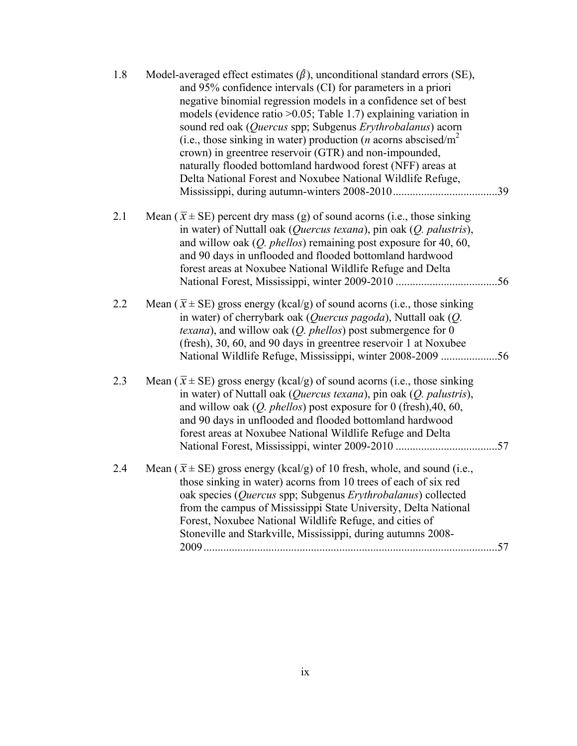1.8 Model-averaged effect estimates ($\hat{\beta}$), unconditional standard errors (SE), and 95% confidence intervals (CI) for parameters in a priori negative binomial regression models in a confidence set of best models (evidence ratio >0.05; Table 1.7) explaining variation in sound red oak (*Quercus* spp; Subgenus *Erythrobalanus*) acorn (i.e., those sinking in water) production (*n* acorns abscised/$m^2$ crown) in greentree reservoir (GTR) and non-impounded, naturally flooded bottomland hardwood forest (NFF) areas at Delta National Forest and Noxubee National Wildlife Refuge, Mississippi, during autumn-winters 2008-2010 .....................................39

2.1 Mean ($\bar{x} \pm$ SE) percent dry mass (g) of sound acorns (i.e., those sinking in water) of Nuttall oak (*Quercus texana*), pin oak (*Q. palustris*), and willow oak (*Q. phellos*) remaining post exposure for 40, 60, and 90 days in unflooded and flooded bottomland hardwood forest areas at Noxubee National Wildlife Refuge and Delta National Forest, Mississippi, winter 2009-2010 ....................................56

2.2 Mean ($\bar{x} \pm$ SE) gross energy (kcal/g) of sound acorns (i.e., those sinking in water) of cherrybark oak (*Quercus pagoda*), Nuttall oak (*Q. texana*), and willow oak (*Q. phellos*) post submergence for 0 (fresh), 30, 60, and 90 days in greentree reservoir 1 at Noxubee National Wildlife Refuge, Mississippi, winter 2008-2009 ....................56

2.3 Mean ($\bar{x} \pm$ SE) gross energy (kcal/g) of sound acorns (i.e., those sinking in water) of Nuttall oak (*Quercus texana*), pin oak (*Q. palustris*), and willow oak (*Q. phellos*) post exposure for 0 (fresh),40, 60, and 90 days in unflooded and flooded bottomland hardwood forest areas at Noxubee National Wildlife Refuge and Delta National Forest, Mississippi, winter 2009-2010 ....................................57

2.4 Mean ($\bar{x} \pm$ SE) gross energy (kcal/g) of 10 fresh, whole, and sound (i.e., those sinking in water) acorns from 10 trees of each of six red oak species (*Quercus* spp; Subgenus *Erythrobalanus*) collected from the campus of Mississippi State University, Delta National Forest, Noxubee National Wildlife Refuge, and cities of Stoneville and Starkville, Mississippi, during autumns 2008-2009.........................................................................................................57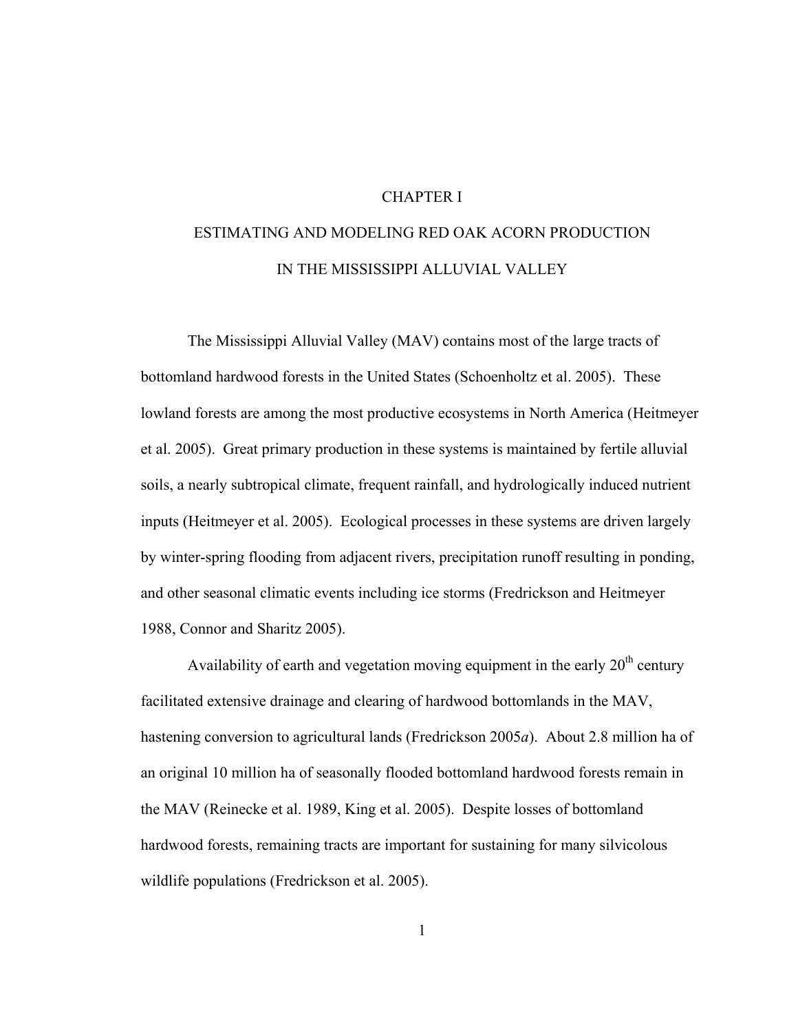# CHAPTER I

# ESTIMATING AND MODELING RED OAK ACORN PRODUCTION IN THE MISSISSIPPI ALLUVIAL VALLEY

The Mississippi Alluvial Valley (MAV) contains most of the large tracts of bottomland hardwood forests in the United States (Schoenholtz et al. 2005). These lowland forests are among the most productive ecosystems in North America (Heitmeyer et al. 2005). Great primary production in these systems is maintained by fertile alluvial soils, a nearly subtropical climate, frequent rainfall, and hydrologically induced nutrient inputs (Heitmeyer et al. 2005). Ecological processes in these systems are driven largely by winter-spring flooding from adjacent rivers, precipitation runoff resulting in ponding, and other seasonal climatic events including ice storms (Fredrickson and Heitmeyer 1988, Connor and Sharitz 2005).

Availability of earth and vegetation moving equipment in the early 20$^{th}$ century facilitated extensive drainage and clearing of hardwood bottomlands in the MAV, hastening conversion to agricultural lands (Fredrickson 2005*a*). About 2.8 million ha of an original 10 million ha of seasonally flooded bottomland hardwood forests remain in the MAV (Reinecke et al. 1989, King et al. 2005). Despite losses of bottomland hardwood forests, remaining tracts are important for sustaining for many silvicolous wildlife populations (Fredrickson et al. 2005).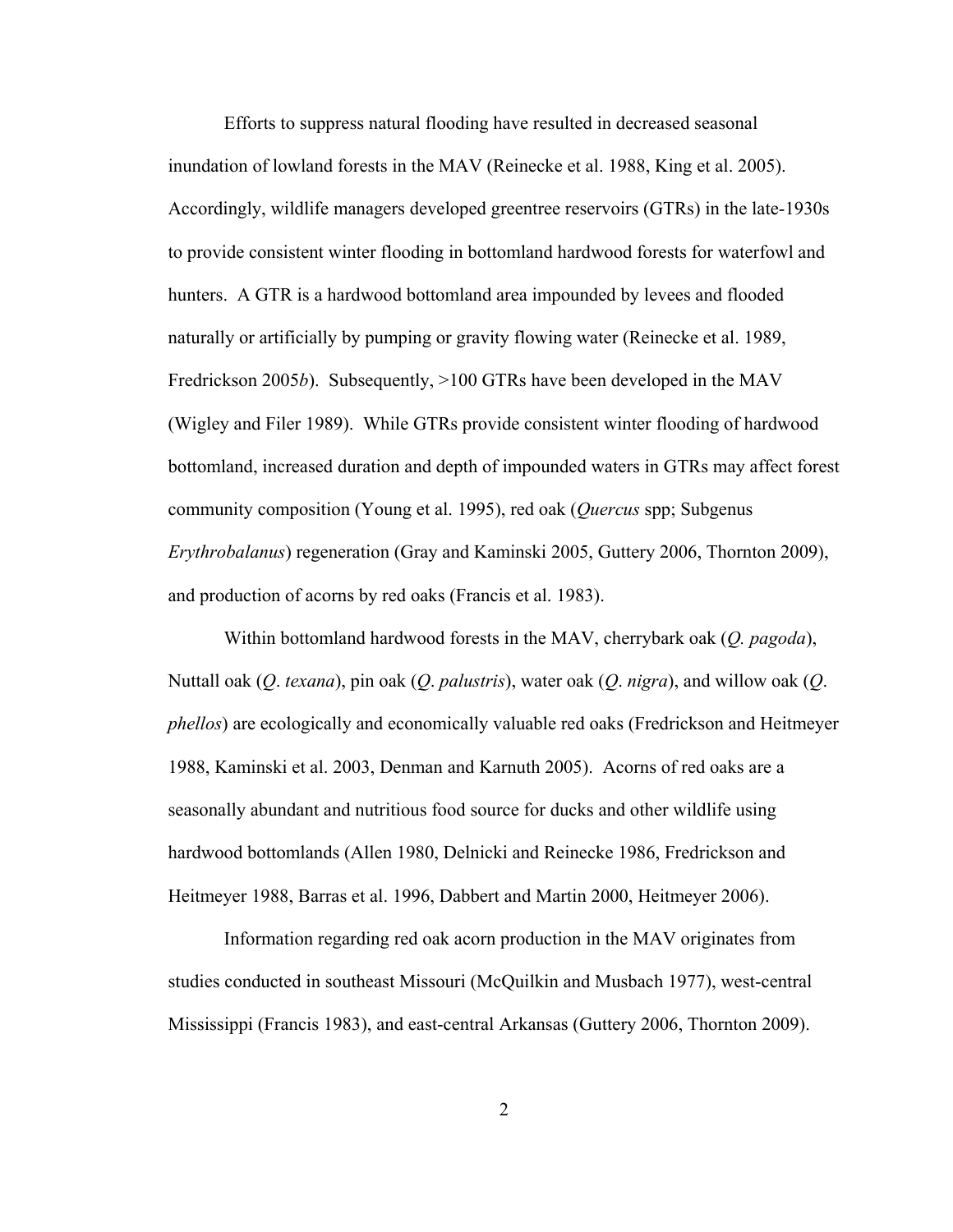Efforts to suppress natural flooding have resulted in decreased seasonal inundation of lowland forests in the MAV (Reinecke et al. 1988, King et al. 2005). Accordingly, wildlife managers developed greentree reservoirs (GTRs) in the late-1930s to provide consistent winter flooding in bottomland hardwood forests for waterfowl and hunters. A GTR is a hardwood bottomland area impounded by levees and flooded naturally or artificially by pumping or gravity flowing water (Reinecke et al. 1989, Fredrickson 2005*b*). Subsequently, >100 GTRs have been developed in the MAV (Wigley and Filer 1989). While GTRs provide consistent winter flooding of hardwood bottomland, increased duration and depth of impounded waters in GTRs may affect forest community composition (Young et al. 1995), red oak (*Quercus* spp; Subgenus *Erythrobalanus*) regeneration (Gray and Kaminski 2005, Guttery 2006, Thornton 2009), and production of acorns by red oaks (Francis et al. 1983).

Within bottomland hardwood forests in the MAV, cherrybark oak (*Q. pagoda*), Nuttall oak (*Q*. *texana*), pin oak (*Q*. *palustris*), water oak (*Q*. *nigra*), and willow oak (*Q*. *phellos*) are ecologically and economically valuable red oaks (Fredrickson and Heitmeyer 1988, Kaminski et al. 2003, Denman and Karnuth 2005). Acorns of red oaks are a seasonally abundant and nutritious food source for ducks and other wildlife using hardwood bottomlands (Allen 1980, Delnicki and Reinecke 1986, Fredrickson and Heitmeyer 1988, Barras et al. 1996, Dabbert and Martin 2000, Heitmeyer 2006).

Information regarding red oak acorn production in the MAV originates from studies conducted in southeast Missouri (McQuilkin and Musbach 1977), west-central Mississippi (Francis 1983), and east-central Arkansas (Guttery 2006, Thornton 2009).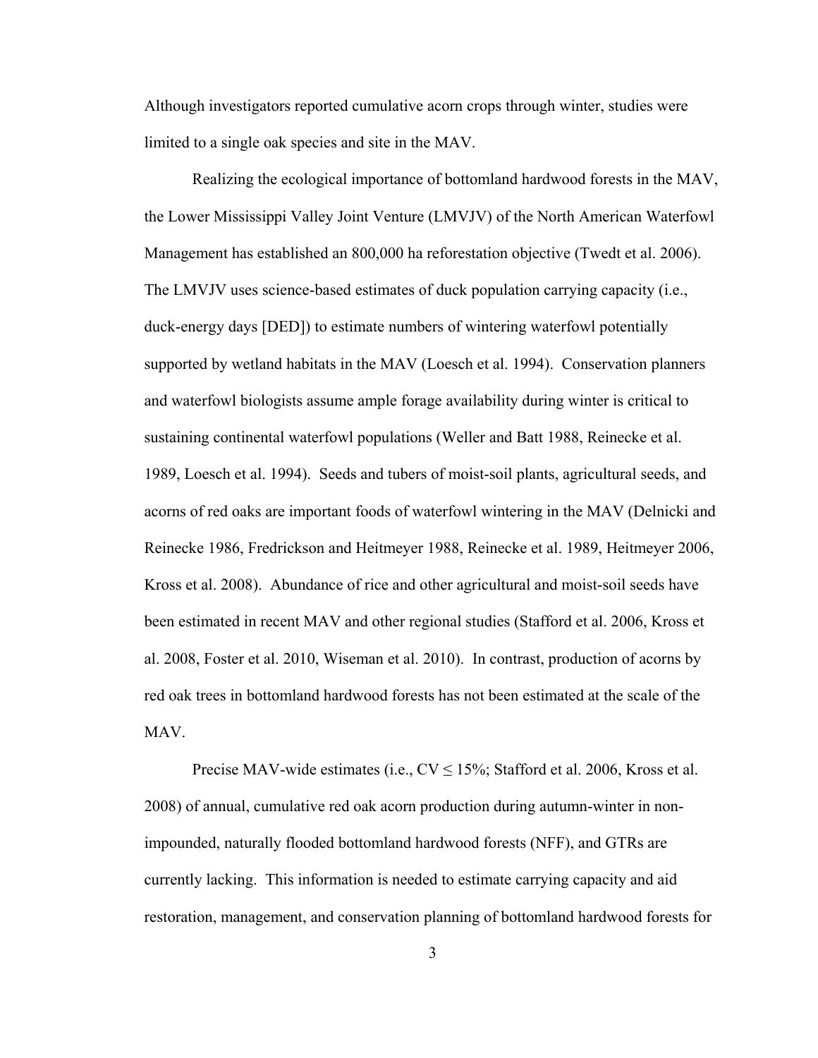Although investigators reported cumulative acorn crops through winter, studies were limited to a single oak species and site in the MAV.

Realizing the ecological importance of bottomland hardwood forests in the MAV, the Lower Mississippi Valley Joint Venture (LMVJV) of the North American Waterfowl Management has established an 800,000 ha reforestation objective (Twedt et al. 2006). The LMVJV uses science-based estimates of duck population carrying capacity (i.e., duck-energy days [DED]) to estimate numbers of wintering waterfowl potentially supported by wetland habitats in the MAV (Loesch et al. 1994). Conservation planners and waterfowl biologists assume ample forage availability during winter is critical to sustaining continental waterfowl populations (Weller and Batt 1988, Reinecke et al. 1989, Loesch et al. 1994). Seeds and tubers of moist-soil plants, agricultural seeds, and acorns of red oaks are important foods of waterfowl wintering in the MAV (Delnicki and Reinecke 1986, Fredrickson and Heitmeyer 1988, Reinecke et al. 1989, Heitmeyer 2006, Kross et al. 2008). Abundance of rice and other agricultural and moist-soil seeds have been estimated in recent MAV and other regional studies (Stafford et al. 2006, Kross et al. 2008, Foster et al. 2010, Wiseman et al. 2010). In contrast, production of acorns by red oak trees in bottomland hardwood forests has not been estimated at the scale of the MAV.

Precise MAV-wide estimates (i.e., CV ≤ 15%; Stafford et al. 2006, Kross et al. 2008) of annual, cumulative red oak acorn production during autumn-winter in non-impounded, naturally flooded bottomland hardwood forests (NFF), and GTRs are currently lacking. This information is needed to estimate carrying capacity and aid restoration, management, and conservation planning of bottomland hardwood forests for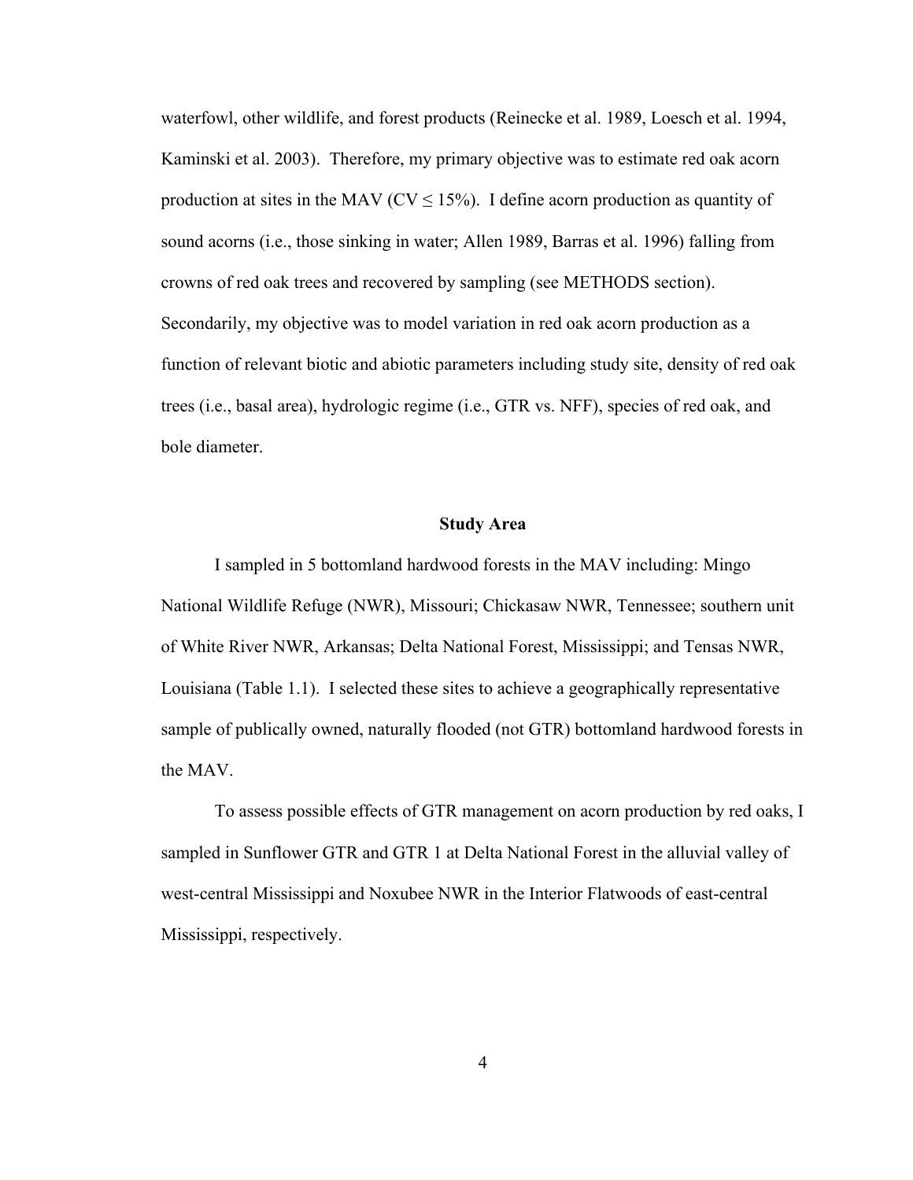waterfowl, other wildlife, and forest products (Reinecke et al. 1989, Loesch et al. 1994, Kaminski et al. 2003). Therefore, my primary objective was to estimate red oak acorn production at sites in the MAV (CV $\leq$ 15%). I define acorn production as quantity of sound acorns (i.e., those sinking in water; Allen 1989, Barras et al. 1996) falling from crowns of red oak trees and recovered by sampling (see METHODS section). Secondarily, my objective was to model variation in red oak acorn production as a function of relevant biotic and abiotic parameters including study site, density of red oak trees (i.e., basal area), hydrologic regime (i.e., GTR vs. NFF), species of red oak, and bole diameter.

## Study Area

I sampled in 5 bottomland hardwood forests in the MAV including: Mingo National Wildlife Refuge (NWR), Missouri; Chickasaw NWR, Tennessee; southern unit of White River NWR, Arkansas; Delta National Forest, Mississippi; and Tensas NWR, Louisiana (Table 1.1). I selected these sites to achieve a geographically representative sample of publically owned, naturally flooded (not GTR) bottomland hardwood forests in the MAV.

To assess possible effects of GTR management on acorn production by red oaks, I sampled in Sunflower GTR and GTR 1 at Delta National Forest in the alluvial valley of west-central Mississippi and Noxubee NWR in the Interior Flatwoods of east-central Mississippi, respectively.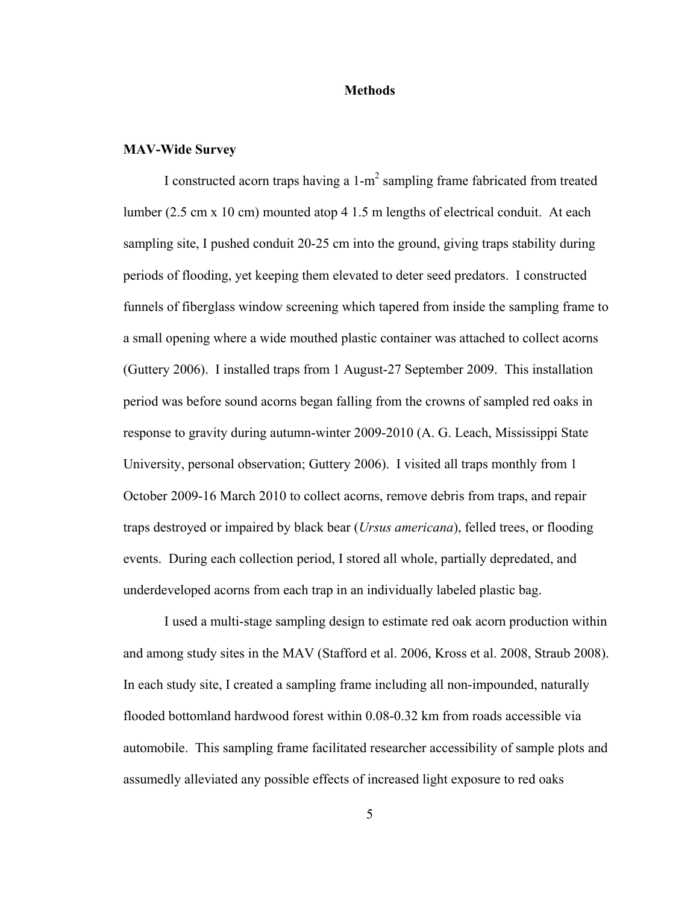## Methods

### MAV-Wide Survey

I constructed acorn traps having a 1-$m^2$ sampling frame fabricated from treated lumber (2.5 cm x 10 cm) mounted atop 4 1.5 m lengths of electrical conduit. At each sampling site, I pushed conduit 20-25 cm into the ground, giving traps stability during periods of flooding, yet keeping them elevated to deter seed predators. I constructed funnels of fiberglass window screening which tapered from inside the sampling frame to a small opening where a wide mouthed plastic container was attached to collect acorns (Guttery 2006). I installed traps from 1 August-27 September 2009. This installation period was before sound acorns began falling from the crowns of sampled red oaks in response to gravity during autumn-winter 2009-2010 (A. G. Leach, Mississippi State University, personal observation; Guttery 2006). I visited all traps monthly from 1 October 2009-16 March 2010 to collect acorns, remove debris from traps, and repair traps destroyed or impaired by black bear (*Ursus americana*), felled trees, or flooding events. During each collection period, I stored all whole, partially depredated, and underdeveloped acorns from each trap in an individually labeled plastic bag.

I used a multi-stage sampling design to estimate red oak acorn production within and among study sites in the MAV (Stafford et al. 2006, Kross et al. 2008, Straub 2008). In each study site, I created a sampling frame including all non-impounded, naturally flooded bottomland hardwood forest within 0.08-0.32 km from roads accessible via automobile. This sampling frame facilitated researcher accessibility of sample plots and assumedly alleviated any possible effects of increased light exposure to red oaks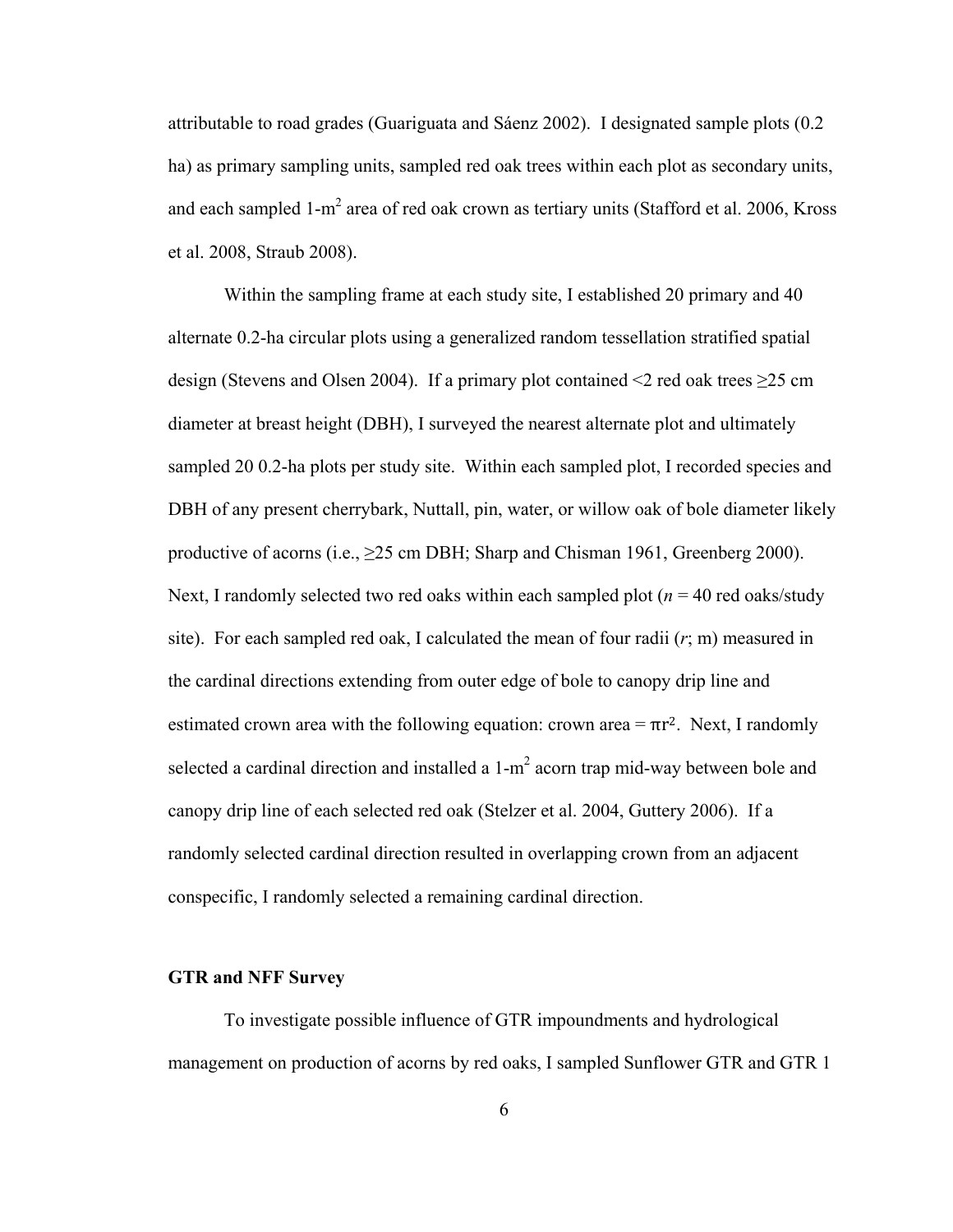attributable to road grades (Guariguata and Sáenz 2002). I designated sample plots (0.2 ha) as primary sampling units, sampled red oak trees within each plot as secondary units, and each sampled 1-$m^2$ area of red oak crown as tertiary units (Stafford et al. 2006, Kross et al. 2008, Straub 2008).

Within the sampling frame at each study site, I established 20 primary and 40 alternate 0.2-ha circular plots using a generalized random tessellation stratified spatial design (Stevens and Olsen 2004). If a primary plot contained <2 red oak trees ≥25 cm diameter at breast height (DBH), I surveyed the nearest alternate plot and ultimately sampled 20 0.2-ha plots per study site. Within each sampled plot, I recorded species and DBH of any present cherrybark, Nuttall, pin, water, or willow oak of bole diameter likely productive of acorns (i.e., ≥25 cm DBH; Sharp and Chisman 1961, Greenberg 2000). Next, I randomly selected two red oaks within each sampled plot ($n$ = 40 red oaks/study site). For each sampled red oak, I calculated the mean of four radii ($r$; m) measured in the cardinal directions extending from outer edge of bole to canopy drip line and estimated crown area with the following equation: crown area = $\pi r^2$. Next, I randomly selected a cardinal direction and installed a 1-$m^2$ acorn trap mid-way between bole and canopy drip line of each selected red oak (Stelzer et al. 2004, Guttery 2006). If a randomly selected cardinal direction resulted in overlapping crown from an adjacent conspecific, I randomly selected a remaining cardinal direction.

### GTR and NFF Survey

To investigate possible influence of GTR impoundments and hydrological management on production of acorns by red oaks, I sampled Sunflower GTR and GTR 1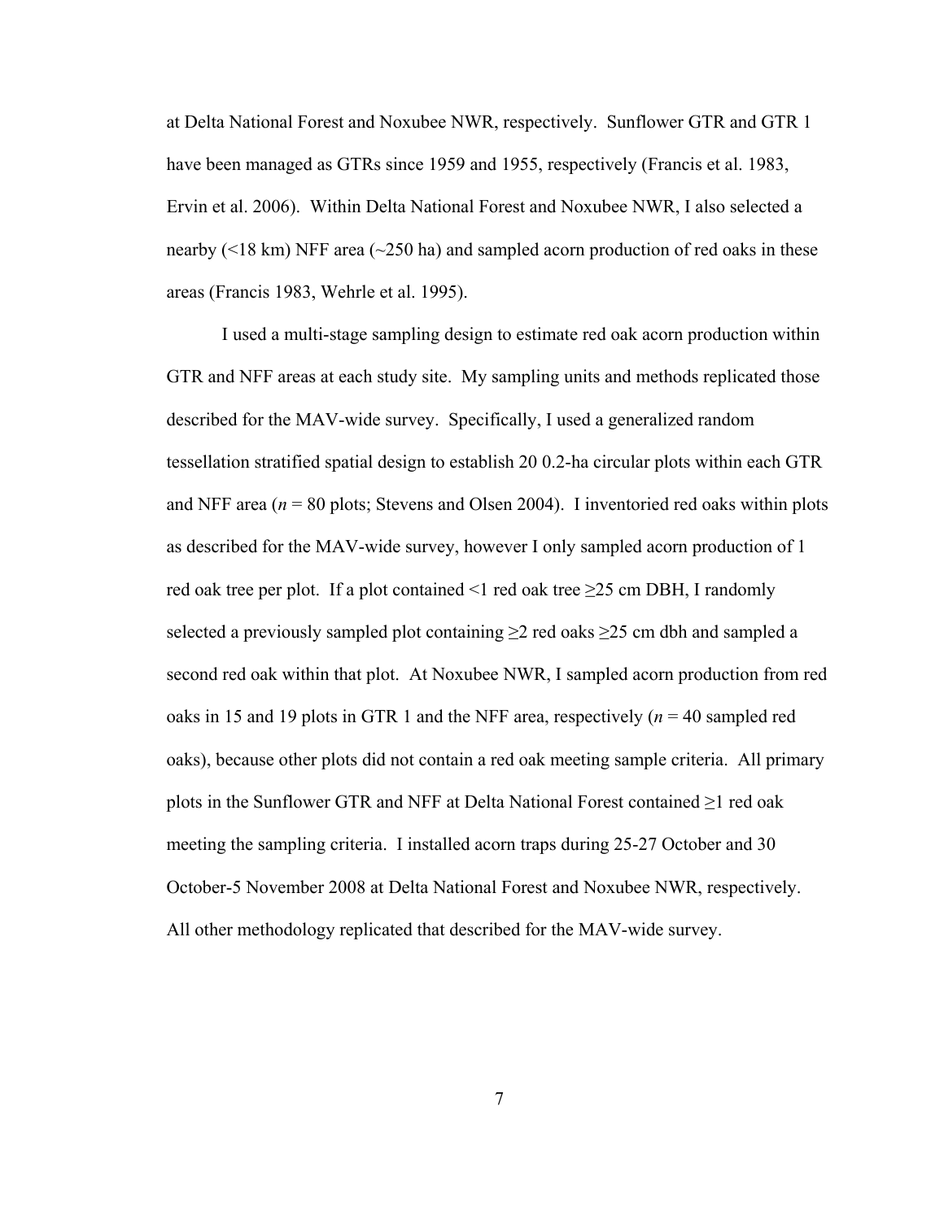at Delta National Forest and Noxubee NWR, respectively. Sunflower GTR and GTR 1 have been managed as GTRs since 1959 and 1955, respectively (Francis et al. 1983, Ervin et al. 2006). Within Delta National Forest and Noxubee NWR, I also selected a nearby (<18 km) NFF area (~250 ha) and sampled acorn production of red oaks in these areas (Francis 1983, Wehrle et al. 1995).

I used a multi-stage sampling design to estimate red oak acorn production within GTR and NFF areas at each study site. My sampling units and methods replicated those described for the MAV-wide survey. Specifically, I used a generalized random tessellation stratified spatial design to establish 20 0.2-ha circular plots within each GTR and NFF area ($n$ = 80 plots; Stevens and Olsen 2004). I inventoried red oaks within plots as described for the MAV-wide survey, however I only sampled acorn production of 1 red oak tree per plot. If a plot contained <1 red oak tree ≥25 cm DBH, I randomly selected a previously sampled plot containing ≥2 red oaks ≥25 cm dbh and sampled a second red oak within that plot. At Noxubee NWR, I sampled acorn production from red oaks in 15 and 19 plots in GTR 1 and the NFF area, respectively ($n$ = 40 sampled red oaks), because other plots did not contain a red oak meeting sample criteria. All primary plots in the Sunflower GTR and NFF at Delta National Forest contained ≥1 red oak meeting the sampling criteria. I installed acorn traps during 25-27 October and 30 October-5 November 2008 at Delta National Forest and Noxubee NWR, respectively. All other methodology replicated that described for the MAV-wide survey.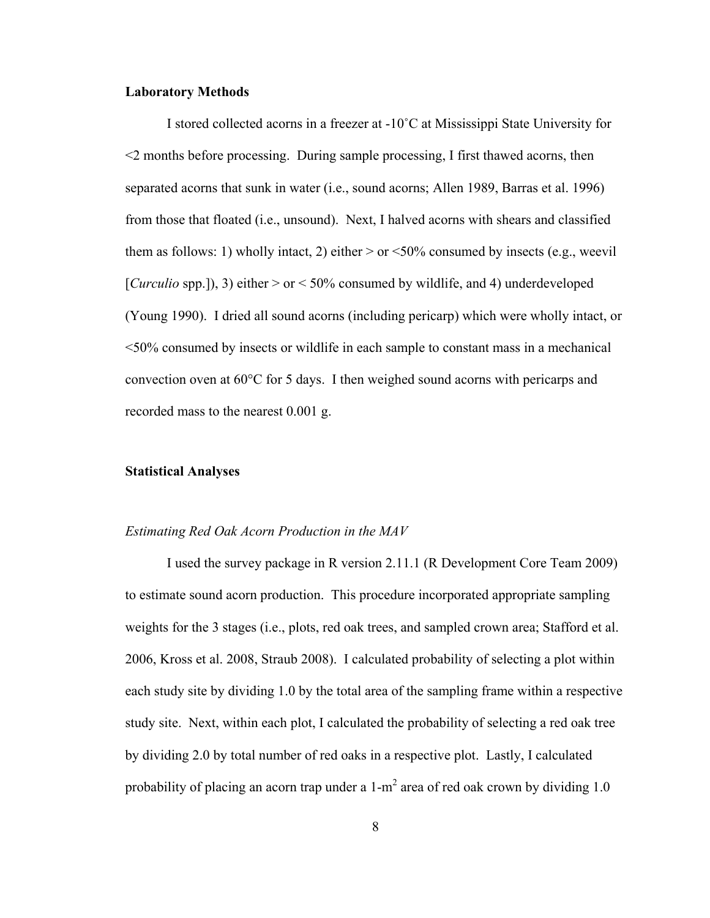**Laboratory Methods**

I stored collected acorns in a freezer at -10˚C at Mississippi State University for <2 months before processing. During sample processing, I first thawed acorns, then separated acorns that sunk in water (i.e., sound acorns; Allen 1989, Barras et al. 1996) from those that floated (i.e., unsound). Next, I halved acorns with shears and classified them as follows: 1) wholly intact, 2) either > or <50% consumed by insects (e.g., weevil [*Curculio* spp.]), 3) either > or < 50% consumed by wildlife, and 4) underdeveloped (Young 1990). I dried all sound acorns (including pericarp) which were wholly intact, or <50% consumed by insects or wildlife in each sample to constant mass in a mechanical convection oven at 60°C for 5 days. I then weighed sound acorns with pericarps and recorded mass to the nearest 0.001 g.

**Statistical Analyses**

*Estimating Red Oak Acorn Production in the MAV*

I used the survey package in R version 2.11.1 (R Development Core Team 2009) to estimate sound acorn production. This procedure incorporated appropriate sampling weights for the 3 stages (i.e., plots, red oak trees, and sampled crown area; Stafford et al. 2006, Kross et al. 2008, Straub 2008). I calculated probability of selecting a plot within each study site by dividing 1.0 by the total area of the sampling frame within a respective study site. Next, within each plot, I calculated the probability of selecting a red oak tree by dividing 2.0 by total number of red oaks in a respective plot. Lastly, I calculated probability of placing an acorn trap under a 1-m$^2$ area of red oak crown by dividing 1.0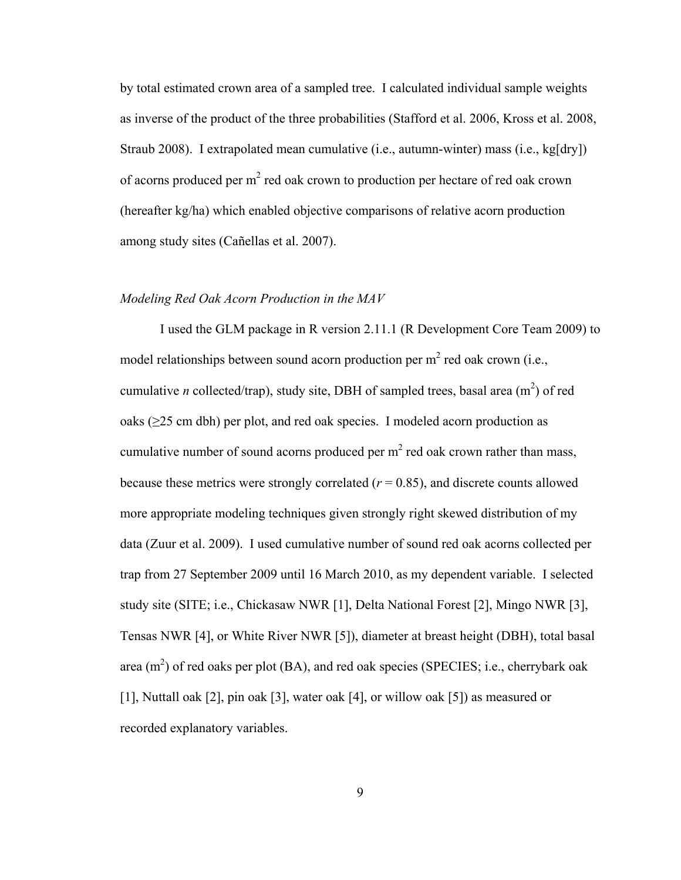by total estimated crown area of a sampled tree. I calculated individual sample weights as inverse of the product of the three probabilities (Stafford et al. 2006, Kross et al. 2008, Straub 2008). I extrapolated mean cumulative (i.e., autumn-winter) mass (i.e., kg[dry]) of acorns produced per $m^2$ red oak crown to production per hectare of red oak crown (hereafter kg/ha) which enabled objective comparisons of relative acorn production among study sites (Cañellas et al. 2007).

### *Modeling Red Oak Acorn Production in the MAV*

I used the GLM package in R version 2.11.1 (R Development Core Team 2009) to model relationships between sound acorn production per $m^2$ red oak crown (i.e., cumulative $n$ collected/trap), study site, DBH of sampled trees, basal area ($m^2$) of red oaks ($\geq$25 cm dbh) per plot, and red oak species. I modeled acorn production as cumulative number of sound acorns produced per $m^2$ red oak crown rather than mass, because these metrics were strongly correlated ($r = 0.85$), and discrete counts allowed more appropriate modeling techniques given strongly right skewed distribution of my data (Zuur et al. 2009). I used cumulative number of sound red oak acorns collected per trap from 27 September 2009 until 16 March 2010, as my dependent variable. I selected study site (SITE; i.e., Chickasaw NWR [1], Delta National Forest [2], Mingo NWR [3], Tensas NWR [4], or White River NWR [5]), diameter at breast height (DBH), total basal area ($m^2$) of red oaks per plot (BA), and red oak species (SPECIES; i.e., cherrybark oak [1], Nuttall oak [2], pin oak [3], water oak [4], or willow oak [5]) as measured or recorded explanatory variables.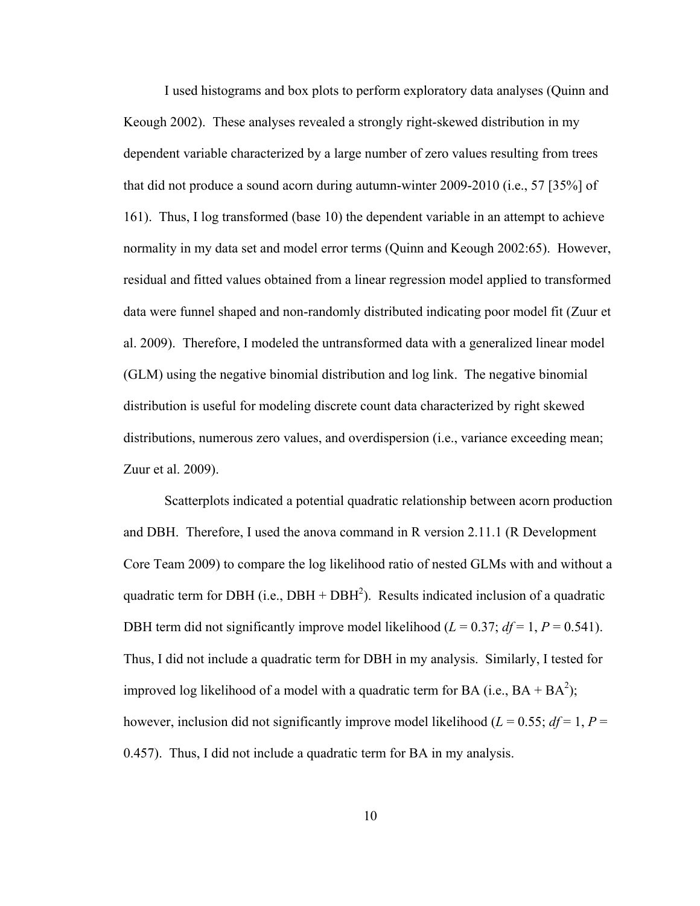I used histograms and box plots to perform exploratory data analyses (Quinn and Keough 2002). These analyses revealed a strongly right-skewed distribution in my dependent variable characterized by a large number of zero values resulting from trees that did not produce a sound acorn during autumn-winter 2009-2010 (i.e., 57 [35%] of 161). Thus, I log transformed (base 10) the dependent variable in an attempt to achieve normality in my data set and model error terms (Quinn and Keough 2002:65). However, residual and fitted values obtained from a linear regression model applied to transformed data were funnel shaped and non-randomly distributed indicating poor model fit (Zuur et al. 2009). Therefore, I modeled the untransformed data with a generalized linear model (GLM) using the negative binomial distribution and log link. The negative binomial distribution is useful for modeling discrete count data characterized by right skewed distributions, numerous zero values, and overdispersion (i.e., variance exceeding mean; Zuur et al. 2009).

Scatterplots indicated a potential quadratic relationship between acorn production and DBH. Therefore, I used the anova command in R version 2.11.1 (R Development Core Team 2009) to compare the log likelihood ratio of nested GLMs with and without a quadratic term for DBH (i.e., DBH + $DBH^2$). Results indicated inclusion of a quadratic DBH term did not significantly improve model likelihood ($L = 0.37$; $df = 1$, $P = 0.541$). Thus, I did not include a quadratic term for DBH in my analysis. Similarly, I tested for improved log likelihood of a model with a quadratic term for BA (i.e., BA + $BA^2$); however, inclusion did not significantly improve model likelihood ($L = 0.55$; $df = 1$, $P = 0.457$). Thus, I did not include a quadratic term for BA in my analysis.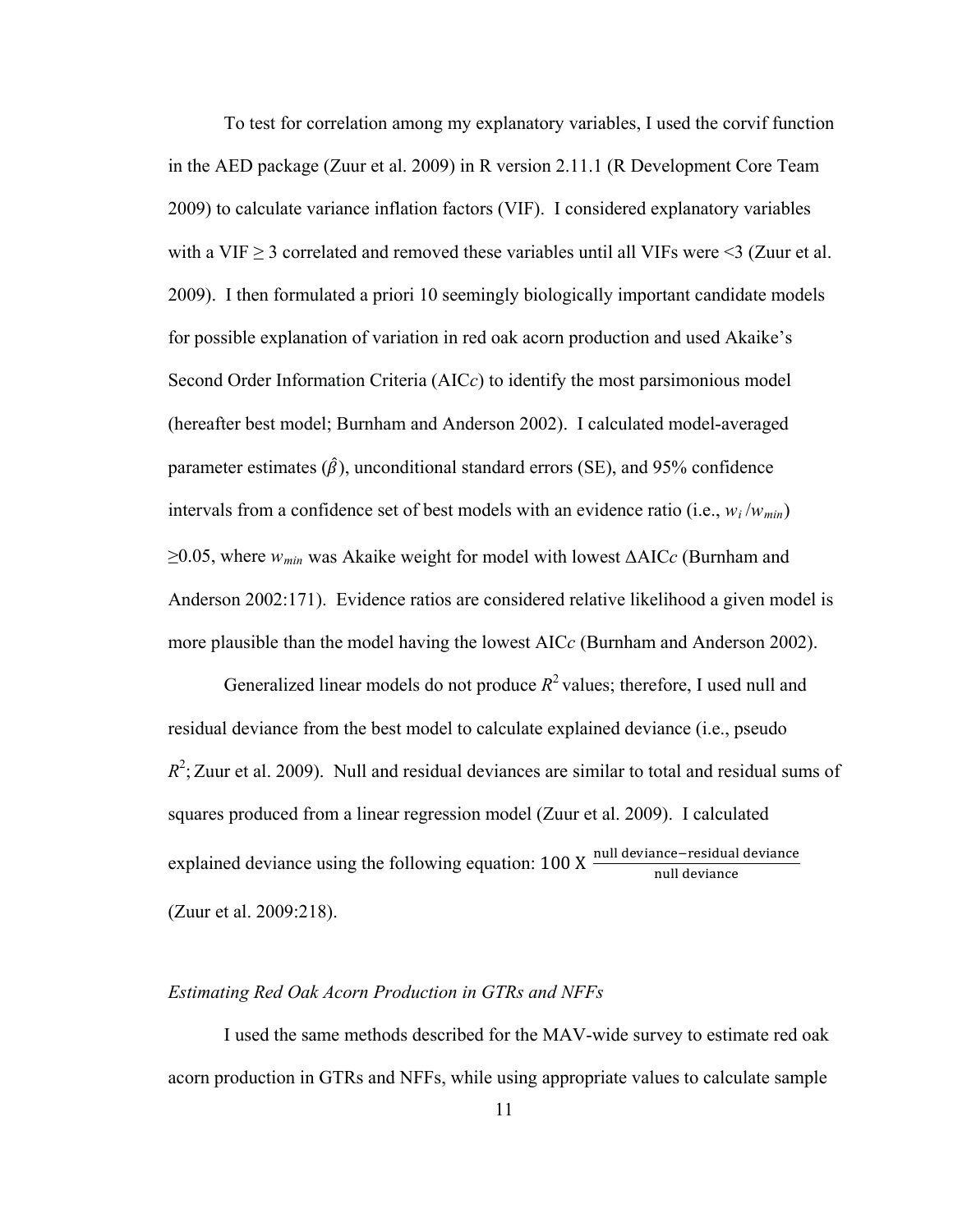To test for correlation among my explanatory variables, I used the corvif function in the AED package (Zuur et al. 2009) in R version 2.11.1 (R Development Core Team 2009) to calculate variance inflation factors (VIF). I considered explanatory variables with a VIF ≥ 3 correlated and removed these variables until all VIFs were <3 (Zuur et al. 2009). I then formulated a priori 10 seemingly biologically important candidate models for possible explanation of variation in red oak acorn production and used Akaike's Second Order Information Criteria (AIC*c*) to identify the most parsimonious model (hereafter best model; Burnham and Anderson 2002). I calculated model-averaged parameter estimates ($\hat{\beta}$), unconditional standard errors (SE), and 95% confidence intervals from a confidence set of best models with an evidence ratio (i.e., $w_i / w_{min}$) ≥0.05, where $w_{min}$ was Akaike weight for model with lowest ΔAIC*c* (Burnham and Anderson 2002:171). Evidence ratios are considered relative likelihood a given model is more plausible than the model having the lowest AIC*c* (Burnham and Anderson 2002).

Generalized linear models do not produce $R^2$ values; therefore, I used null and residual deviance from the best model to calculate explained deviance (i.e., pseudo $R^2$; Zuur et al. 2009). Null and residual deviances are similar to total and residual sums of squares produced from a linear regression model (Zuur et al. 2009). I calculated explained deviance using the following equation: $100 \text{ X } \frac{\text{null deviance} - \text{residual deviance}}{\text{null deviance}}$ (Zuur et al. 2009:218).

*Estimating Red Oak Acorn Production in GTRs and NFFs*

I used the same methods described for the MAV-wide survey to estimate red oak acorn production in GTRs and NFFs, while using appropriate values to calculate sample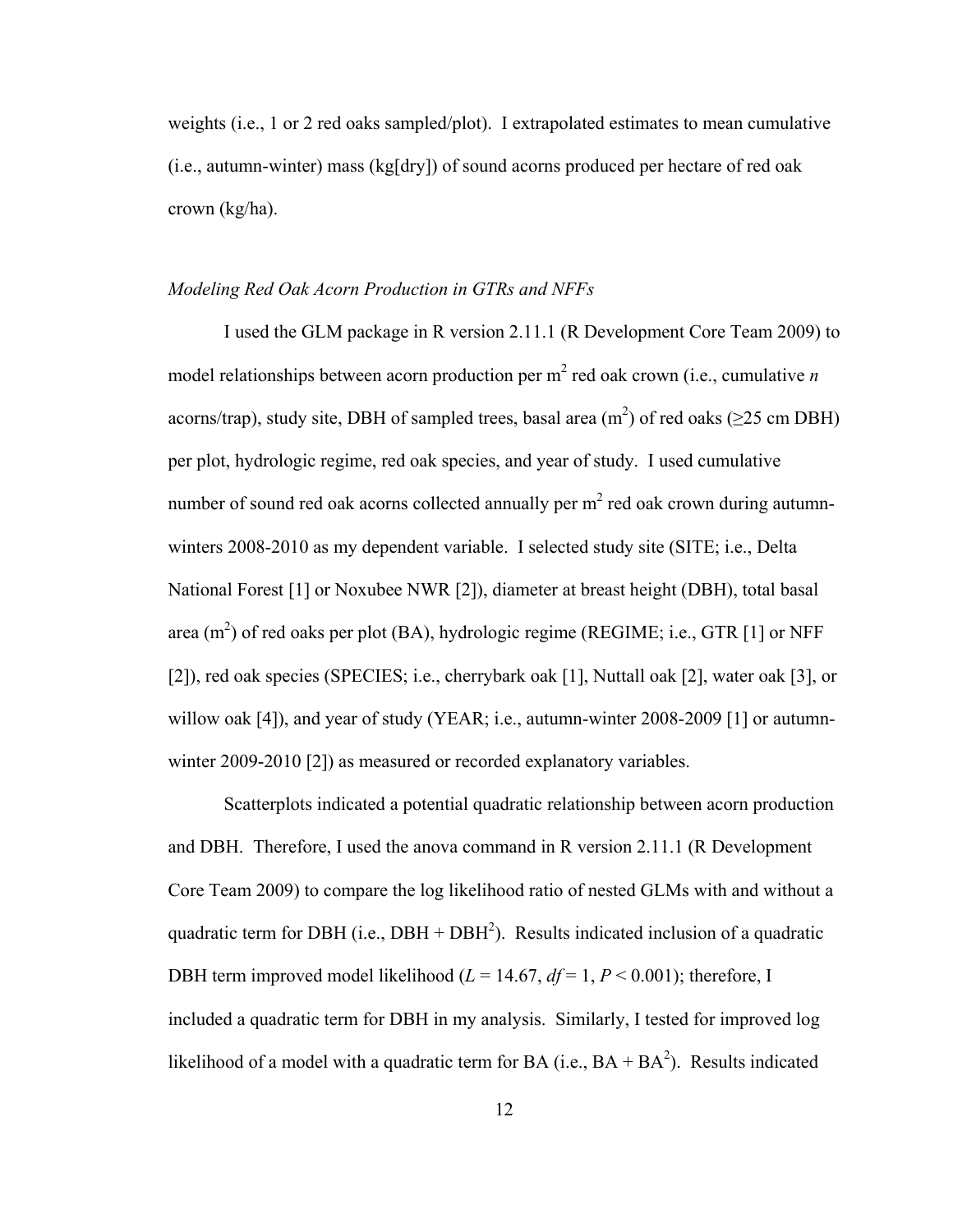weights (i.e., 1 or 2 red oaks sampled/plot). I extrapolated estimates to mean cumulative (i.e., autumn-winter) mass (kg[dry]) of sound acorns produced per hectare of red oak crown (kg/ha).

### *Modeling Red Oak Acorn Production in GTRs and NFFs*

I used the GLM package in R version 2.11.1 (R Development Core Team 2009) to model relationships between acorn production per $m^2$ red oak crown (i.e., cumulative *n* acorns/trap), study site, DBH of sampled trees, basal area ($m^2$) of red oaks (≥25 cm DBH) per plot, hydrologic regime, red oak species, and year of study. I used cumulative number of sound red oak acorns collected annually per $m^2$ red oak crown during autumn-winters 2008-2010 as my dependent variable. I selected study site (SITE; i.e., Delta National Forest [1] or Noxubee NWR [2]), diameter at breast height (DBH), total basal area ($m^2$) of red oaks per plot (BA), hydrologic regime (REGIME; i.e., GTR [1] or NFF [2]), red oak species (SPECIES; i.e., cherrybark oak [1], Nuttall oak [2], water oak [3], or willow oak [4]), and year of study (YEAR; i.e., autumn-winter 2008-2009 [1] or autumn-winter 2009-2010 [2]) as measured or recorded explanatory variables.

Scatterplots indicated a potential quadratic relationship between acorn production and DBH. Therefore, I used the anova command in R version 2.11.1 (R Development Core Team 2009) to compare the log likelihood ratio of nested GLMs with and without a quadratic term for DBH (i.e., DBH + $DBH^2$). Results indicated inclusion of a quadratic DBH term improved model likelihood ($L = 14.67$, $df = 1$, $P < 0.001$); therefore, I included a quadratic term for DBH in my analysis. Similarly, I tested for improved log likelihood of a model with a quadratic term for BA (i.e., BA + $BA^2$). Results indicated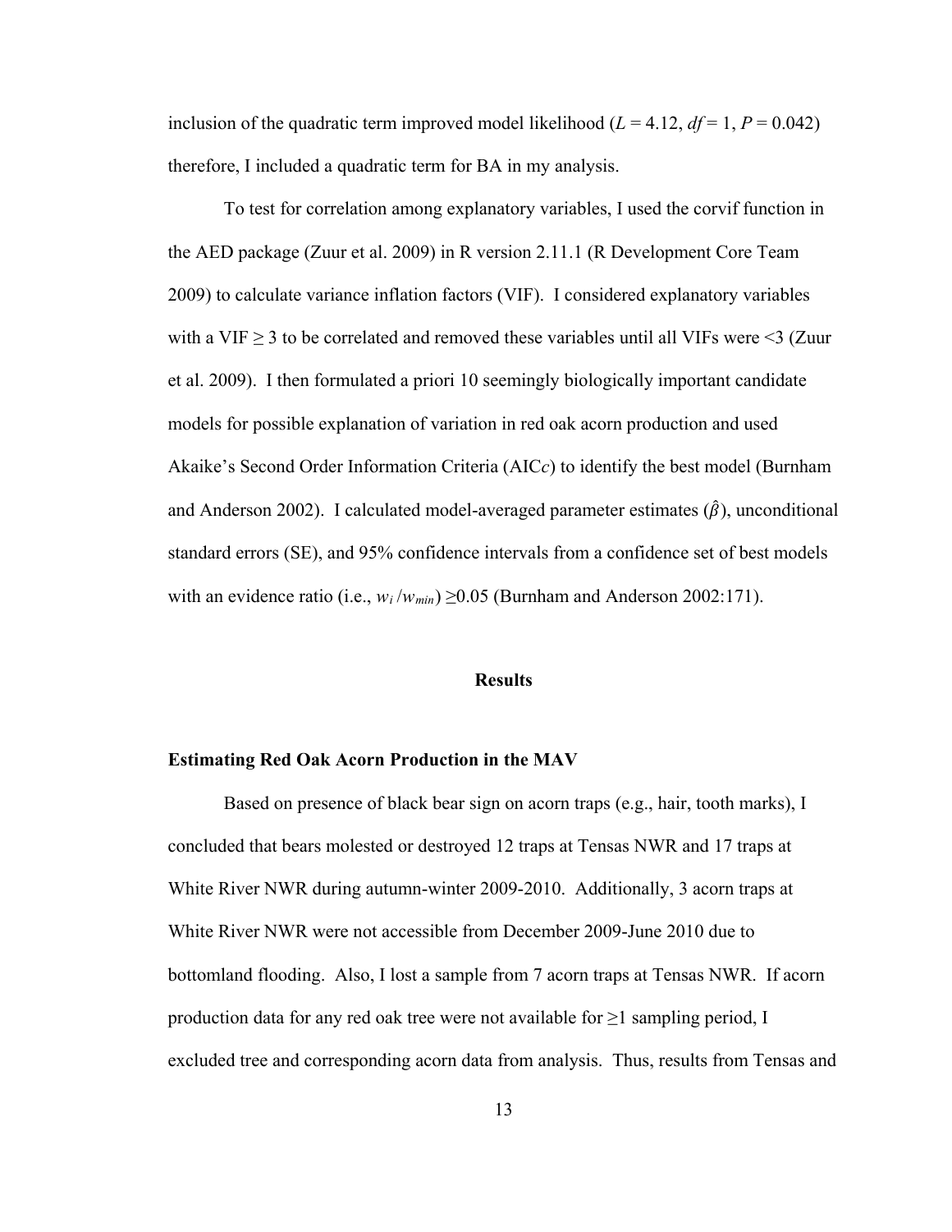inclusion of the quadratic term improved model likelihood ($L = 4.12$, $df = 1$, $P = 0.042$) therefore, I included a quadratic term for BA in my analysis.

To test for correlation among explanatory variables, I used the corvif function in the AED package (Zuur et al. 2009) in R version 2.11.1 (R Development Core Team 2009) to calculate variance inflation factors (VIF). I considered explanatory variables with a VIF $\geq 3$ to be correlated and removed these variables until all VIFs were <3 (Zuur et al. 2009). I then formulated a priori 10 seemingly biologically important candidate models for possible explanation of variation in red oak acorn production and used Akaike's Second Order Information Criteria (AIC*c*) to identify the best model (Burnham and Anderson 2002). I calculated model-averaged parameter estimates ($\hat{\beta}$), unconditional standard errors (SE), and 95% confidence intervals from a confidence set of best models with an evidence ratio (i.e., $w_i / w_{min}$) $\geq 0.05$ (Burnham and Anderson 2002:171).

## Results

### Estimating Red Oak Acorn Production in the MAV

Based on presence of black bear sign on acorn traps (e.g., hair, tooth marks), I concluded that bears molested or destroyed 12 traps at Tensas NWR and 17 traps at White River NWR during autumn-winter 2009-2010. Additionally, 3 acorn traps at White River NWR were not accessible from December 2009-June 2010 due to bottomland flooding. Also, I lost a sample from 7 acorn traps at Tensas NWR. If acorn production data for any red oak tree were not available for $\geq 1$ sampling period, I excluded tree and corresponding acorn data from analysis. Thus, results from Tensas and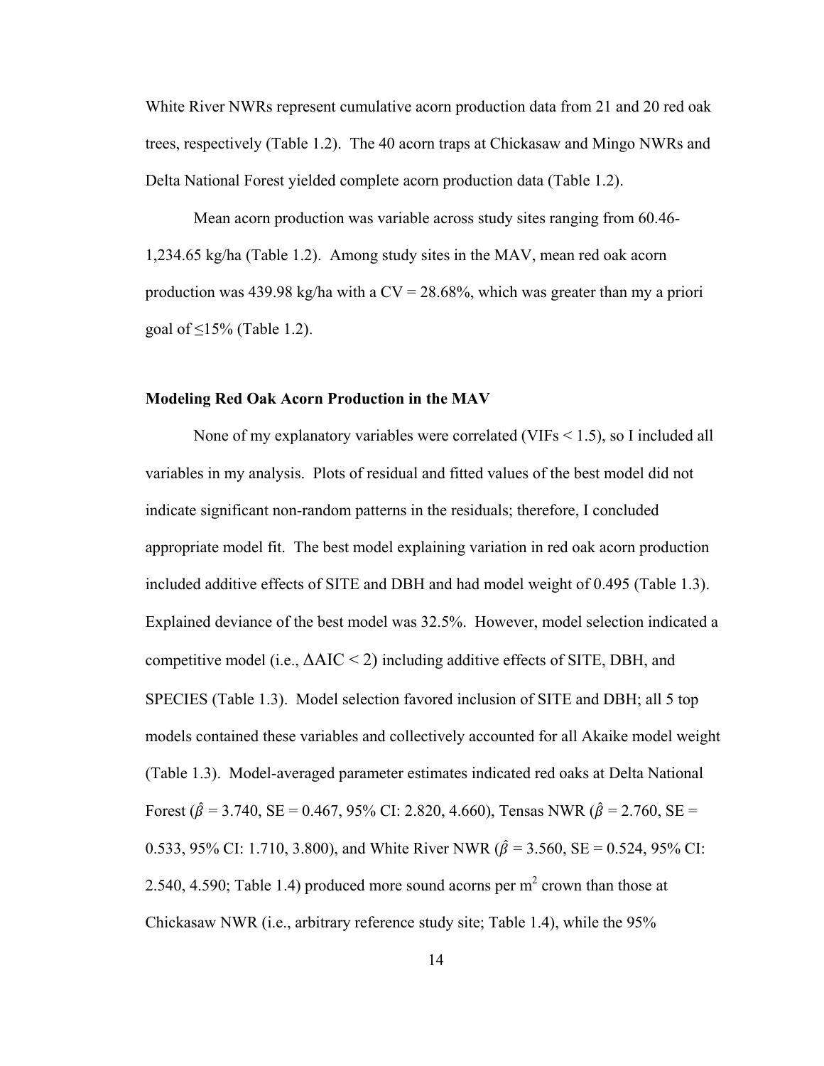White River NWRs represent cumulative acorn production data from 21 and 20 red oak trees, respectively (Table 1.2). The 40 acorn traps at Chickasaw and Mingo NWRs and Delta National Forest yielded complete acorn production data (Table 1.2).

Mean acorn production was variable across study sites ranging from 60.46-1,234.65 kg/ha (Table 1.2). Among study sites in the MAV, mean red oak acorn production was 439.98 kg/ha with a CV = 28.68%, which was greater than my a priori goal of ≤15% (Table 1.2).

**Modeling Red Oak Acorn Production in the MAV**

None of my explanatory variables were correlated (VIFs < 1.5), so I included all variables in my analysis. Plots of residual and fitted values of the best model did not indicate significant non-random patterns in the residuals; therefore, I concluded appropriate model fit. The best model explaining variation in red oak acorn production included additive effects of SITE and DBH and had model weight of 0.495 (Table 1.3). Explained deviance of the best model was 32.5%. However, model selection indicated a competitive model (i.e., $\Delta$AIC < 2) including additive effects of SITE, DBH, and SPECIES (Table 1.3). Model selection favored inclusion of SITE and DBH; all 5 top models contained these variables and collectively accounted for all Akaike model weight (Table 1.3). Model-averaged parameter estimates indicated red oaks at Delta National Forest ($\hat{\beta}$ = 3.740, SE = 0.467, 95% CI: 2.820, 4.660), Tensas NWR ($\hat{\beta}$ = 2.760, SE = 0.533, 95% CI: 1.710, 3.800), and White River NWR ($\hat{\beta}$ = 3.560, SE = 0.524, 95% CI: 2.540, 4.590; Table 1.4) produced more sound acorns per $m^2$ crown than those at Chickasaw NWR (i.e., arbitrary reference study site; Table 1.4), while the 95%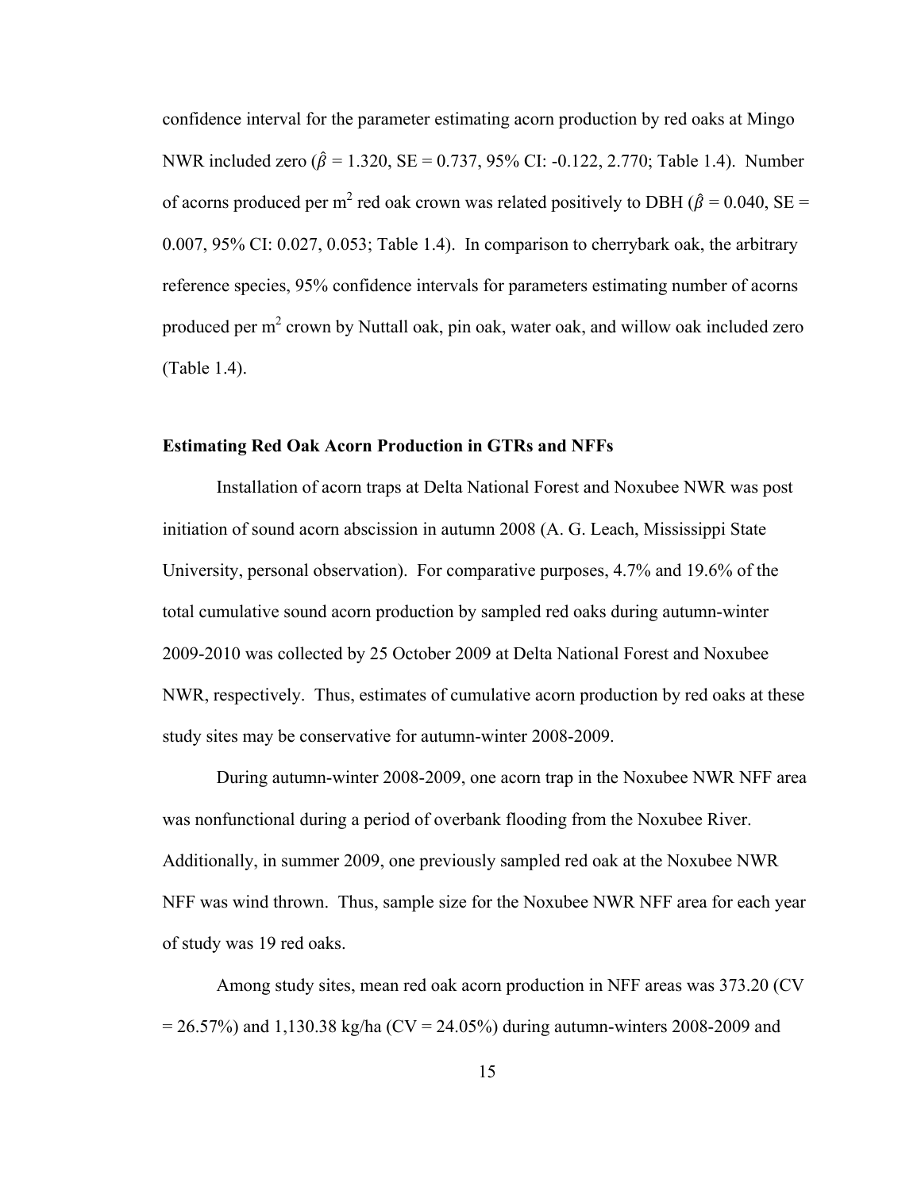confidence interval for the parameter estimating acorn production by red oaks at Mingo NWR included zero ($\hat{\beta}$ = 1.320, SE = 0.737, 95% CI: -0.122, 2.770; Table 1.4). Number of acorns produced per $m^2$ red oak crown was related positively to DBH ($\hat{\beta}$ = 0.040, SE = 0.007, 95% CI: 0.027, 0.053; Table 1.4). In comparison to cherrybark oak, the arbitrary reference species, 95% confidence intervals for parameters estimating number of acorns produced per $m^2$ crown by Nuttall oak, pin oak, water oak, and willow oak included zero (Table 1.4).

**Estimating Red Oak Acorn Production in GTRs and NFFs**

Installation of acorn traps at Delta National Forest and Noxubee NWR was post initiation of sound acorn abscission in autumn 2008 (A. G. Leach, Mississippi State University, personal observation). For comparative purposes, 4.7% and 19.6% of the total cumulative sound acorn production by sampled red oaks during autumn-winter 2009-2010 was collected by 25 October 2009 at Delta National Forest and Noxubee NWR, respectively. Thus, estimates of cumulative acorn production by red oaks at these study sites may be conservative for autumn-winter 2008-2009.

During autumn-winter 2008-2009, one acorn trap in the Noxubee NWR NFF area was nonfunctional during a period of overbank flooding from the Noxubee River. Additionally, in summer 2009, one previously sampled red oak at the Noxubee NWR NFF was wind thrown. Thus, sample size for the Noxubee NWR NFF area for each year of study was 19 red oaks.

Among study sites, mean red oak acorn production in NFF areas was 373.20 (CV = 26.57%) and 1,130.38 kg/ha (CV = 24.05%) during autumn-winters 2008-2009 and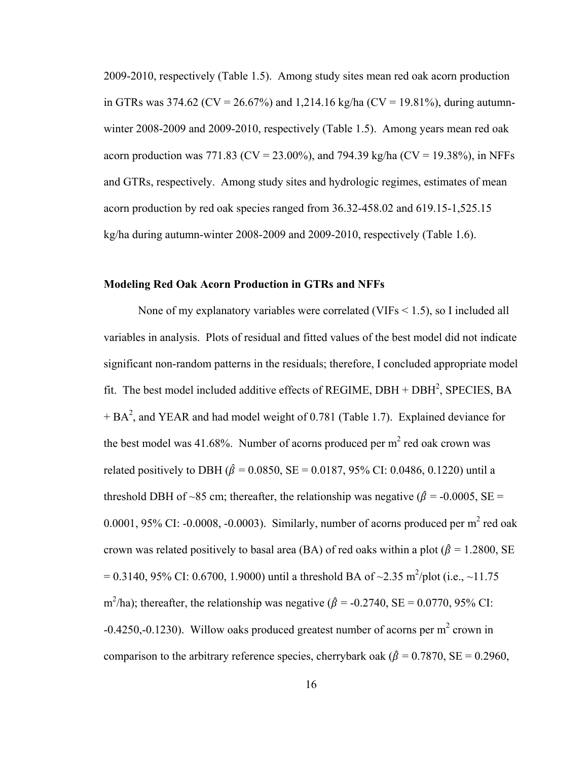2009-2010, respectively (Table 1.5). Among study sites mean red oak acorn production in GTRs was 374.62 (CV = 26.67%) and 1,214.16 kg/ha (CV = 19.81%), during autumn-winter 2008-2009 and 2009-2010, respectively (Table 1.5). Among years mean red oak acorn production was 771.83 (CV = 23.00%), and 794.39 kg/ha (CV = 19.38%), in NFFs and GTRs, respectively. Among study sites and hydrologic regimes, estimates of mean acorn production by red oak species ranged from 36.32-458.02 and 619.15-1,525.15 kg/ha during autumn-winter 2008-2009 and 2009-2010, respectively (Table 1.6).

**Modeling Red Oak Acorn Production in GTRs and NFFs**

None of my explanatory variables were correlated (VIFs < 1.5), so I included all variables in analysis. Plots of residual and fitted values of the best model did not indicate significant non-random patterns in the residuals; therefore, I concluded appropriate model fit. The best model included additive effects of REGIME, DBH + DBH$^2$, SPECIES, BA + BA$^2$, and YEAR and had model weight of 0.781 (Table 1.7). Explained deviance for the best model was 41.68%. Number of acorns produced per m$^2$ red oak crown was related positively to DBH ($\hat{\beta}$ = 0.0850, SE = 0.0187, 95% CI: 0.0486, 0.1220) until a threshold DBH of ~85 cm; thereafter, the relationship was negative ($\hat{\beta}$ = -0.0005, SE = 0.0001, 95% CI: -0.0008, -0.0003). Similarly, number of acorns produced per m$^2$ red oak crown was related positively to basal area (BA) of red oaks within a plot ($\hat{\beta}$ = 1.2800, SE = 0.3140, 95% CI: 0.6700, 1.9000) until a threshold BA of ~2.35 m$^2$/plot (i.e., ~11.75 m$^2$/ha); thereafter, the relationship was negative ($\hat{\beta}$ = -0.2740, SE = 0.0770, 95% CI: -0.4250,-0.1230). Willow oaks produced greatest number of acorns per m$^2$ crown in comparison to the arbitrary reference species, cherrybark oak ($\hat{\beta}$ = 0.7870, SE = 0.2960,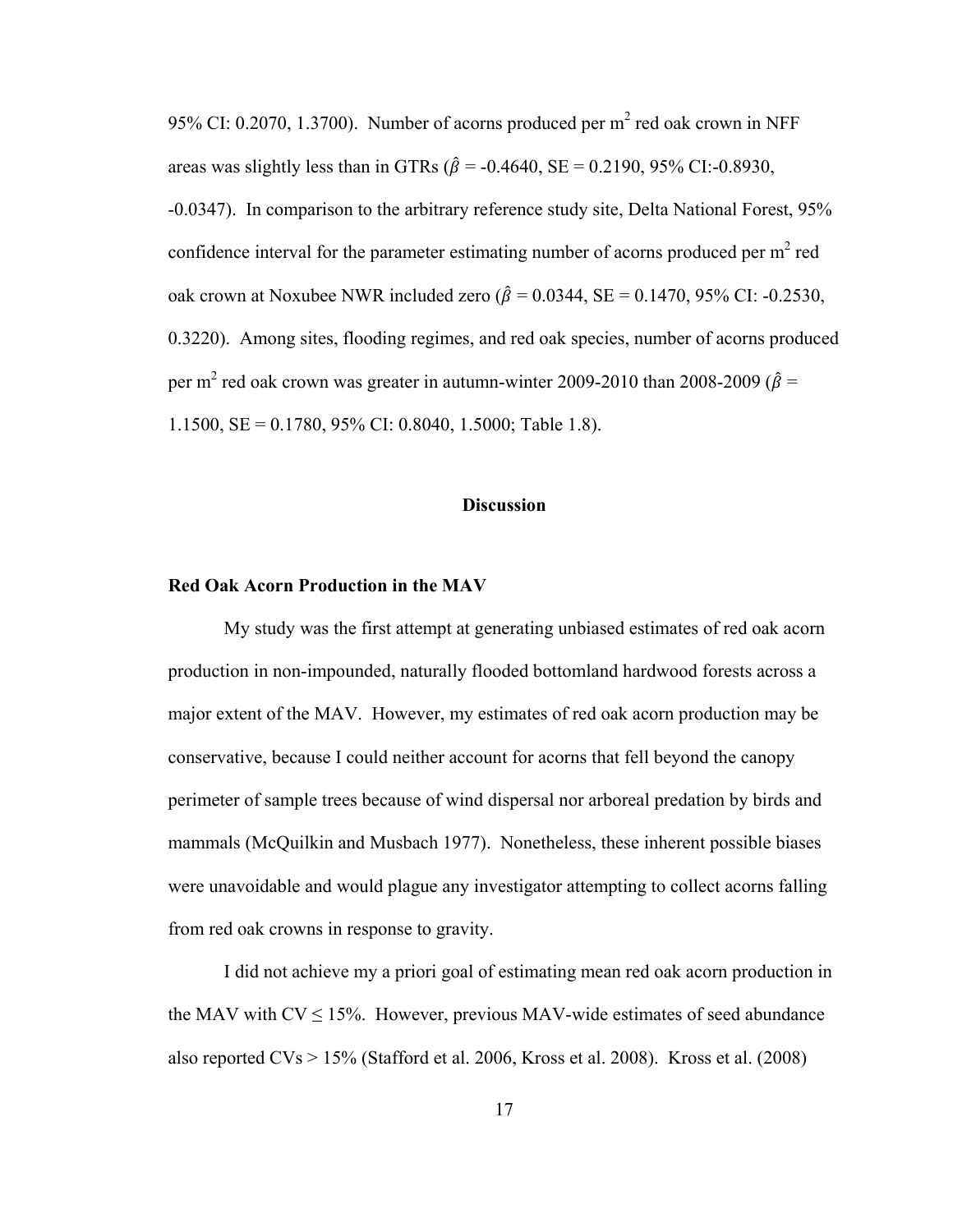95% CI: 0.2070, 1.3700). Number of acorns produced per $m^2$ red oak crown in NFF areas was slightly less than in GTRs ($\hat{\beta}$ = -0.4640, SE = 0.2190, 95% CI:-0.8930, -0.0347). In comparison to the arbitrary reference study site, Delta National Forest, 95% confidence interval for the parameter estimating number of acorns produced per $m^2$ red oak crown at Noxubee NWR included zero ($\hat{\beta}$ = 0.0344, SE = 0.1470, 95% CI: -0.2530, 0.3220). Among sites, flooding regimes, and red oak species, number of acorns produced per $m^2$ red oak crown was greater in autumn-winter 2009-2010 than 2008-2009 ($\hat{\beta}$ = 1.1500, SE = 0.1780, 95% CI: 0.8040, 1.5000; Table 1.8).

## Discussion

### Red Oak Acorn Production in the MAV

My study was the first attempt at generating unbiased estimates of red oak acorn production in non-impounded, naturally flooded bottomland hardwood forests across a major extent of the MAV. However, my estimates of red oak acorn production may be conservative, because I could neither account for acorns that fell beyond the canopy perimeter of sample trees because of wind dispersal nor arboreal predation by birds and mammals (McQuilkin and Musbach 1977). Nonetheless, these inherent possible biases were unavoidable and would plague any investigator attempting to collect acorns falling from red oak crowns in response to gravity.

I did not achieve my a priori goal of estimating mean red oak acorn production in the MAV with CV ≤ 15%. However, previous MAV-wide estimates of seed abundance also reported CVs > 15% (Stafford et al. 2006, Kross et al. 2008). Kross et al. (2008)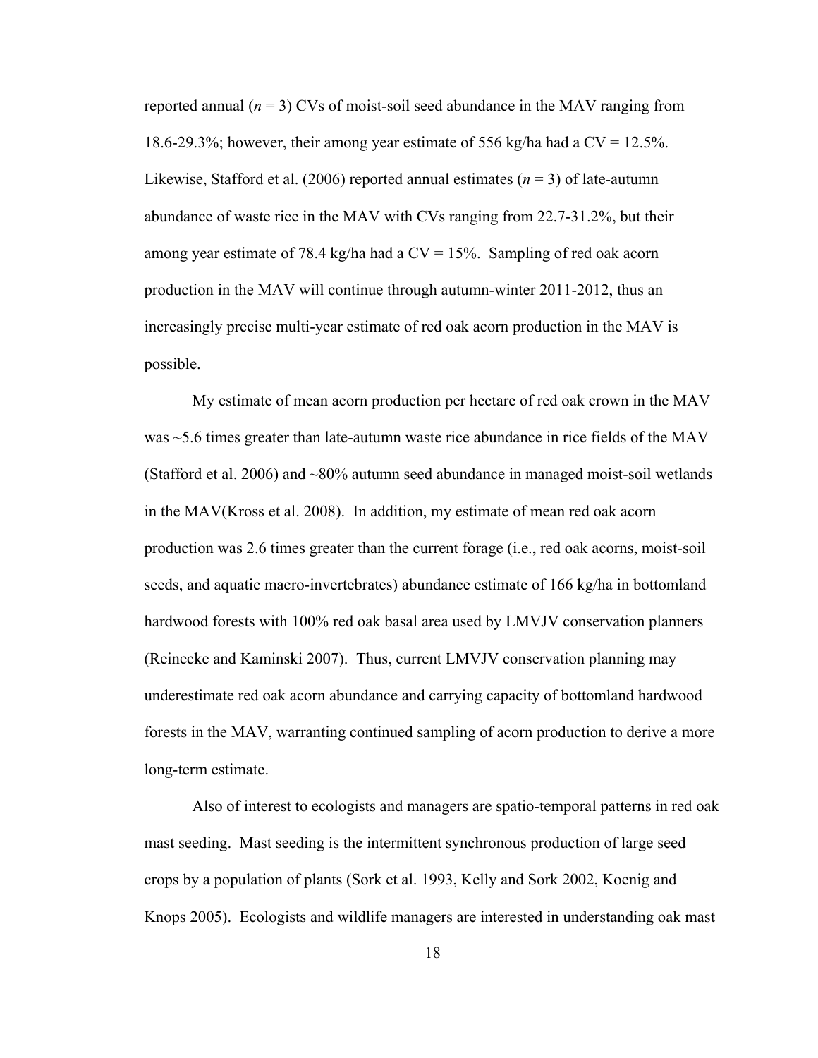reported annual (*n* = 3) CVs of moist-soil seed abundance in the MAV ranging from 18.6-29.3%; however, their among year estimate of 556 kg/ha had a CV = 12.5%. Likewise, Stafford et al. (2006) reported annual estimates (*n* = 3) of late-autumn abundance of waste rice in the MAV with CVs ranging from 22.7-31.2%, but their among year estimate of 78.4 kg/ha had a CV = 15%. Sampling of red oak acorn production in the MAV will continue through autumn-winter 2011-2012, thus an increasingly precise multi-year estimate of red oak acorn production in the MAV is possible.

My estimate of mean acorn production per hectare of red oak crown in the MAV was ~5.6 times greater than late-autumn waste rice abundance in rice fields of the MAV (Stafford et al. 2006) and ~80% autumn seed abundance in managed moist-soil wetlands in the MAV(Kross et al. 2008). In addition, my estimate of mean red oak acorn production was 2.6 times greater than the current forage (i.e., red oak acorns, moist-soil seeds, and aquatic macro-invertebrates) abundance estimate of 166 kg/ha in bottomland hardwood forests with 100% red oak basal area used by LMVJV conservation planners (Reinecke and Kaminski 2007). Thus, current LMVJV conservation planning may underestimate red oak acorn abundance and carrying capacity of bottomland hardwood forests in the MAV, warranting continued sampling of acorn production to derive a more long-term estimate.

Also of interest to ecologists and managers are spatio-temporal patterns in red oak mast seeding. Mast seeding is the intermittent synchronous production of large seed crops by a population of plants (Sork et al. 1993, Kelly and Sork 2002, Koenig and Knops 2005). Ecologists and wildlife managers are interested in understanding oak mast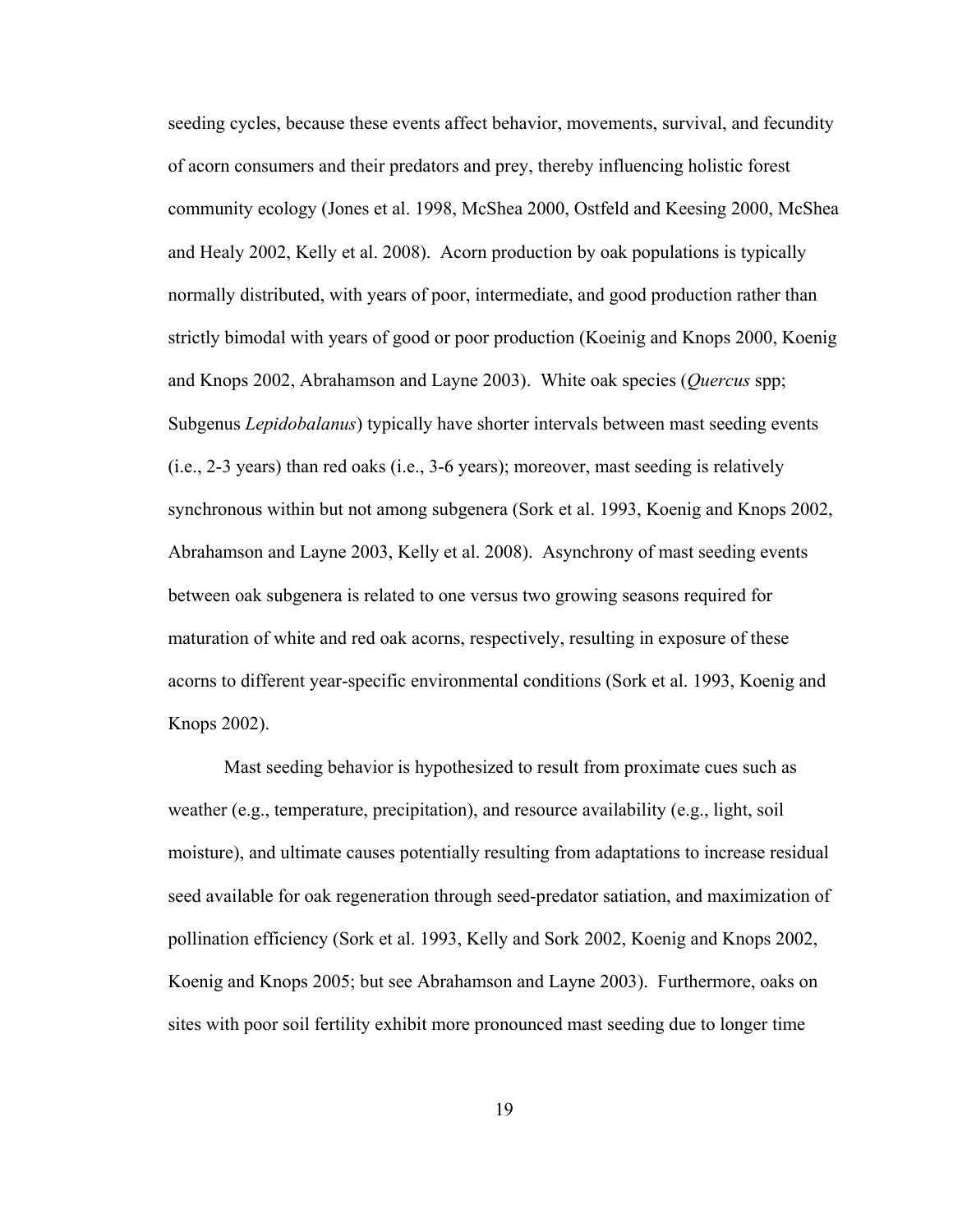seeding cycles, because these events affect behavior, movements, survival, and fecundity of acorn consumers and their predators and prey, thereby influencing holistic forest community ecology (Jones et al. 1998, McShea 2000, Ostfeld and Keesing 2000, McShea and Healy 2002, Kelly et al. 2008). Acorn production by oak populations is typically normally distributed, with years of poor, intermediate, and good production rather than strictly bimodal with years of good or poor production (Koeinig and Knops 2000, Koenig and Knops 2002, Abrahamson and Layne 2003). White oak species (*Quercus* spp; Subgenus *Lepidobalanus*) typically have shorter intervals between mast seeding events (i.e., 2-3 years) than red oaks (i.e., 3-6 years); moreover, mast seeding is relatively synchronous within but not among subgenera (Sork et al. 1993, Koenig and Knops 2002, Abrahamson and Layne 2003, Kelly et al. 2008). Asynchrony of mast seeding events between oak subgenera is related to one versus two growing seasons required for maturation of white and red oak acorns, respectively, resulting in exposure of these acorns to different year-specific environmental conditions (Sork et al. 1993, Koenig and Knops 2002).

Mast seeding behavior is hypothesized to result from proximate cues such as weather (e.g., temperature, precipitation), and resource availability (e.g., light, soil moisture), and ultimate causes potentially resulting from adaptations to increase residual seed available for oak regeneration through seed-predator satiation, and maximization of pollination efficiency (Sork et al. 1993, Kelly and Sork 2002, Koenig and Knops 2002, Koenig and Knops 2005; but see Abrahamson and Layne 2003). Furthermore, oaks on sites with poor soil fertility exhibit more pronounced mast seeding due to longer time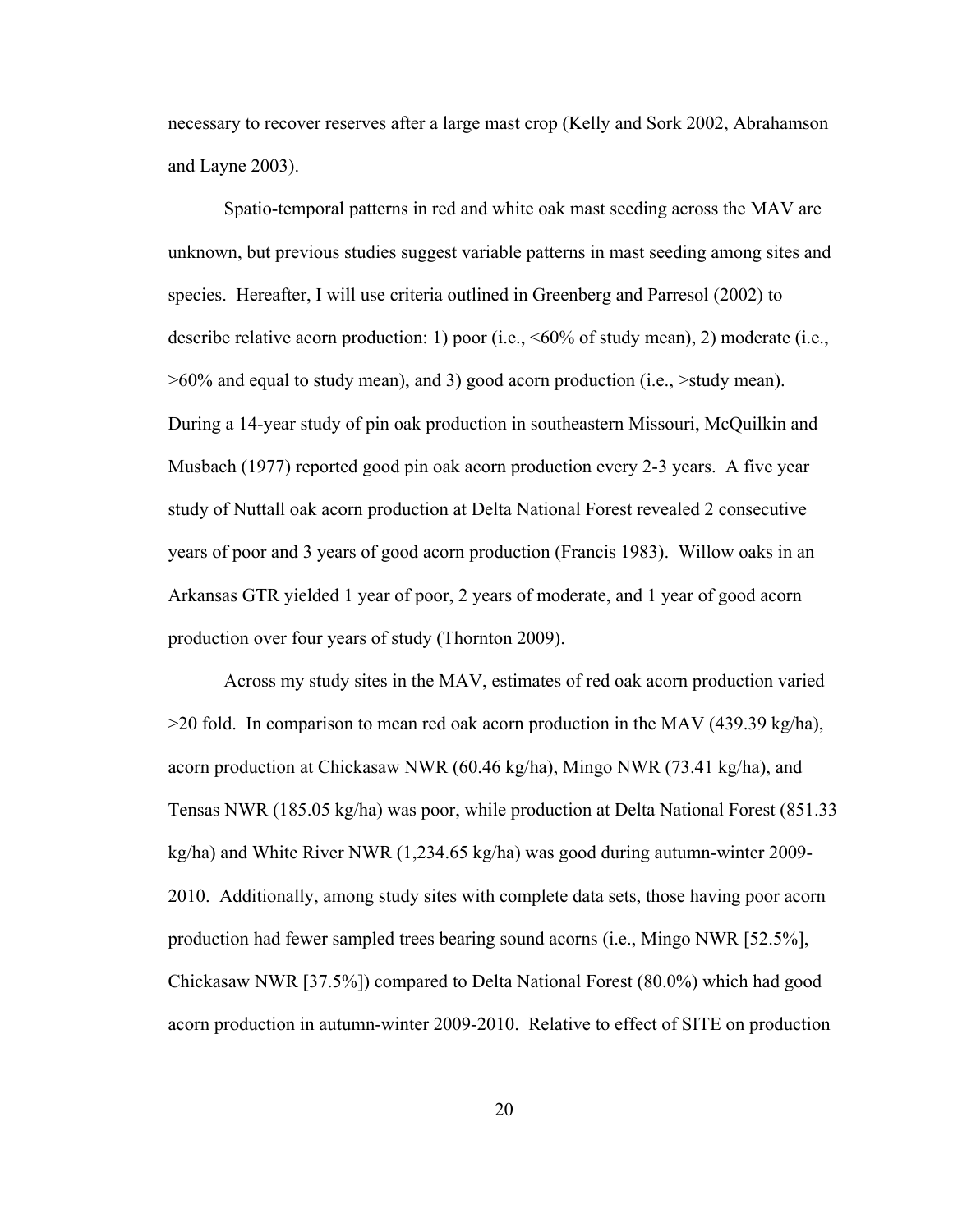necessary to recover reserves after a large mast crop (Kelly and Sork 2002, Abrahamson and Layne 2003).

Spatio-temporal patterns in red and white oak mast seeding across the MAV are unknown, but previous studies suggest variable patterns in mast seeding among sites and species. Hereafter, I will use criteria outlined in Greenberg and Parresol (2002) to describe relative acorn production: 1) poor (i.e., <60% of study mean), 2) moderate (i.e., >60% and equal to study mean), and 3) good acorn production (i.e., >study mean). During a 14-year study of pin oak production in southeastern Missouri, McQuilkin and Musbach (1977) reported good pin oak acorn production every 2-3 years. A five year study of Nuttall oak acorn production at Delta National Forest revealed 2 consecutive years of poor and 3 years of good acorn production (Francis 1983). Willow oaks in an Arkansas GTR yielded 1 year of poor, 2 years of moderate, and 1 year of good acorn production over four years of study (Thornton 2009).

Across my study sites in the MAV, estimates of red oak acorn production varied >20 fold. In comparison to mean red oak acorn production in the MAV (439.39 kg/ha), acorn production at Chickasaw NWR (60.46 kg/ha), Mingo NWR (73.41 kg/ha), and Tensas NWR (185.05 kg/ha) was poor, while production at Delta National Forest (851.33 kg/ha) and White River NWR (1,234.65 kg/ha) was good during autumn-winter 2009-2010. Additionally, among study sites with complete data sets, those having poor acorn production had fewer sampled trees bearing sound acorns (i.e., Mingo NWR [52.5%], Chickasaw NWR [37.5%]) compared to Delta National Forest (80.0%) which had good acorn production in autumn-winter 2009-2010. Relative to effect of SITE on production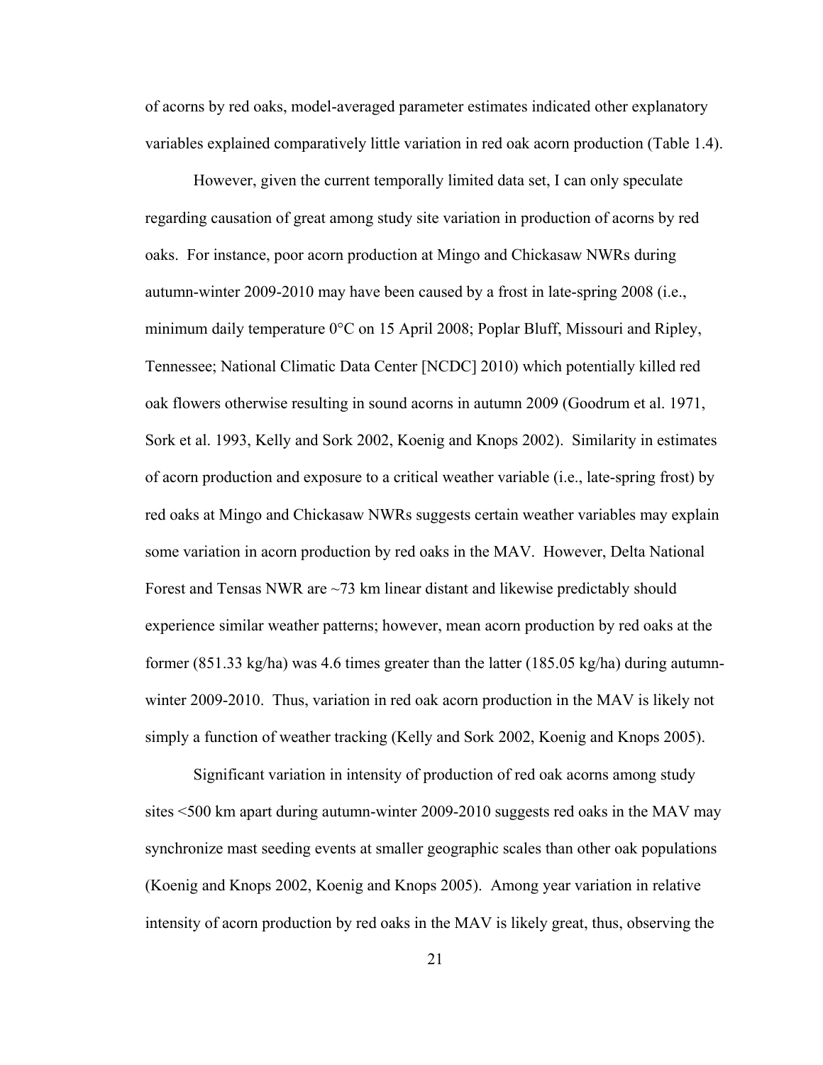of acorns by red oaks, model-averaged parameter estimates indicated other explanatory variables explained comparatively little variation in red oak acorn production (Table 1.4).

However, given the current temporally limited data set, I can only speculate regarding causation of great among study site variation in production of acorns by red oaks. For instance, poor acorn production at Mingo and Chickasaw NWRs during autumn-winter 2009-2010 may have been caused by a frost in late-spring 2008 (i.e., minimum daily temperature 0°C on 15 April 2008; Poplar Bluff, Missouri and Ripley, Tennessee; National Climatic Data Center [NCDC] 2010) which potentially killed red oak flowers otherwise resulting in sound acorns in autumn 2009 (Goodrum et al. 1971, Sork et al. 1993, Kelly and Sork 2002, Koenig and Knops 2002). Similarity in estimates of acorn production and exposure to a critical weather variable (i.e., late-spring frost) by red oaks at Mingo and Chickasaw NWRs suggests certain weather variables may explain some variation in acorn production by red oaks in the MAV. However, Delta National Forest and Tensas NWR are ~73 km linear distant and likewise predictably should experience similar weather patterns; however, mean acorn production by red oaks at the former (851.33 kg/ha) was 4.6 times greater than the latter (185.05 kg/ha) during autumn-winter 2009-2010. Thus, variation in red oak acorn production in the MAV is likely not simply a function of weather tracking (Kelly and Sork 2002, Koenig and Knops 2005).

Significant variation in intensity of production of red oak acorns among study sites <500 km apart during autumn-winter 2009-2010 suggests red oaks in the MAV may synchronize mast seeding events at smaller geographic scales than other oak populations (Koenig and Knops 2002, Koenig and Knops 2005). Among year variation in relative intensity of acorn production by red oaks in the MAV is likely great, thus, observing the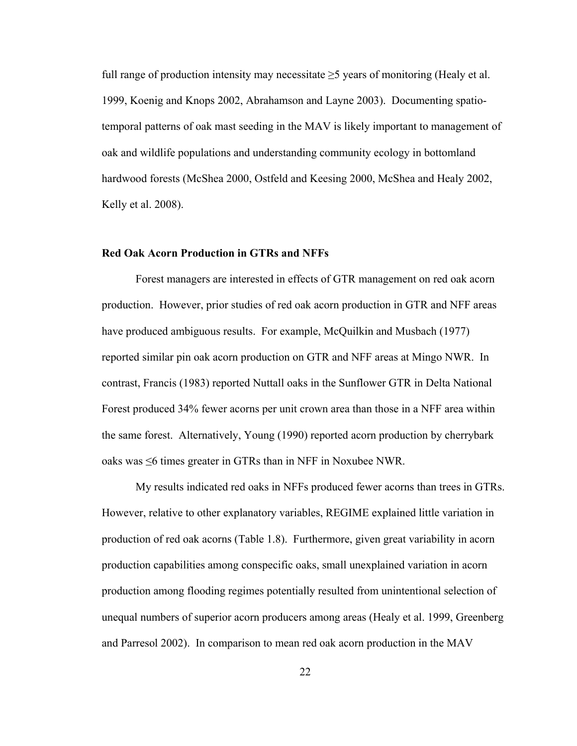full range of production intensity may necessitate ≥5 years of monitoring (Healy et al. 1999, Koenig and Knops 2002, Abrahamson and Layne 2003). Documenting spatio-temporal patterns of oak mast seeding in the MAV is likely important to management of oak and wildlife populations and understanding community ecology in bottomland hardwood forests (McShea 2000, Ostfeld and Keesing 2000, McShea and Healy 2002, Kelly et al. 2008).

**Red Oak Acorn Production in GTRs and NFFs**

Forest managers are interested in effects of GTR management on red oak acorn production. However, prior studies of red oak acorn production in GTR and NFF areas have produced ambiguous results. For example, McQuilkin and Musbach (1977) reported similar pin oak acorn production on GTR and NFF areas at Mingo NWR. In contrast, Francis (1983) reported Nuttall oaks in the Sunflower GTR in Delta National Forest produced 34% fewer acorns per unit crown area than those in a NFF area within the same forest. Alternatively, Young (1990) reported acorn production by cherrybark oaks was ≤6 times greater in GTRs than in NFF in Noxubee NWR.

My results indicated red oaks in NFFs produced fewer acorns than trees in GTRs. However, relative to other explanatory variables, REGIME explained little variation in production of red oak acorns (Table 1.8). Furthermore, given great variability in acorn production capabilities among conspecific oaks, small unexplained variation in acorn production among flooding regimes potentially resulted from unintentional selection of unequal numbers of superior acorn producers among areas (Healy et al. 1999, Greenberg and Parresol 2002). In comparison to mean red oak acorn production in the MAV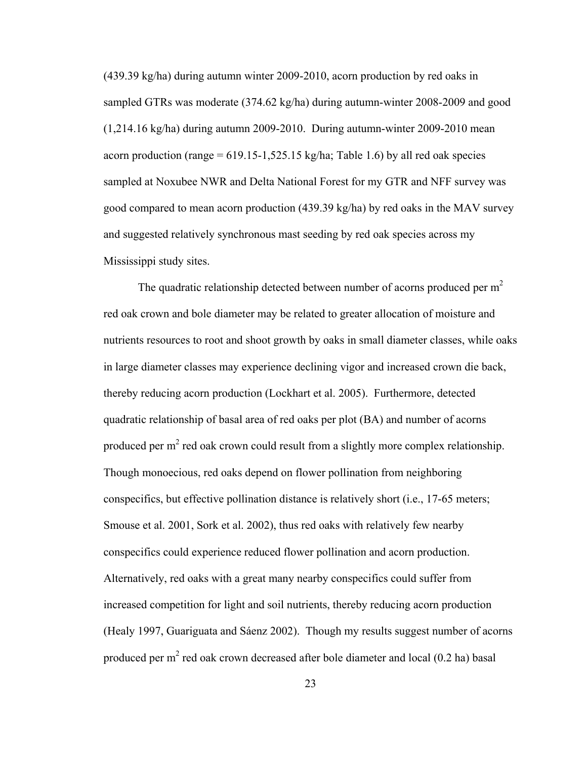(439.39 kg/ha) during autumn winter 2009-2010, acorn production by red oaks in sampled GTRs was moderate (374.62 kg/ha) during autumn-winter 2008-2009 and good (1,214.16 kg/ha) during autumn 2009-2010. During autumn-winter 2009-2010 mean acorn production (range = 619.15-1,525.15 kg/ha; Table 1.6) by all red oak species sampled at Noxubee NWR and Delta National Forest for my GTR and NFF survey was good compared to mean acorn production (439.39 kg/ha) by red oaks in the MAV survey and suggested relatively synchronous mast seeding by red oak species across my Mississippi study sites.

The quadratic relationship detected between number of acorns produced per $m^2$ red oak crown and bole diameter may be related to greater allocation of moisture and nutrients resources to root and shoot growth by oaks in small diameter classes, while oaks in large diameter classes may experience declining vigor and increased crown die back, thereby reducing acorn production (Lockhart et al. 2005). Furthermore, detected quadratic relationship of basal area of red oaks per plot (BA) and number of acorns produced per $m^2$ red oak crown could result from a slightly more complex relationship. Though monoecious, red oaks depend on flower pollination from neighboring conspecifics, but effective pollination distance is relatively short (i.e., 17-65 meters; Smouse et al. 2001, Sork et al. 2002), thus red oaks with relatively few nearby conspecifics could experience reduced flower pollination and acorn production. Alternatively, red oaks with a great many nearby conspecifics could suffer from increased competition for light and soil nutrients, thereby reducing acorn production (Healy 1997, Guariguata and Sáenz 2002). Though my results suggest number of acorns produced per $m^2$ red oak crown decreased after bole diameter and local (0.2 ha) basal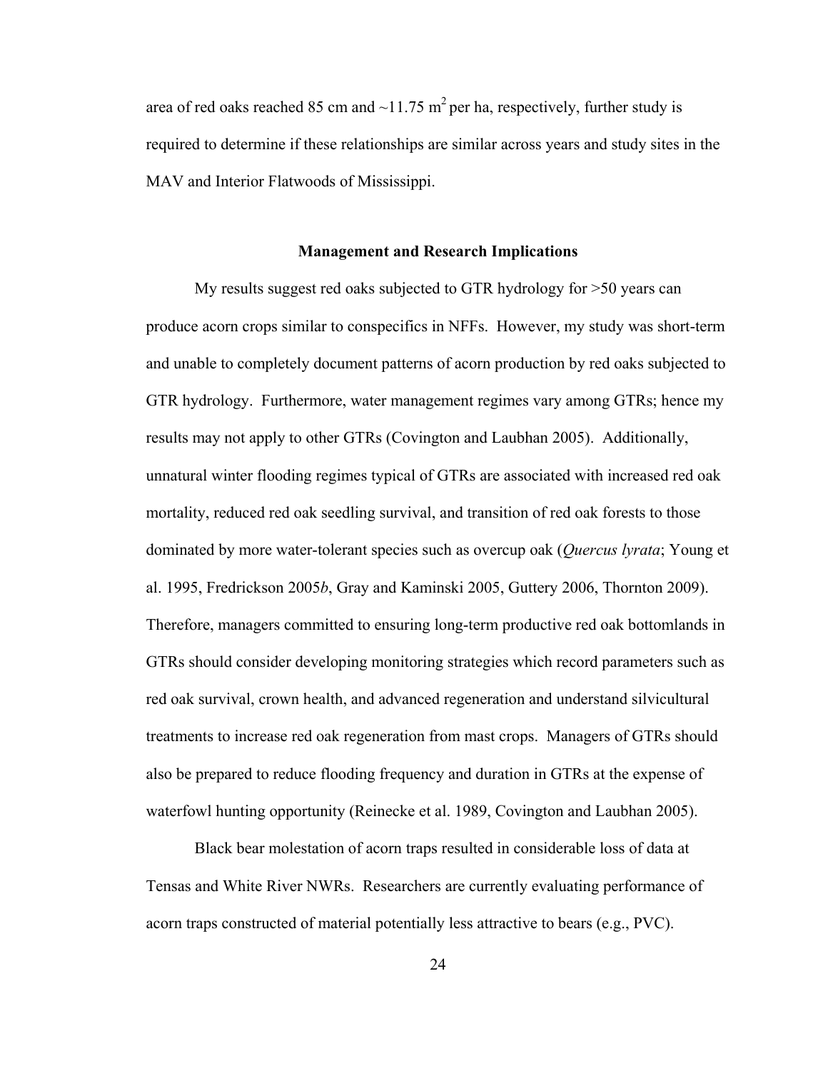area of red oaks reached 85 cm and ~11.75 $m^2$ per ha, respectively, further study is required to determine if these relationships are similar across years and study sites in the MAV and Interior Flatwoods of Mississippi.

## Management and Research Implications

My results suggest red oaks subjected to GTR hydrology for >50 years can produce acorn crops similar to conspecifics in NFFs. However, my study was short-term and unable to completely document patterns of acorn production by red oaks subjected to GTR hydrology. Furthermore, water management regimes vary among GTRs; hence my results may not apply to other GTRs (Covington and Laubhan 2005). Additionally, unnatural winter flooding regimes typical of GTRs are associated with increased red oak mortality, reduced red oak seedling survival, and transition of red oak forests to those dominated by more water-tolerant species such as overcup oak (*Quercus lyrata*; Young et al. 1995, Fredrickson 2005*b*, Gray and Kaminski 2005, Guttery 2006, Thornton 2009). Therefore, managers committed to ensuring long-term productive red oak bottomlands in GTRs should consider developing monitoring strategies which record parameters such as red oak survival, crown health, and advanced regeneration and understand silvicultural treatments to increase red oak regeneration from mast crops. Managers of GTRs should also be prepared to reduce flooding frequency and duration in GTRs at the expense of waterfowl hunting opportunity (Reinecke et al. 1989, Covington and Laubhan 2005).

Black bear molestation of acorn traps resulted in considerable loss of data at Tensas and White River NWRs. Researchers are currently evaluating performance of acorn traps constructed of material potentially less attractive to bears (e.g., PVC).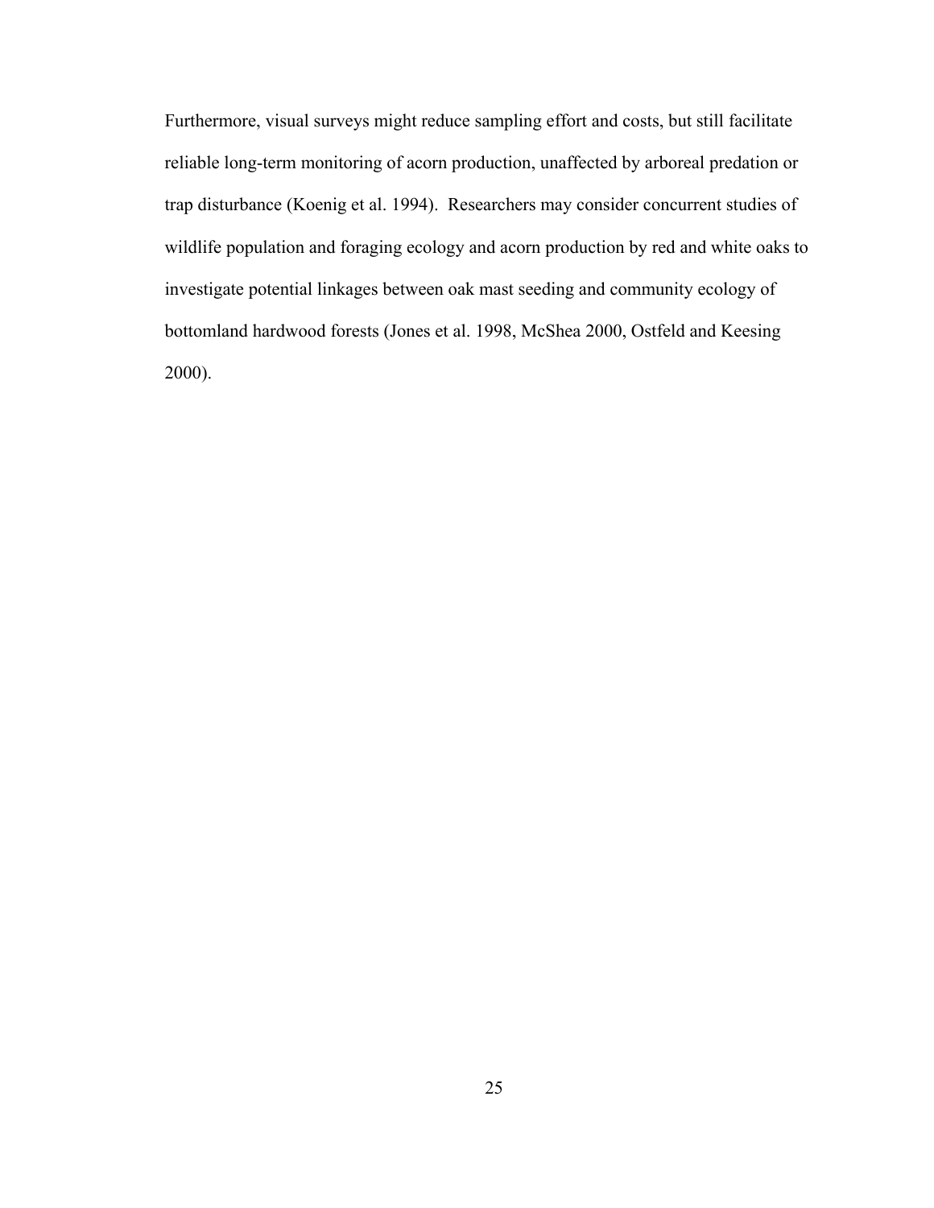Furthermore, visual surveys might reduce sampling effort and costs, but still facilitate reliable long-term monitoring of acorn production, unaffected by arboreal predation or trap disturbance (Koenig et al. 1994). Researchers may consider concurrent studies of wildlife population and foraging ecology and acorn production by red and white oaks to investigate potential linkages between oak mast seeding and community ecology of bottomland hardwood forests (Jones et al. 1998, McShea 2000, Ostfeld and Keesing 2000).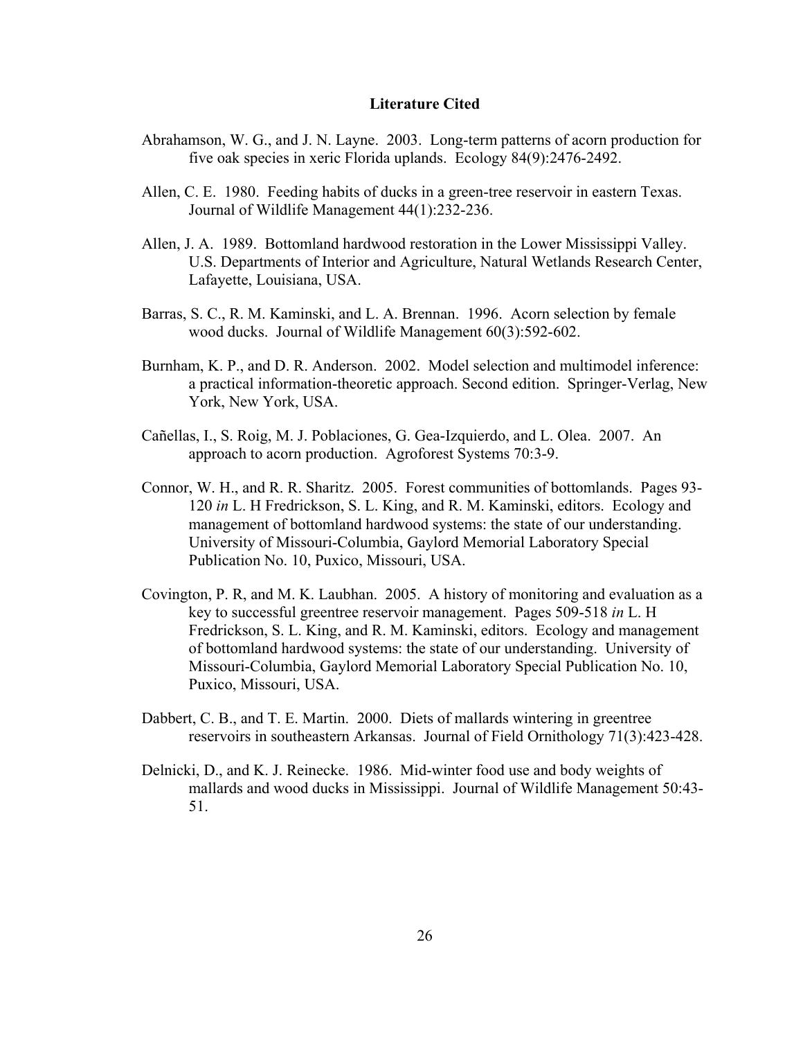# Literature Cited

Abrahamson, W. G., and J. N. Layne. 2003. Long-term patterns of acorn production for five oak species in xeric Florida uplands. Ecology 84(9):2476-2492.

Allen, C. E. 1980. Feeding habits of ducks in a green-tree reservoir in eastern Texas. Journal of Wildlife Management 44(1):232-236.

Allen, J. A. 1989. Bottomland hardwood restoration in the Lower Mississippi Valley. U.S. Departments of Interior and Agriculture, Natural Wetlands Research Center, Lafayette, Louisiana, USA.

Barras, S. C., R. M. Kaminski, and L. A. Brennan. 1996. Acorn selection by female wood ducks. Journal of Wildlife Management 60(3):592-602.

Burnham, K. P., and D. R. Anderson. 2002. Model selection and multimodel inference: a practical information-theoretic approach. Second edition. Springer-Verlag, New York, New York, USA.

Cañellas, I., S. Roig, M. J. Poblaciones, G. Gea-Izquierdo, and L. Olea. 2007. An approach to acorn production. Agroforest Systems 70:3-9.

Connor, W. H., and R. R. Sharitz. 2005. Forest communities of bottomlands. Pages 93-120 *in* L. H Fredrickson, S. L. King, and R. M. Kaminski, editors. Ecology and management of bottomland hardwood systems: the state of our understanding. University of Missouri-Columbia, Gaylord Memorial Laboratory Special Publication No. 10, Puxico, Missouri, USA.

Covington, P. R, and M. K. Laubhan. 2005. A history of monitoring and evaluation as a key to successful greentree reservoir management. Pages 509-518 *in* L. H Fredrickson, S. L. King, and R. M. Kaminski, editors. Ecology and management of bottomland hardwood systems: the state of our understanding. University of Missouri-Columbia, Gaylord Memorial Laboratory Special Publication No. 10, Puxico, Missouri, USA.

Dabbert, C. B., and T. E. Martin. 2000. Diets of mallards wintering in greentree reservoirs in southeastern Arkansas. Journal of Field Ornithology 71(3):423-428.

Delnicki, D., and K. J. Reinecke. 1986. Mid-winter food use and body weights of mallards and wood ducks in Mississippi. Journal of Wildlife Management 50:43-51.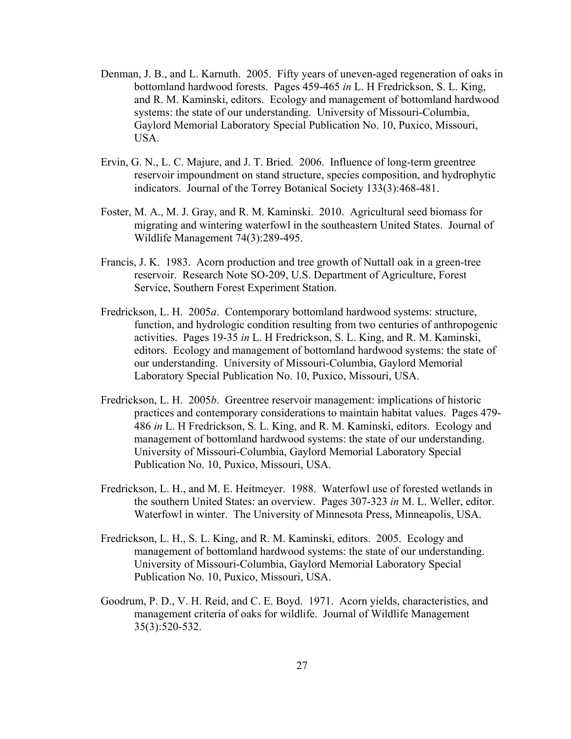Denman, J. B., and L. Karnuth. 2005. Fifty years of uneven-aged regeneration of oaks in bottomland hardwood forests. Pages 459-465 *in* L. H Fredrickson, S. L. King, and R. M. Kaminski, editors. Ecology and management of bottomland hardwood systems: the state of our understanding. University of Missouri-Columbia, Gaylord Memorial Laboratory Special Publication No. 10, Puxico, Missouri, USA.

Ervin, G. N., L. C. Majure, and J. T. Bried. 2006. Influence of long-term greentree reservoir impoundment on stand structure, species composition, and hydrophytic indicators. Journal of the Torrey Botanical Society 133(3):468-481.

Foster, M. A., M. J. Gray, and R. M. Kaminski. 2010. Agricultural seed biomass for migrating and wintering waterfowl in the southeastern United States. Journal of Wildlife Management 74(3):289-495.

Francis, J. K. 1983. Acorn production and tree growth of Nuttall oak in a green-tree reservoir. Research Note SO-209, U.S. Department of Agriculture, Forest Service, Southern Forest Experiment Station.

Fredrickson, L. H. 2005*a*. Contemporary bottomland hardwood systems: structure, function, and hydrologic condition resulting from two centuries of anthropogenic activities. Pages 19-35 *in* L. H Fredrickson, S. L. King, and R. M. Kaminski, editors. Ecology and management of bottomland hardwood systems: the state of our understanding. University of Missouri-Columbia, Gaylord Memorial Laboratory Special Publication No. 10, Puxico, Missouri, USA.

Fredrickson, L. H. 2005*b*. Greentree reservoir management: implications of historic practices and contemporary considerations to maintain habitat values. Pages 479-486 *in* L. H Fredrickson, S. L. King, and R. M. Kaminski, editors. Ecology and management of bottomland hardwood systems: the state of our understanding. University of Missouri-Columbia, Gaylord Memorial Laboratory Special Publication No. 10, Puxico, Missouri, USA.

Fredrickson, L. H., and M. E. Heitmeyer. 1988. Waterfowl use of forested wetlands in the southern United States: an overview. Pages 307-323 *in* M. L. Weller, editor. Waterfowl in winter. The University of Minnesota Press, Minneapolis, USA.

Fredrickson, L. H., S. L. King, and R. M. Kaminski, editors. 2005. Ecology and management of bottomland hardwood systems: the state of our understanding. University of Missouri-Columbia, Gaylord Memorial Laboratory Special Publication No. 10, Puxico, Missouri, USA.

Goodrum, P. D., V. H. Reid, and C. E. Boyd. 1971. Acorn yields, characteristics, and management criteria of oaks for wildlife. Journal of Wildlife Management 35(3):520-532.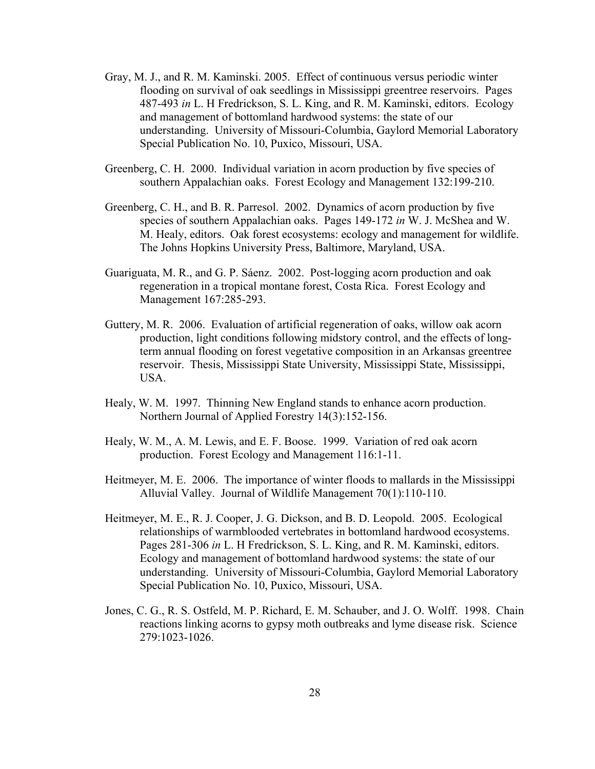Gray, M. J., and R. M. Kaminski. 2005. Effect of continuous versus periodic winter flooding on survival of oak seedlings in Mississippi greentree reservoirs. Pages 487-493 *in* L. H Fredrickson, S. L. King, and R. M. Kaminski, editors. Ecology and management of bottomland hardwood systems: the state of our understanding. University of Missouri-Columbia, Gaylord Memorial Laboratory Special Publication No. 10, Puxico, Missouri, USA.

Greenberg, C. H. 2000. Individual variation in acorn production by five species of southern Appalachian oaks. Forest Ecology and Management 132:199-210.

Greenberg, C. H., and B. R. Parresol. 2002. Dynamics of acorn production by five species of southern Appalachian oaks. Pages 149-172 *in* W. J. McShea and W. M. Healy, editors. Oak forest ecosystems: ecology and management for wildlife. The Johns Hopkins University Press, Baltimore, Maryland, USA.

Guariguata, M. R., and G. P. Sáenz. 2002. Post-logging acorn production and oak regeneration in a tropical montane forest, Costa Rica. Forest Ecology and Management 167:285-293.

Guttery, M. R. 2006. Evaluation of artificial regeneration of oaks, willow oak acorn production, light conditions following midstory control, and the effects of long-term annual flooding on forest vegetative composition in an Arkansas greentree reservoir. Thesis, Mississippi State University, Mississippi State, Mississippi, USA.

Healy, W. M. 1997. Thinning New England stands to enhance acorn production. Northern Journal of Applied Forestry 14(3):152-156.

Healy, W. M., A. M. Lewis, and E. F. Boose. 1999. Variation of red oak acorn production. Forest Ecology and Management 116:1-11.

Heitmeyer, M. E. 2006. The importance of winter floods to mallards in the Mississippi Alluvial Valley. Journal of Wildlife Management 70(1):110-110.

Heitmeyer, M. E., R. J. Cooper, J. G. Dickson, and B. D. Leopold. 2005. Ecological relationships of warmblooded vertebrates in bottomland hardwood ecosystems. Pages 281-306 *in* L. H Fredrickson, S. L. King, and R. M. Kaminski, editors. Ecology and management of bottomland hardwood systems: the state of our understanding. University of Missouri-Columbia, Gaylord Memorial Laboratory Special Publication No. 10, Puxico, Missouri, USA.

Jones, C. G., R. S. Ostfeld, M. P. Richard, E. M. Schauber, and J. O. Wolff. 1998. Chain reactions linking acorns to gypsy moth outbreaks and lyme disease risk. Science 279:1023-1026.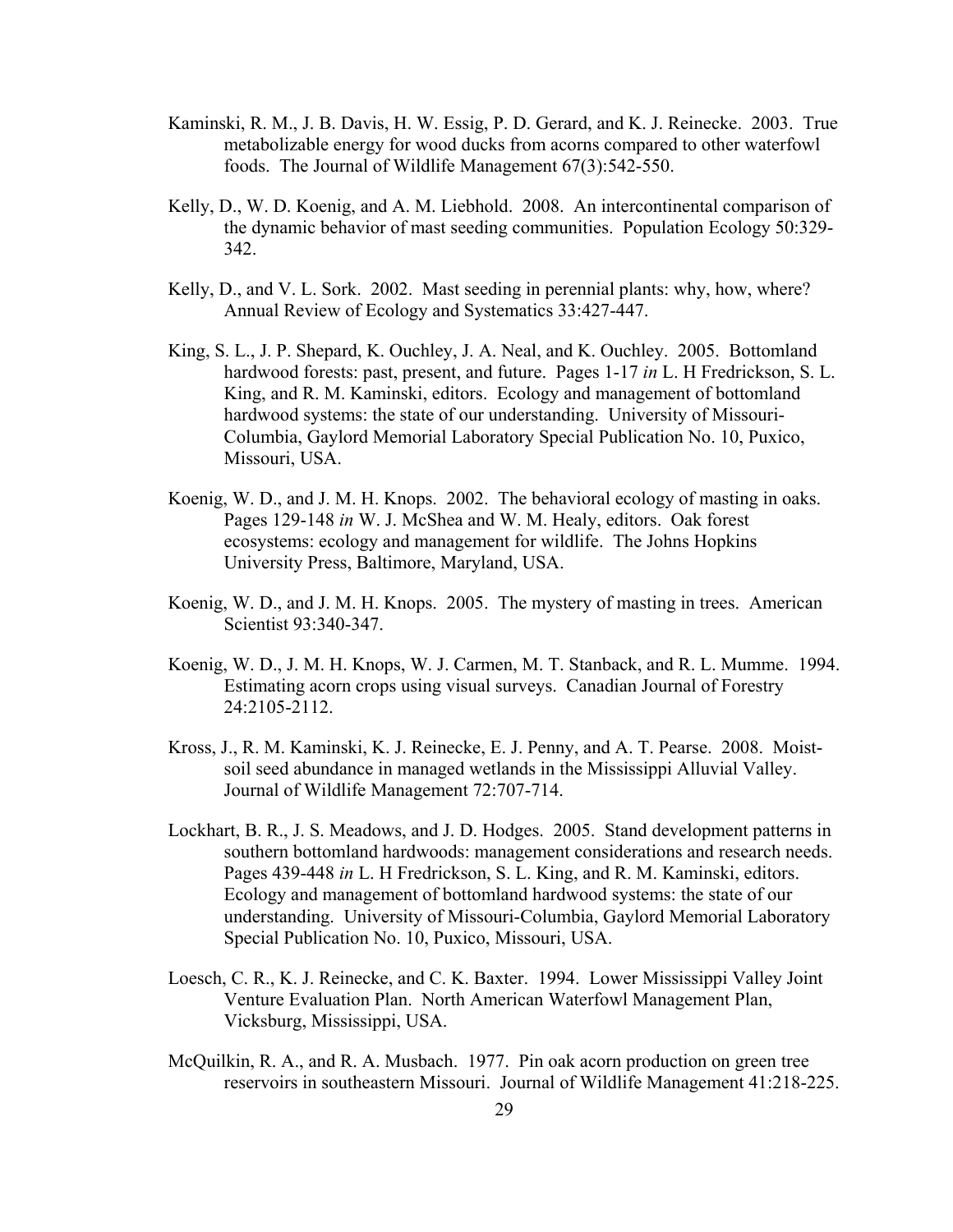Kaminski, R. M., J. B. Davis, H. W. Essig, P. D. Gerard, and K. J. Reinecke. 2003. True metabolizable energy for wood ducks from acorns compared to other waterfowl foods. The Journal of Wildlife Management 67(3):542-550.

Kelly, D., W. D. Koenig, and A. M. Liebhold. 2008. An intercontinental comparison of the dynamic behavior of mast seeding communities. Population Ecology 50:329-342.

Kelly, D., and V. L. Sork. 2002. Mast seeding in perennial plants: why, how, where? Annual Review of Ecology and Systematics 33:427-447.

King, S. L., J. P. Shepard, K. Ouchley, J. A. Neal, and K. Ouchley. 2005. Bottomland hardwood forests: past, present, and future. Pages 1-17 *in* L. H Fredrickson, S. L. King, and R. M. Kaminski, editors. Ecology and management of bottomland hardwood systems: the state of our understanding. University of Missouri-Columbia, Gaylord Memorial Laboratory Special Publication No. 10, Puxico, Missouri, USA.

Koenig, W. D., and J. M. H. Knops. 2002. The behavioral ecology of masting in oaks. Pages 129-148 *in* W. J. McShea and W. M. Healy, editors. Oak forest ecosystems: ecology and management for wildlife. The Johns Hopkins University Press, Baltimore, Maryland, USA.

Koenig, W. D., and J. M. H. Knops. 2005. The mystery of masting in trees. American Scientist 93:340-347.

Koenig, W. D., J. M. H. Knops, W. J. Carmen, M. T. Stanback, and R. L. Mumme. 1994. Estimating acorn crops using visual surveys. Canadian Journal of Forestry 24:2105-2112.

Kross, J., R. M. Kaminski, K. J. Reinecke, E. J. Penny, and A. T. Pearse. 2008. Moist-soil seed abundance in managed wetlands in the Mississippi Alluvial Valley. Journal of Wildlife Management 72:707-714.

Lockhart, B. R., J. S. Meadows, and J. D. Hodges. 2005. Stand development patterns in southern bottomland hardwoods: management considerations and research needs. Pages 439-448 *in* L. H Fredrickson, S. L. King, and R. M. Kaminski, editors. Ecology and management of bottomland hardwood systems: the state of our understanding. University of Missouri-Columbia, Gaylord Memorial Laboratory Special Publication No. 10, Puxico, Missouri, USA.

Loesch, C. R., K. J. Reinecke, and C. K. Baxter. 1994. Lower Mississippi Valley Joint Venture Evaluation Plan. North American Waterfowl Management Plan, Vicksburg, Mississippi, USA.

McQuilkin, R. A., and R. A. Musbach. 1977. Pin oak acorn production on green tree reservoirs in southeastern Missouri. Journal of Wildlife Management 41:218-225.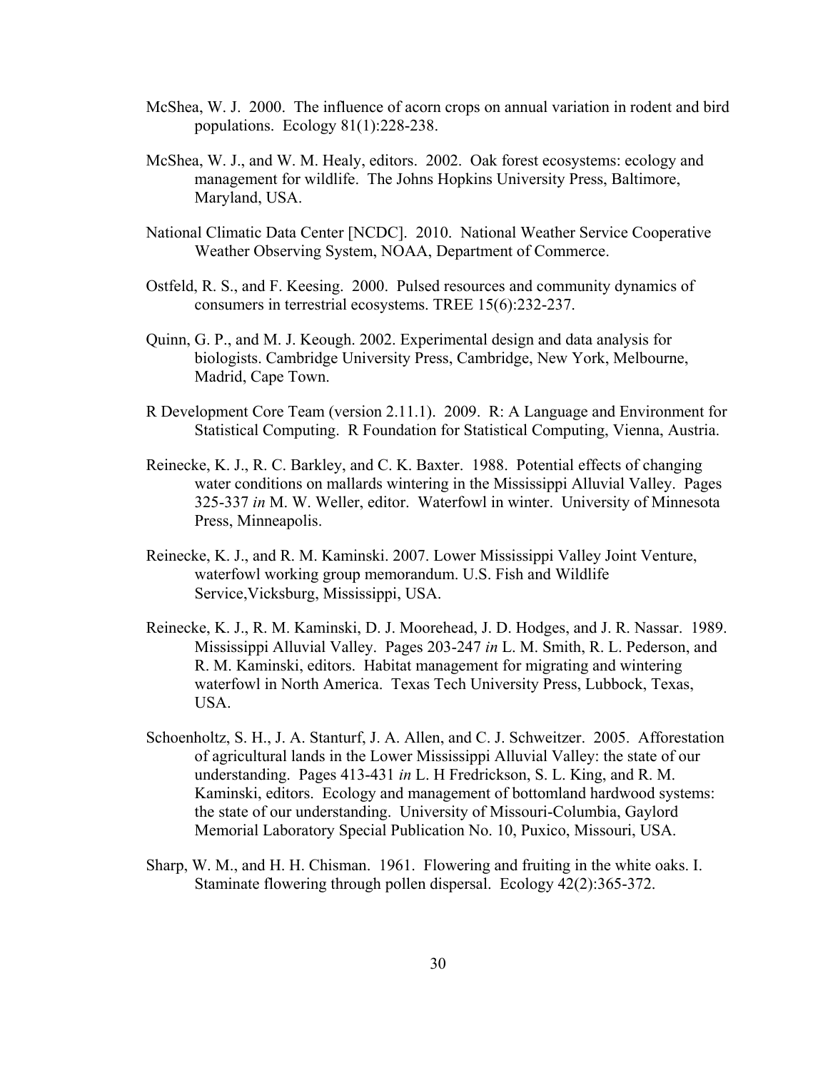McShea, W. J. 2000. The influence of acorn crops on annual variation in rodent and bird populations. Ecology 81(1):228-238.

McShea, W. J., and W. M. Healy, editors. 2002. Oak forest ecosystems: ecology and management for wildlife. The Johns Hopkins University Press, Baltimore, Maryland, USA.

National Climatic Data Center [NCDC]. 2010. National Weather Service Cooperative Weather Observing System, NOAA, Department of Commerce.

Ostfeld, R. S., and F. Keesing. 2000. Pulsed resources and community dynamics of consumers in terrestrial ecosystems. TREE 15(6):232-237.

Quinn, G. P., and M. J. Keough. 2002. Experimental design and data analysis for biologists. Cambridge University Press, Cambridge, New York, Melbourne, Madrid, Cape Town.

R Development Core Team (version 2.11.1). 2009. R: A Language and Environment for Statistical Computing. R Foundation for Statistical Computing, Vienna, Austria.

Reinecke, K. J., R. C. Barkley, and C. K. Baxter. 1988. Potential effects of changing water conditions on mallards wintering in the Mississippi Alluvial Valley. Pages 325-337 *in* M. W. Weller, editor. Waterfowl in winter. University of Minnesota Press, Minneapolis.

Reinecke, K. J., and R. M. Kaminski. 2007. Lower Mississippi Valley Joint Venture, waterfowl working group memorandum. U.S. Fish and Wildlife Service,Vicksburg, Mississippi, USA.

Reinecke, K. J., R. M. Kaminski, D. J. Moorehead, J. D. Hodges, and J. R. Nassar. 1989. Mississippi Alluvial Valley. Pages 203-247 *in* L. M. Smith, R. L. Pederson, and R. M. Kaminski, editors. Habitat management for migrating and wintering waterfowl in North America. Texas Tech University Press, Lubbock, Texas, USA.

Schoenholtz, S. H., J. A. Stanturf, J. A. Allen, and C. J. Schweitzer. 2005. Afforestation of agricultural lands in the Lower Mississippi Alluvial Valley: the state of our understanding. Pages 413-431 *in* L. H Fredrickson, S. L. King, and R. M. Kaminski, editors. Ecology and management of bottomland hardwood systems: the state of our understanding. University of Missouri-Columbia, Gaylord Memorial Laboratory Special Publication No. 10, Puxico, Missouri, USA.

Sharp, W. M., and H. H. Chisman. 1961. Flowering and fruiting in the white oaks. I. Staminate flowering through pollen dispersal. Ecology 42(2):365-372.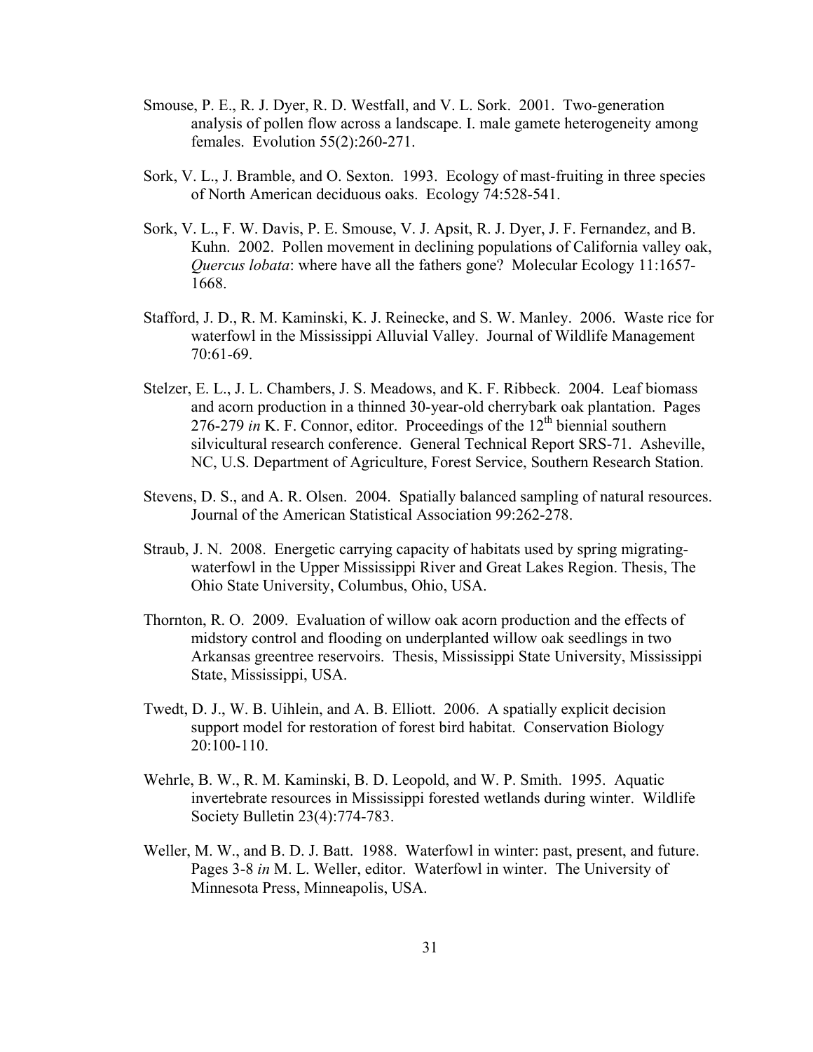Smouse, P. E., R. J. Dyer, R. D. Westfall, and V. L. Sork. 2001. Two-generation analysis of pollen flow across a landscape. I. male gamete heterogeneity among females. Evolution 55(2):260-271.

Sork, V. L., J. Bramble, and O. Sexton. 1993. Ecology of mast-fruiting in three species of North American deciduous oaks. Ecology 74:528-541.

Sork, V. L., F. W. Davis, P. E. Smouse, V. J. Apsit, R. J. Dyer, J. F. Fernandez, and B. Kuhn. 2002. Pollen movement in declining populations of California valley oak, *Quercus lobata*: where have all the fathers gone? Molecular Ecology 11:1657-1668.

Stafford, J. D., R. M. Kaminski, K. J. Reinecke, and S. W. Manley. 2006. Waste rice for waterfowl in the Mississippi Alluvial Valley. Journal of Wildlife Management 70:61-69.

Stelzer, E. L., J. L. Chambers, J. S. Meadows, and K. F. Ribbeck. 2004. Leaf biomass and acorn production in a thinned 30-year-old cherrybark oak plantation. Pages 276-279 *in* K. F. Connor, editor. Proceedings of the 12th biennial southern silvicultural research conference. General Technical Report SRS-71. Asheville, NC, U.S. Department of Agriculture, Forest Service, Southern Research Station.

Stevens, D. S., and A. R. Olsen. 2004. Spatially balanced sampling of natural resources. Journal of the American Statistical Association 99:262-278.

Straub, J. N. 2008. Energetic carrying capacity of habitats used by spring migrating-waterfowl in the Upper Mississippi River and Great Lakes Region. Thesis, The Ohio State University, Columbus, Ohio, USA.

Thornton, R. O. 2009. Evaluation of willow oak acorn production and the effects of midstory control and flooding on underplanted willow oak seedlings in two Arkansas greentree reservoirs. Thesis, Mississippi State University, Mississippi State, Mississippi, USA.

Twedt, D. J., W. B. Uihlein, and A. B. Elliott. 2006. A spatially explicit decision support model for restoration of forest bird habitat. Conservation Biology 20:100-110.

Wehrle, B. W., R. M. Kaminski, B. D. Leopold, and W. P. Smith. 1995. Aquatic invertebrate resources in Mississippi forested wetlands during winter. Wildlife Society Bulletin 23(4):774-783.

Weller, M. W., and B. D. J. Batt. 1988. Waterfowl in winter: past, present, and future. Pages 3-8 *in* M. L. Weller, editor. Waterfowl in winter. The University of Minnesota Press, Minneapolis, USA.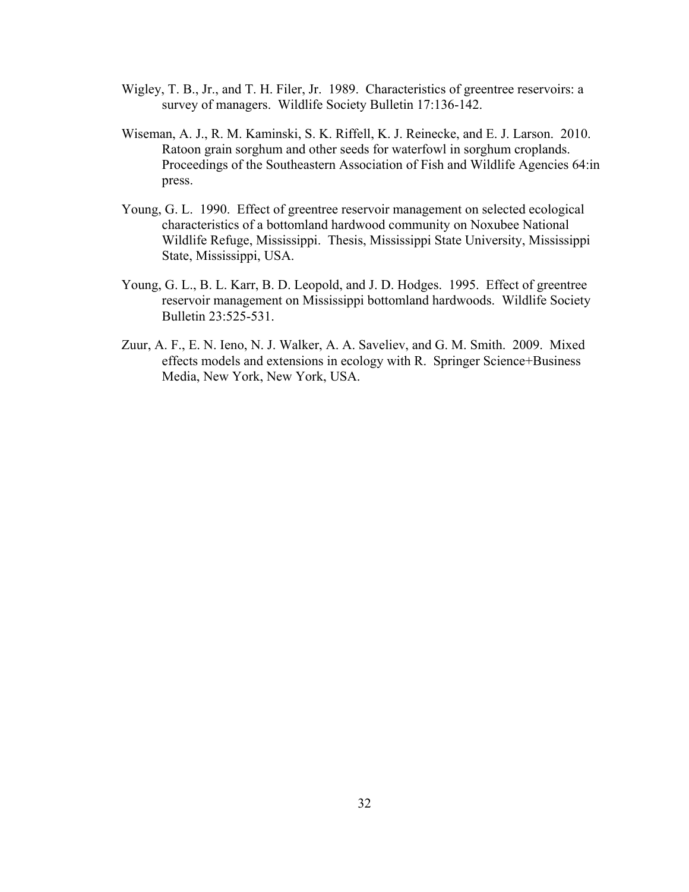Wigley, T. B., Jr., and T. H. Filer, Jr. 1989. Characteristics of greentree reservoirs: a survey of managers. Wildlife Society Bulletin 17:136-142.

Wiseman, A. J., R. M. Kaminski, S. K. Riffell, K. J. Reinecke, and E. J. Larson. 2010. Ratoon grain sorghum and other seeds for waterfowl in sorghum croplands. Proceedings of the Southeastern Association of Fish and Wildlife Agencies 64:in press.

Young, G. L. 1990. Effect of greentree reservoir management on selected ecological characteristics of a bottomland hardwood community on Noxubee National Wildlife Refuge, Mississippi. Thesis, Mississippi State University, Mississippi State, Mississippi, USA.

Young, G. L., B. L. Karr, B. D. Leopold, and J. D. Hodges. 1995. Effect of greentree reservoir management on Mississippi bottomland hardwoods. Wildlife Society Bulletin 23:525-531.

Zuur, A. F., E. N. Ieno, N. J. Walker, A. A. Saveliev, and G. M. Smith. 2009. Mixed effects models and extensions in ecology with R. Springer Science+Business Media, New York, New York, USA.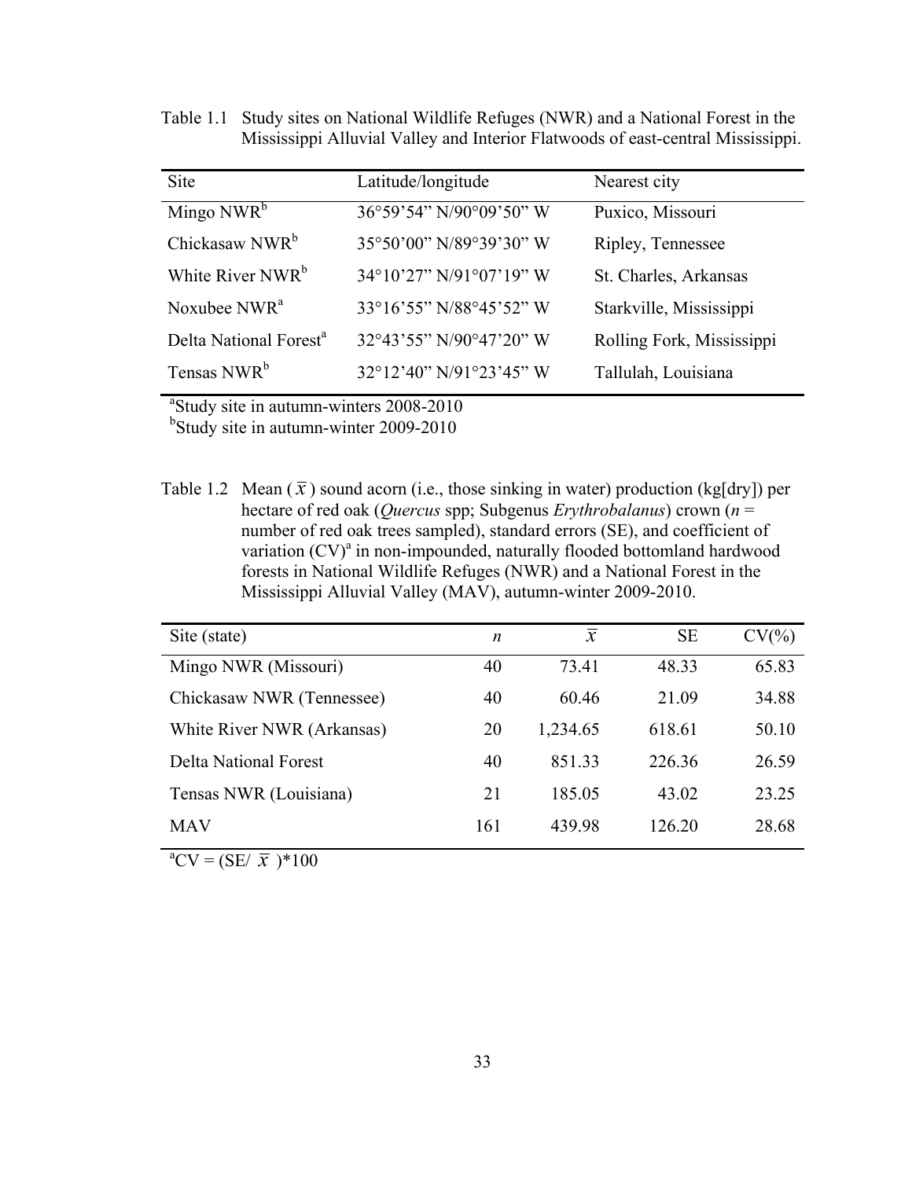Table 1.1 Study sites on National Wildlife Refuges (NWR) and a National Forest in the Mississippi Alluvial Valley and Interior Flatwoods of east-central Mississippi.

| Site | Latitude/longitude | Nearest city |
|---|---|---|
| Mingo NWR[b] | 36°59’54” N/90°09’50” W | Puxico, Missouri |
| Chickasaw NWR[b] | 35°50’00” N/89°39’30” W | Ripley, Tennessee |
| White River NWR[b] | 34°10’27” N/91°07’19” W | St. Charles, Arkansas |
| Noxubee NWR[a] | 33°16’55” N/88°45’52” W | Starkville, Mississippi |
| Delta National Forest[a] | 32°43’55” N/90°47’20” W | Rolling Fork, Mississippi |
| Tensas NWR[b] | 32°12’40” N/91°23’45” W | Tallulah, Louisiana |

[a]Study site in autumn-winters 2008-2010
[b]Study site in autumn-winter 2009-2010

Table 1.2 Mean ($\bar{x}$) sound acorn (i.e., those sinking in water) production (kg[dry]) per hectare of red oak (*Quercus* spp; Subgenus *Erythrobalanus*) crown (*n* = number of red oak trees sampled), standard errors (SE), and coefficient of variation (CV)[a] in non-impounded, naturally flooded bottomland hardwood forests in National Wildlife Refuges (NWR) and a National Forest in the Mississippi Alluvial Valley (MAV), autumn-winter 2009-2010.

| Site (state) | *n* | $\bar{x}$ | SE | CV(%) |
|---|---|---|---|---|
| Mingo NWR (Missouri) | 40 | 73.41 | 48.33 | 65.83 |
| Chickasaw NWR (Tennessee) | 40 | 60.46 | 21.09 | 34.88 |
| White River NWR (Arkansas) | 20 | 1,234.65 | 618.61 | 50.10 |
| Delta National Forest | 40 | 851.33 | 226.36 | 26.59 |
| Tensas NWR (Louisiana) | 21 | 185.05 | 43.02 | 23.25 |
| MAV | 161 | 439.98 | 126.20 | 28.68 |

[a]CV = (SE/ $\bar{x}$ )*100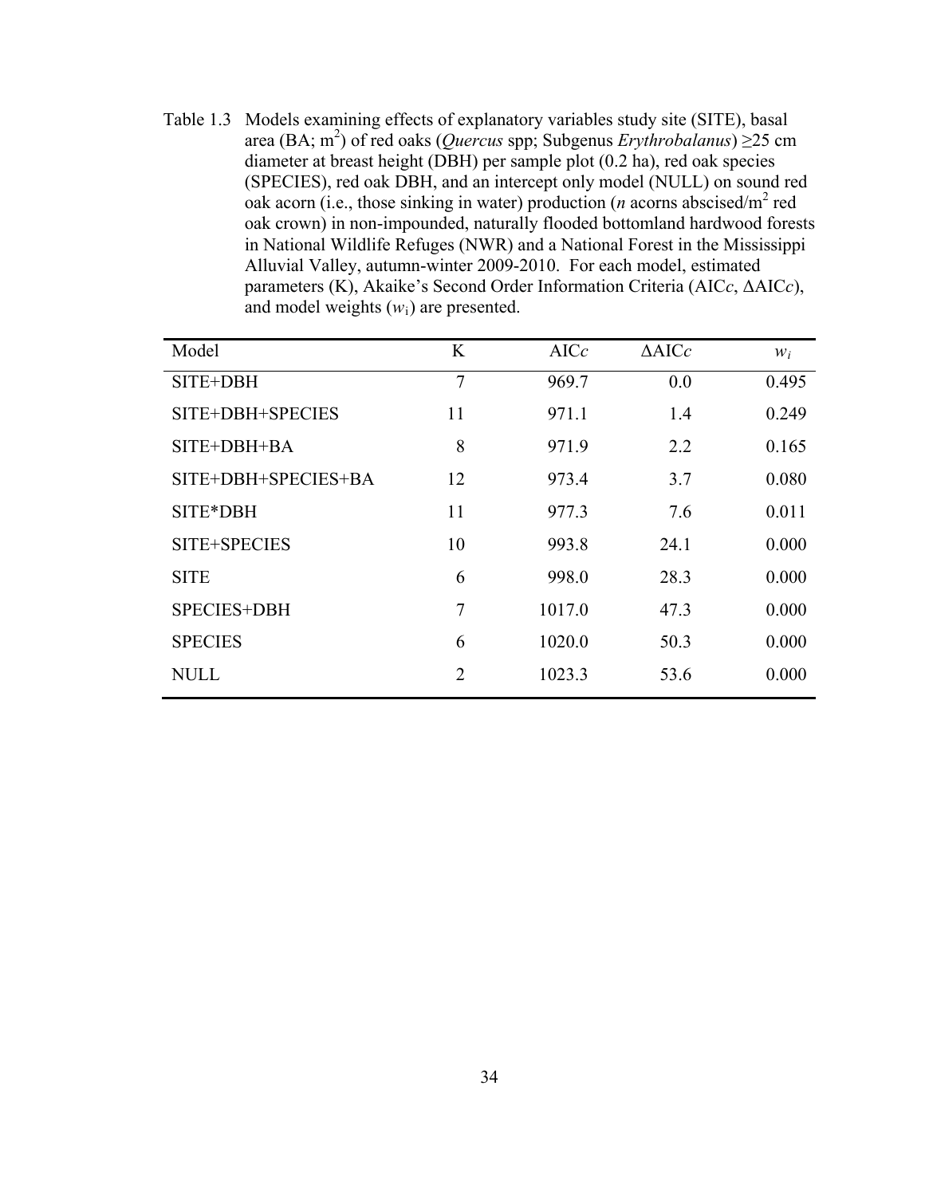Table 1.3 Models examining effects of explanatory variables study site (SITE), basal area (BA; $m^2$) of red oaks (*Quercus* spp; Subgenus *Erythrobalanus*) ≥25 cm diameter at breast height (DBH) per sample plot (0.2 ha), red oak species (SPECIES), red oak DBH, and an intercept only model (NULL) on sound red oak acorn (i.e., those sinking in water) production (*n* acorns abscised/$m^2$ red oak crown) in non-impounded, naturally flooded bottomland hardwood forests in National Wildlife Refuges (NWR) and a National Forest in the Mississippi Alluvial Valley, autumn-winter 2009-2010. For each model, estimated parameters (K), Akaike's Second Order Information Criteria (AIC*c*, ΔAIC*c*), and model weights ($w_i$) are presented.

| Model | K | AIC*c* | ΔAIC*c* | $w_i$ |
|---|---|---|---|---|
| SITE+DBH | 7 | 969.7 | 0.0 | 0.495 |
| SITE+DBH+SPECIES | 11 | 971.1 | 1.4 | 0.249 |
| SITE+DBH+BA | 8 | 971.9 | 2.2 | 0.165 |
| SITE+DBH+SPECIES+BA | 12 | 973.4 | 3.7 | 0.080 |
| SITE*DBH | 11 | 977.3 | 7.6 | 0.011 |
| SITE+SPECIES | 10 | 993.8 | 24.1 | 0.000 |
| SITE | 6 | 998.0 | 28.3 | 0.000 |
| SPECIES+DBH | 7 | 1017.0 | 47.3 | 0.000 |
| SPECIES | 6 | 1020.0 | 50.3 | 0.000 |
| NULL | 2 | 1023.3 | 53.6 | 0.000 |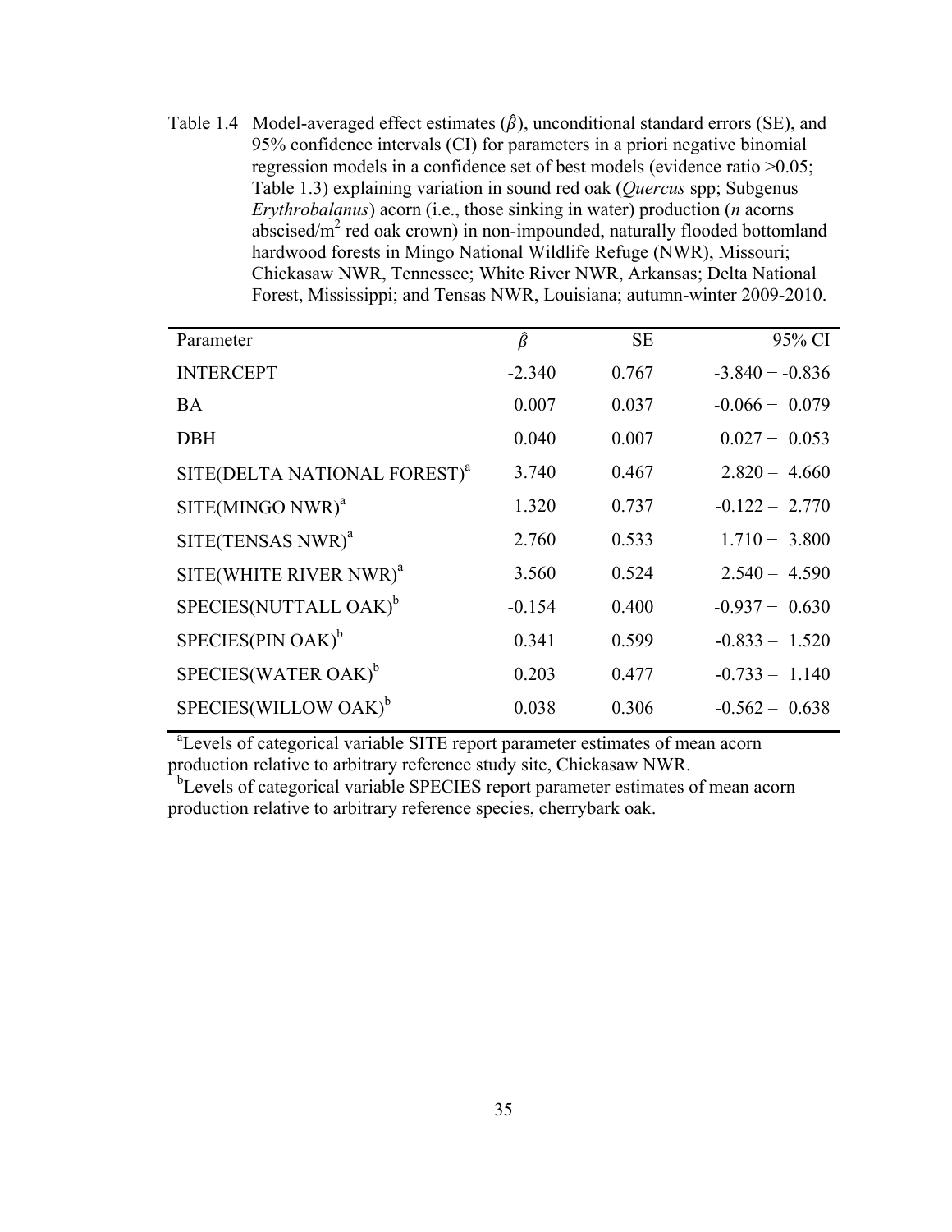Table 1.4 Model-averaged effect estimates ($\hat{\beta}$), unconditional standard errors (SE), and 95% confidence intervals (CI) for parameters in a priori negative binomial regression models in a confidence set of best models (evidence ratio >0.05; Table 1.3) explaining variation in sound red oak (*Quercus* spp; Subgenus *Erythrobalanus*) acorn (i.e., those sinking in water) production (*n* acorns abscised/$m^2$ red oak crown) in non-impounded, naturally flooded bottomland hardwood forests in Mingo National Wildlife Refuge (NWR), Missouri; Chickasaw NWR, Tennessee; White River NWR, Arkansas; Delta National Forest, Mississippi; and Tensas NWR, Louisiana; autumn-winter 2009-2010.

| Parameter | $\hat{\beta}$ | SE | 95% CI |
|---|---|---|---|
| INTERCEPT | -2.340 | 0.767 | -3.840 − -0.836 |
| BA | 0.007 | 0.037 | -0.066 − 0.079 |
| DBH | 0.040 | 0.007 | 0.027 − 0.053 |
| SITE(DELTA NATIONAL FOREST)[a] | 3.740 | 0.467 | 2.820 – 4.660 |
| SITE(MINGO NWR)[a] | 1.320 | 0.737 | -0.122 – 2.770 |
| SITE(TENSAS NWR)[a] | 2.760 | 0.533 | 1.710 − 3.800 |
| SITE(WHITE RIVER NWR)[a] | 3.560 | 0.524 | 2.540 – 4.590 |
| SPECIES(NUTTALL OAK)[b] | -0.154 | 0.400 | -0.937 − 0.630 |
| SPECIES(PIN OAK)[b] | 0.341 | 0.599 | -0.833 – 1.520 |
| SPECIES(WATER OAK)[b] | 0.203 | 0.477 | -0.733 – 1.140 |
| SPECIES(WILLOW OAK)[b] | 0.038 | 0.306 | -0.562 – 0.638 |

[a]Levels of categorical variable SITE report parameter estimates of mean acorn production relative to arbitrary reference study site, Chickasaw NWR.

[b]Levels of categorical variable SPECIES report parameter estimates of mean acorn production relative to arbitrary reference species, cherrybark oak.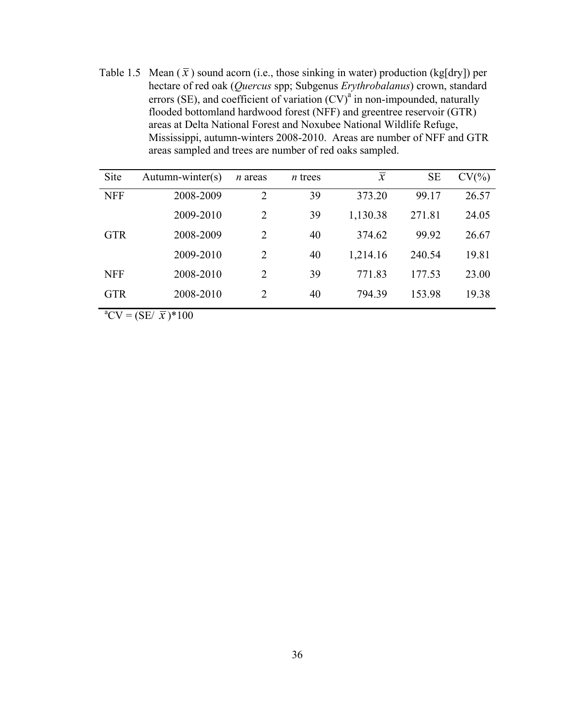Table 1.5 Mean ($\bar{x}$) sound acorn (i.e., those sinking in water) production (kg[dry]) per hectare of red oak (*Quercus* spp; Subgenus *Erythrobalanus*) crown, standard errors (SE), and coefficient of variation (CV)[a] in non-impounded, naturally flooded bottomland hardwood forest (NFF) and greentree reservoir (GTR) areas at Delta National Forest and Noxubee National Wildlife Refuge, Mississippi, autumn-winters 2008-2010. Areas are number of NFF and GTR areas sampled and trees are number of red oaks sampled.

| Site | Autumn-winter(s) | *n* areas | *n* trees | $\bar{x}$ | SE | CV(%) |
|---|---|---|---|---|---|---|
| NFF | 2008-2009 | 2 | 39 | 373.20 | 99.17 | 26.57 |
| | 2009-2010 | 2 | 39 | 1,130.38 | 271.81 | 24.05 |
| GTR | 2008-2009 | 2 | 40 | 374.62 | 99.92 | 26.67 |
| | 2009-2010 | 2 | 40 | 1,214.16 | 240.54 | 19.81 |
| NFF | 2008-2010 | 2 | 39 | 771.83 | 177.53 | 23.00 |
| GTR | 2008-2010 | 2 | 40 | 794.39 | 153.98 | 19.38 |

[a]CV = (SE/ $\bar{x}$)*100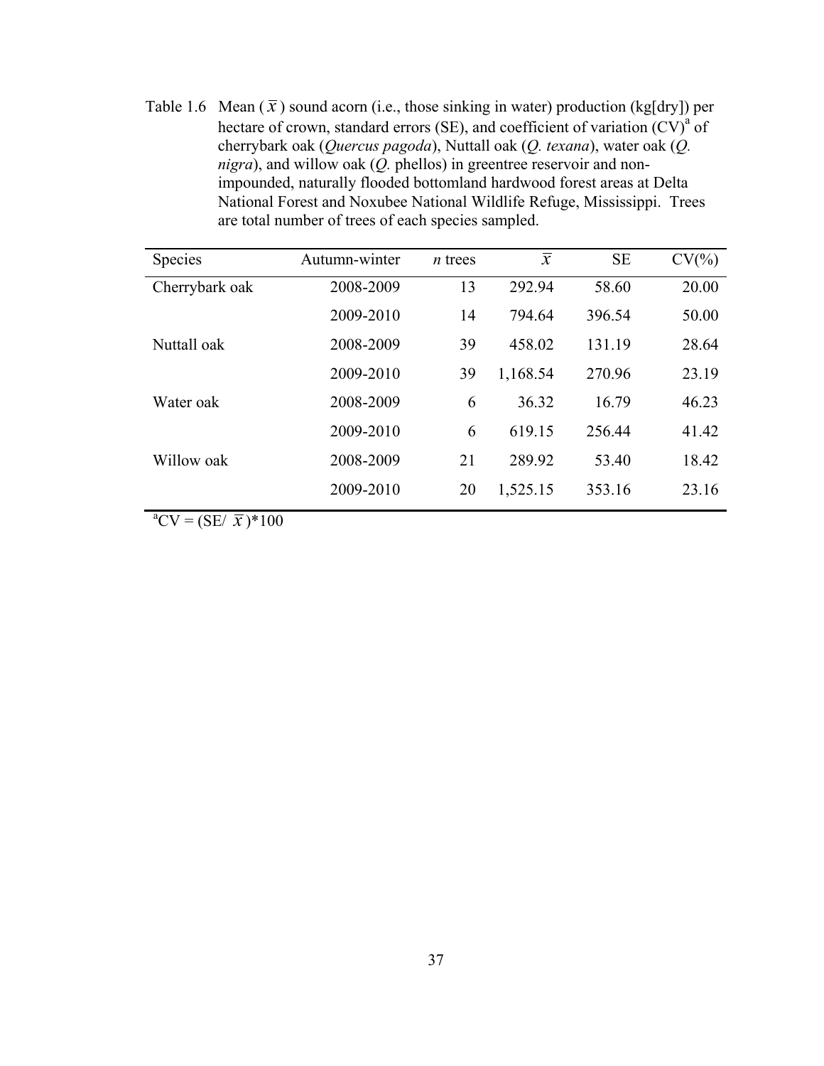Table 1.6 Mean ($\bar{x}$) sound acorn (i.e., those sinking in water) production (kg[dry]) per hectare of crown, standard errors (SE), and coefficient of variation (CV)[a] of cherrybark oak (*Quercus pagoda*), Nuttall oak (*Q. texana*), water oak (*Q. nigra*), and willow oak (*Q.* phellos) in greentree reservoir and non-impounded, naturally flooded bottomland hardwood forest areas at Delta National Forest and Noxubee National Wildlife Refuge, Mississippi. Trees are total number of trees of each species sampled.

| Species | Autumn-winter | *n* trees | $\bar{x}$ | SE | CV(%) |
|---|---|---|---|---|---|
| Cherrybark oak | 2008-2009 | 13 | 292.94 | 58.60 | 20.00 |
| | 2009-2010 | 14 | 794.64 | 396.54 | 50.00 |
| Nuttall oak | 2008-2009 | 39 | 458.02 | 131.19 | 28.64 |
| | 2009-2010 | 39 | 1,168.54 | 270.96 | 23.19 |
| Water oak | 2008-2009 | 6 | 36.32 | 16.79 | 46.23 |
| | 2009-2010 | 6 | 619.15 | 256.44 | 41.42 |
| Willow oak | 2008-2009 | 21 | 289.92 | 53.40 | 18.42 |
| | 2009-2010 | 20 | 1,525.15 | 353.16 | 23.16 |

[a]CV = (SE/ $\bar{x}$)*100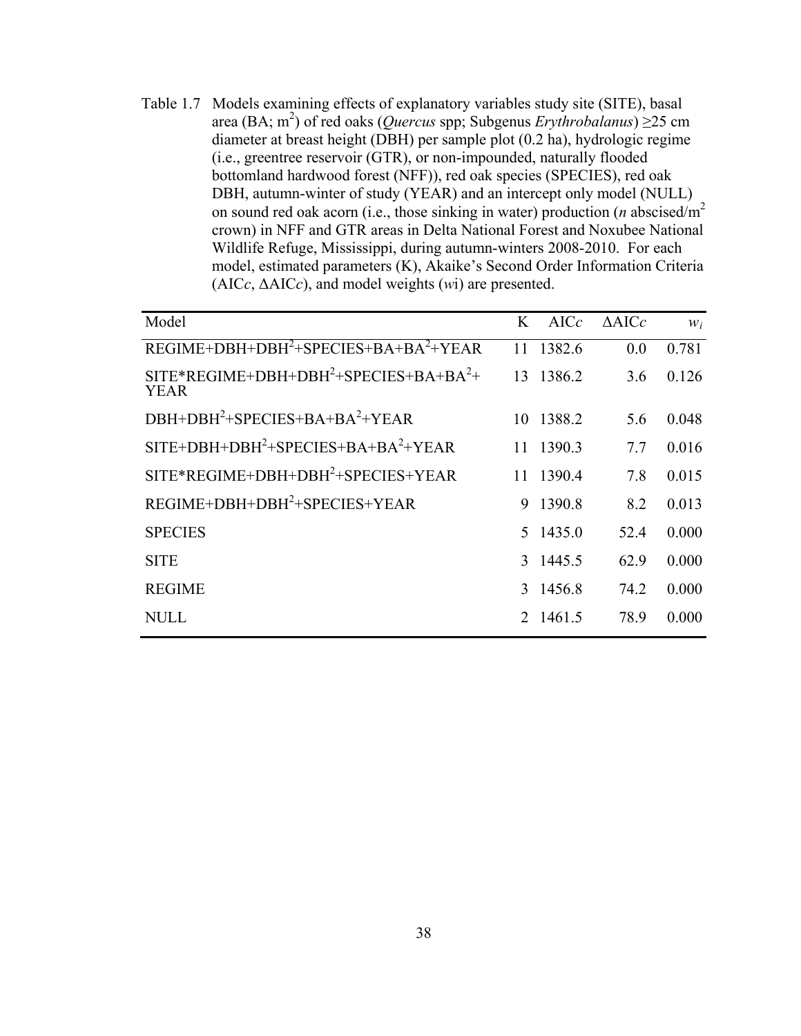Table 1.7 Models examining effects of explanatory variables study site (SITE), basal area (BA; $m^2$) of red oaks (*Quercus* spp; Subgenus *Erythrobalanus*) ≥25 cm diameter at breast height (DBH) per sample plot (0.2 ha), hydrologic regime (i.e., greentree reservoir (GTR), or non-impounded, naturally flooded bottomland hardwood forest (NFF)), red oak species (SPECIES), red oak DBH, autumn-winter of study (YEAR) and an intercept only model (NULL) on sound red oak acorn (i.e., those sinking in water) production (*n* abscised/$m^2$ crown) in NFF and GTR areas in Delta National Forest and Noxubee National Wildlife Refuge, Mississippi, during autumn-winters 2008-2010. For each model, estimated parameters (K), Akaike's Second Order Information Criteria (AIC*c*, ΔAIC*c*), and model weights (*w*i) are presented.

| Model | K | AIC*c* | ΔAIC*c* | $w_i$ |
|---|---|---|---|---|
| REGIME+DBH+$DBH^2$+SPECIES+BA+$BA^2$+YEAR | 11 | 1382.6 | 0.0 | 0.781 |
| SITE*REGIME+DBH+$DBH^2$+SPECIES+BA+$BA^2$+ YEAR | 13 | 1386.2 | 3.6 | 0.126 |
| DBH+$DBH^2$+SPECIES+BA+$BA^2$+YEAR | 10 | 1388.2 | 5.6 | 0.048 |
| SITE+DBH+$DBH^2$+SPECIES+BA+$BA^2$+YEAR | 11 | 1390.3 | 7.7 | 0.016 |
| SITE*REGIME+DBH+$DBH^2$+SPECIES+YEAR | 11 | 1390.4 | 7.8 | 0.015 |
| REGIME+DBH+$DBH^2$+SPECIES+YEAR | 9 | 1390.8 | 8.2 | 0.013 |
| SPECIES | 5 | 1435.0 | 52.4 | 0.000 |
| SITE | 3 | 1445.5 | 62.9 | 0.000 |
| REGIME | 3 | 1456.8 | 74.2 | 0.000 |
| NULL | 2 | 1461.5 | 78.9 | 0.000 |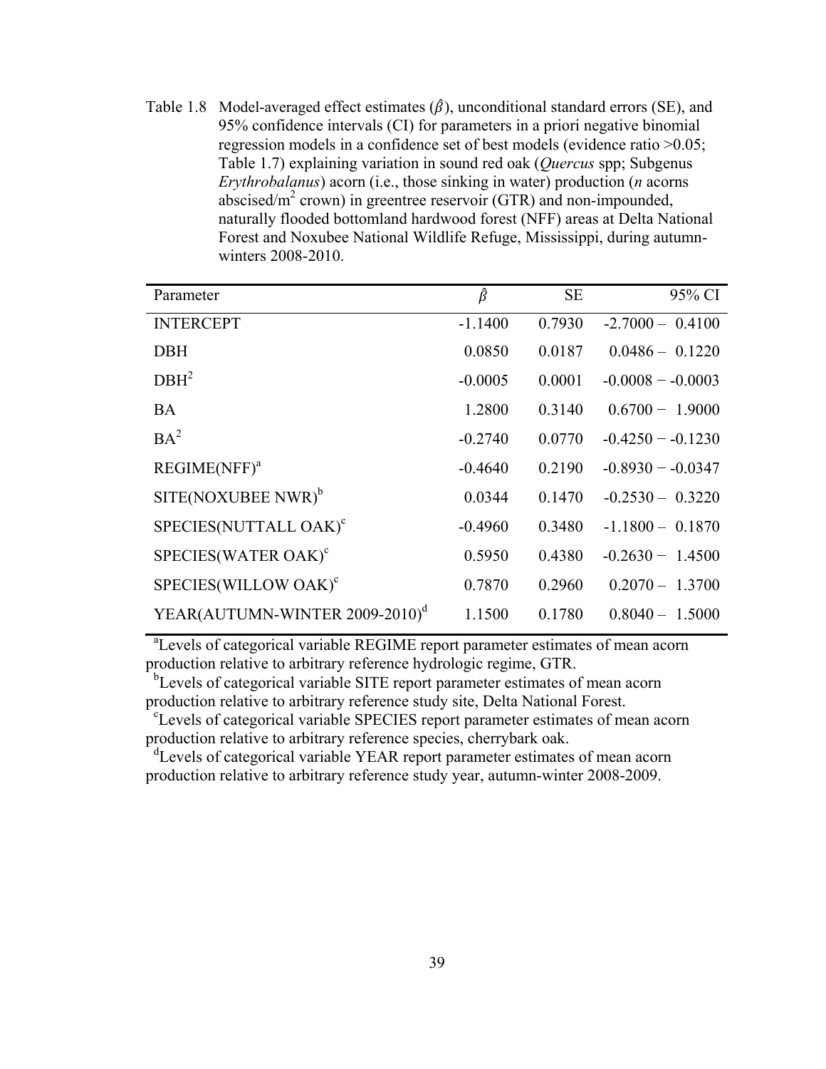Table 1.8 Model-averaged effect estimates ($\hat{\beta}$), unconditional standard errors (SE), and 95% confidence intervals (CI) for parameters in a priori negative binomial regression models in a confidence set of best models (evidence ratio >0.05; Table 1.7) explaining variation in sound red oak (*Quercus* spp; Subgenus *Erythrobalanus*) acorn (i.e., those sinking in water) production (*n* acorns abscised/$m^2$ crown) in greentree reservoir (GTR) and non-impounded, naturally flooded bottomland hardwood forest (NFF) areas at Delta National Forest and Noxubee National Wildlife Refuge, Mississippi, during autumn-winters 2008-2010.

| Parameter | $\hat{\beta}$ | SE | 95% CI |
|---|---|---|---|
| INTERCEPT | -1.1400 | 0.7930 | -2.7000 – 0.4100 |
| DBH | 0.0850 | 0.0187 | 0.0486 – 0.1220 |
| $DBH^2$ | -0.0005 | 0.0001 | -0.0008 − -0.0003 |
| BA | 1.2800 | 0.3140 | 0.6700 − 1.9000 |
| $BA^2$ | -0.2740 | 0.0770 | -0.4250 − -0.1230 |
| REGIME(NFF)[a] | -0.4640 | 0.2190 | -0.8930 − -0.0347 |
| SITE(NOXUBEE NWR)[b] | 0.0344 | 0.1470 | -0.2530 – 0.3220 |
| SPECIES(NUTTALL OAK)[c] | -0.4960 | 0.3480 | -1.1800 – 0.1870 |
| SPECIES(WATER OAK)[c] | 0.5950 | 0.4380 | -0.2630 − 1.4500 |
| SPECIES(WILLOW OAK)[c] | 0.7870 | 0.2960 | 0.2070 – 1.3700 |
| YEAR(AUTUMN-WINTER 2009-2010)[d] | 1.1500 | 0.1780 | 0.8040 – 1.5000 |

[a]Levels of categorical variable REGIME report parameter estimates of mean acorn production relative to arbitrary reference hydrologic regime, GTR.
[b]Levels of categorical variable SITE report parameter estimates of mean acorn production relative to arbitrary reference study site, Delta National Forest.
[c]Levels of categorical variable SPECIES report parameter estimates of mean acorn production relative to arbitrary reference species, cherrybark oak.
[d]Levels of categorical variable YEAR report parameter estimates of mean acorn production relative to arbitrary reference study year, autumn-winter 2008-2009.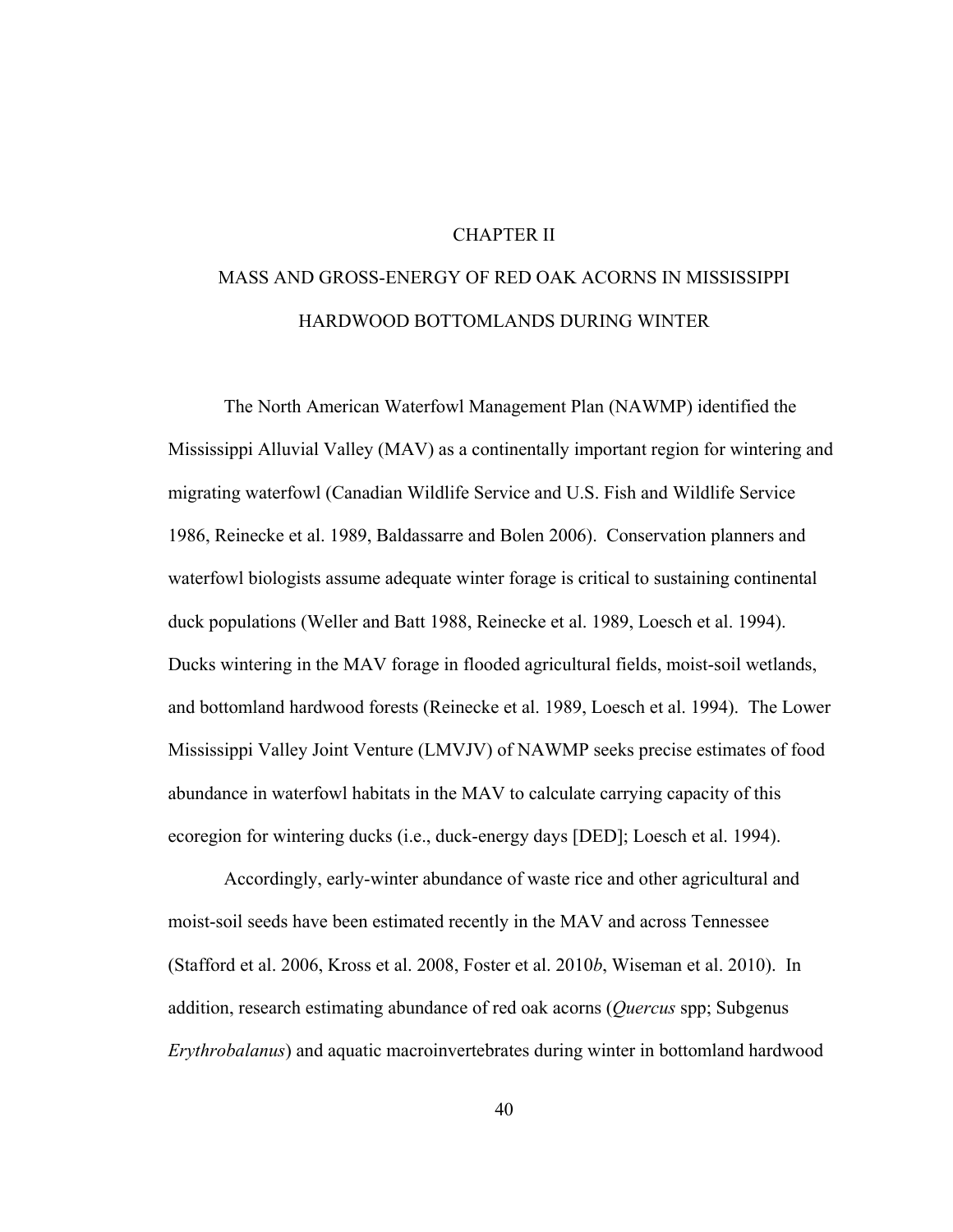# CHAPTER II

# MASS AND GROSS-ENERGY OF RED OAK ACORNS IN MISSISSIPPI HARDWOOD BOTTOMLANDS DURING WINTER

The North American Waterfowl Management Plan (NAWMP) identified the Mississippi Alluvial Valley (MAV) as a continentally important region for wintering and migrating waterfowl (Canadian Wildlife Service and U.S. Fish and Wildlife Service 1986, Reinecke et al. 1989, Baldassarre and Bolen 2006). Conservation planners and waterfowl biologists assume adequate winter forage is critical to sustaining continental duck populations (Weller and Batt 1988, Reinecke et al. 1989, Loesch et al. 1994). Ducks wintering in the MAV forage in flooded agricultural fields, moist-soil wetlands, and bottomland hardwood forests (Reinecke et al. 1989, Loesch et al. 1994). The Lower Mississippi Valley Joint Venture (LMVJV) of NAWMP seeks precise estimates of food abundance in waterfowl habitats in the MAV to calculate carrying capacity of this ecoregion for wintering ducks (i.e., duck-energy days [DED]; Loesch et al. 1994).

Accordingly, early-winter abundance of waste rice and other agricultural and moist-soil seeds have been estimated recently in the MAV and across Tennessee (Stafford et al. 2006, Kross et al. 2008, Foster et al. 2010*b*, Wiseman et al. 2010). In addition, research estimating abundance of red oak acorns (*Quercus* spp; Subgenus *Erythrobalanus*) and aquatic macroinvertebrates during winter in bottomland hardwood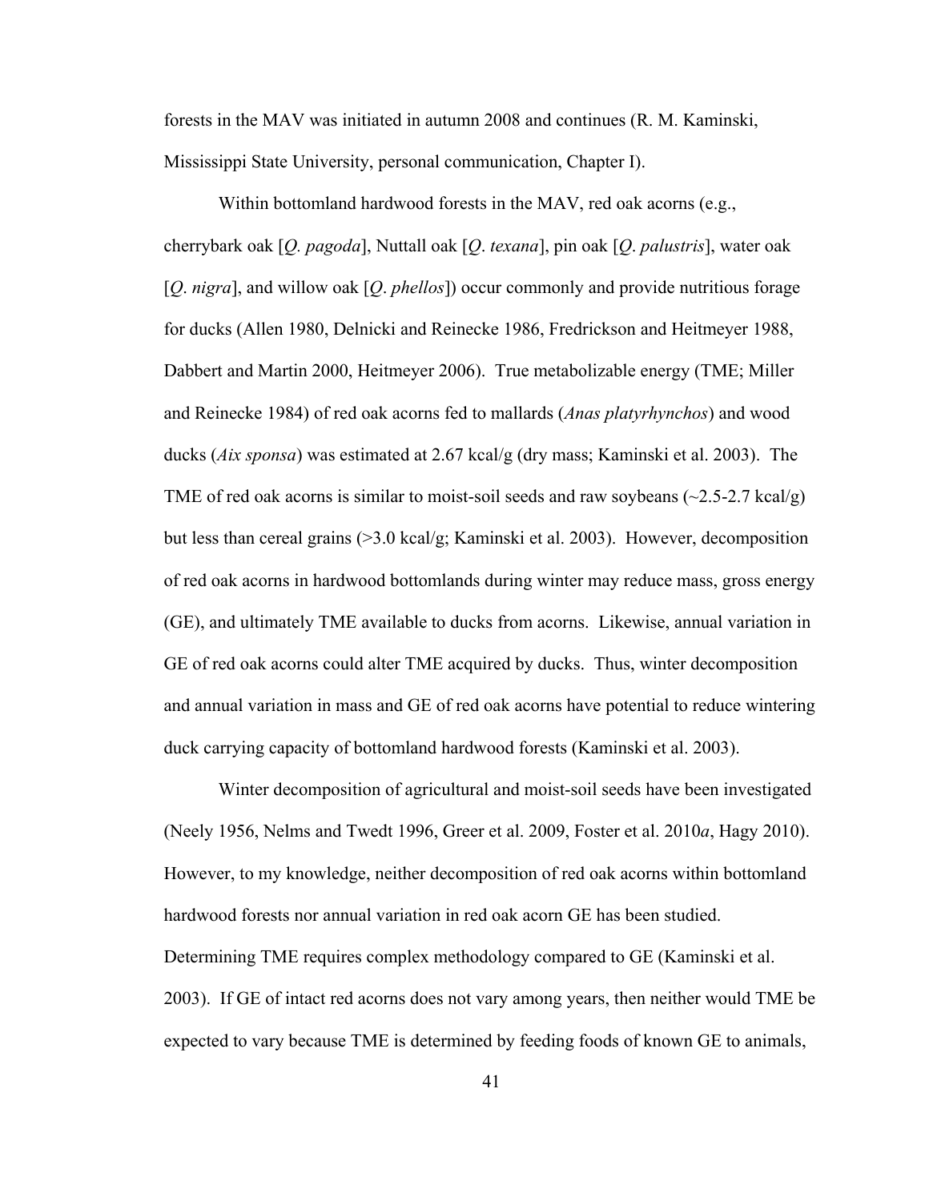forests in the MAV was initiated in autumn 2008 and continues (R. M. Kaminski, Mississippi State University, personal communication, Chapter I).

Within bottomland hardwood forests in the MAV, red oak acorns (e.g., cherrybark oak [*Q. pagoda*], Nuttall oak [*Q*. *texana*], pin oak [*Q*. *palustris*], water oak [*Q*. *nigra*], and willow oak [*Q*. *phellos*]) occur commonly and provide nutritious forage for ducks (Allen 1980, Delnicki and Reinecke 1986, Fredrickson and Heitmeyer 1988, Dabbert and Martin 2000, Heitmeyer 2006). True metabolizable energy (TME; Miller and Reinecke 1984) of red oak acorns fed to mallards (*Anas platyrhynchos*) and wood ducks (*Aix sponsa*) was estimated at 2.67 kcal/g (dry mass; Kaminski et al. 2003). The TME of red oak acorns is similar to moist-soil seeds and raw soybeans (~2.5-2.7 kcal/g) but less than cereal grains (>3.0 kcal/g; Kaminski et al. 2003). However, decomposition of red oak acorns in hardwood bottomlands during winter may reduce mass, gross energy (GE), and ultimately TME available to ducks from acorns. Likewise, annual variation in GE of red oak acorns could alter TME acquired by ducks. Thus, winter decomposition and annual variation in mass and GE of red oak acorns have potential to reduce wintering duck carrying capacity of bottomland hardwood forests (Kaminski et al. 2003).

Winter decomposition of agricultural and moist-soil seeds have been investigated (Neely 1956, Nelms and Twedt 1996, Greer et al. 2009, Foster et al. 2010*a*, Hagy 2010). However, to my knowledge, neither decomposition of red oak acorns within bottomland hardwood forests nor annual variation in red oak acorn GE has been studied. Determining TME requires complex methodology compared to GE (Kaminski et al. 2003). If GE of intact red acorns does not vary among years, then neither would TME be expected to vary because TME is determined by feeding foods of known GE to animals,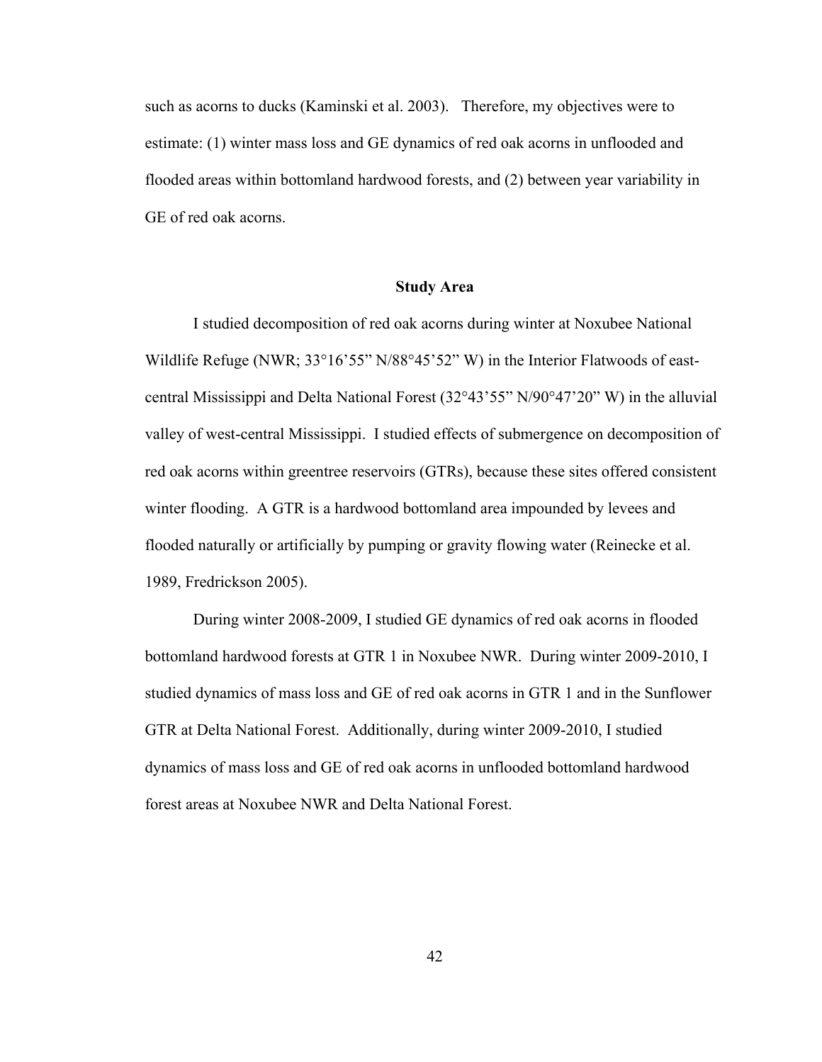such as acorns to ducks (Kaminski et al. 2003). Therefore, my objectives were to estimate: (1) winter mass loss and GE dynamics of red oak acorns in unflooded and flooded areas within bottomland hardwood forests, and (2) between year variability in GE of red oak acorns.

## Study Area

I studied decomposition of red oak acorns during winter at Noxubee National Wildlife Refuge (NWR; 33°16’55” N/88°45’52” W) in the Interior Flatwoods of east-central Mississippi and Delta National Forest (32°43’55” N/90°47’20” W) in the alluvial valley of west-central Mississippi. I studied effects of submergence on decomposition of red oak acorns within greentree reservoirs (GTRs), because these sites offered consistent winter flooding. A GTR is a hardwood bottomland area impounded by levees and flooded naturally or artificially by pumping or gravity flowing water (Reinecke et al. 1989, Fredrickson 2005).

During winter 2008-2009, I studied GE dynamics of red oak acorns in flooded bottomland hardwood forests at GTR 1 in Noxubee NWR. During winter 2009-2010, I studied dynamics of mass loss and GE of red oak acorns in GTR 1 and in the Sunflower GTR at Delta National Forest. Additionally, during winter 2009-2010, I studied dynamics of mass loss and GE of red oak acorns in unflooded bottomland hardwood forest areas at Noxubee NWR and Delta National Forest.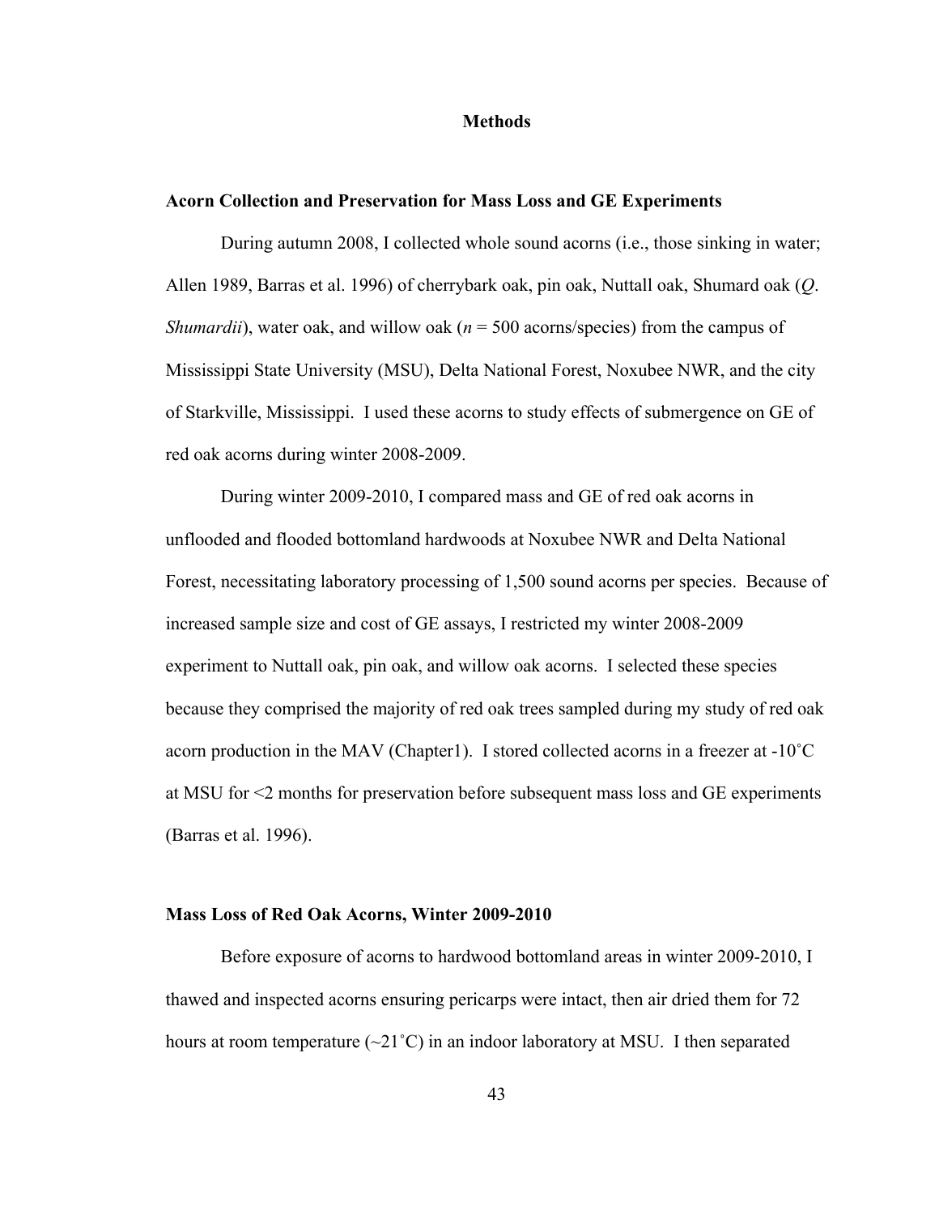## Methods

### Acorn Collection and Preservation for Mass Loss and GE Experiments

During autumn 2008, I collected whole sound acorns (i.e., those sinking in water; Allen 1989, Barras et al. 1996) of cherrybark oak, pin oak, Nuttall oak, Shumard oak (*Q. Shumardii*), water oak, and willow oak (*n* = 500 acorns/species) from the campus of Mississippi State University (MSU), Delta National Forest, Noxubee NWR, and the city of Starkville, Mississippi. I used these acorns to study effects of submergence on GE of red oak acorns during winter 2008-2009.

During winter 2009-2010, I compared mass and GE of red oak acorns in unflooded and flooded bottomland hardwoods at Noxubee NWR and Delta National Forest, necessitating laboratory processing of 1,500 sound acorns per species. Because of increased sample size and cost of GE assays, I restricted my winter 2008-2009 experiment to Nuttall oak, pin oak, and willow oak acorns. I selected these species because they comprised the majority of red oak trees sampled during my study of red oak acorn production in the MAV (Chapter1). I stored collected acorns in a freezer at -10˚C at MSU for <2 months for preservation before subsequent mass loss and GE experiments (Barras et al. 1996).

### Mass Loss of Red Oak Acorns, Winter 2009-2010

Before exposure of acorns to hardwood bottomland areas in winter 2009-2010, I thawed and inspected acorns ensuring pericarps were intact, then air dried them for 72 hours at room temperature (~21˚C) in an indoor laboratory at MSU. I then separated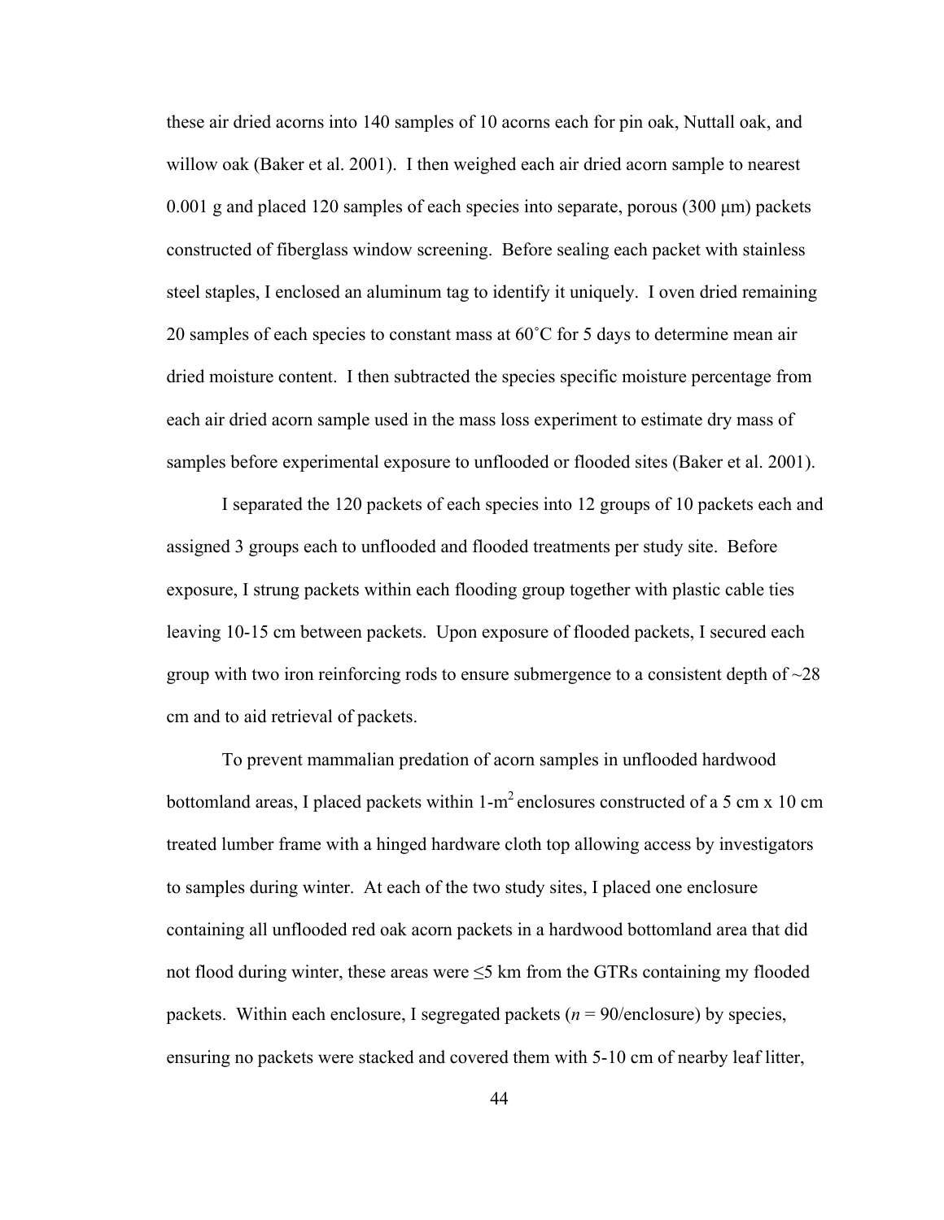these air dried acorns into 140 samples of 10 acorns each for pin oak, Nuttall oak, and willow oak (Baker et al. 2001). I then weighed each air dried acorn sample to nearest 0.001 g and placed 120 samples of each species into separate, porous (300 μm) packets constructed of fiberglass window screening. Before sealing each packet with stainless steel staples, I enclosed an aluminum tag to identify it uniquely. I oven dried remaining 20 samples of each species to constant mass at 60˚C for 5 days to determine mean air dried moisture content. I then subtracted the species specific moisture percentage from each air dried acorn sample used in the mass loss experiment to estimate dry mass of samples before experimental exposure to unflooded or flooded sites (Baker et al. 2001).

I separated the 120 packets of each species into 12 groups of 10 packets each and assigned 3 groups each to unflooded and flooded treatments per study site. Before exposure, I strung packets within each flooding group together with plastic cable ties leaving 10-15 cm between packets. Upon exposure of flooded packets, I secured each group with two iron reinforcing rods to ensure submergence to a consistent depth of ~28 cm and to aid retrieval of packets.

To prevent mammalian predation of acorn samples in unflooded hardwood bottomland areas, I placed packets within 1-$m^2$ enclosures constructed of a 5 cm x 10 cm treated lumber frame with a hinged hardware cloth top allowing access by investigators to samples during winter. At each of the two study sites, I placed one enclosure containing all unflooded red oak acorn packets in a hardwood bottomland area that did not flood during winter, these areas were ≤5 km from the GTRs containing my flooded packets. Within each enclosure, I segregated packets (*n* = 90/enclosure) by species, ensuring no packets were stacked and covered them with 5-10 cm of nearby leaf litter,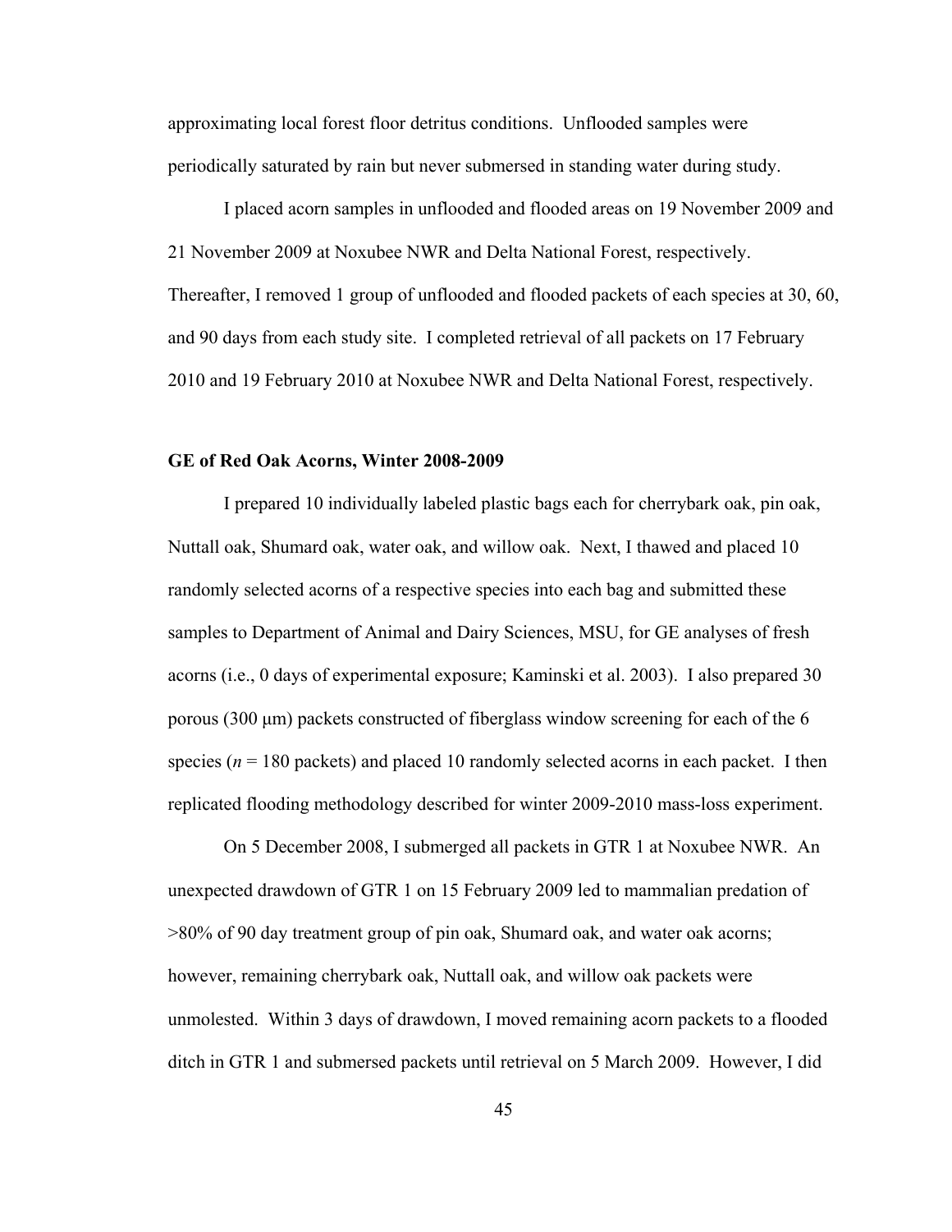approximating local forest floor detritus conditions. Unflooded samples were periodically saturated by rain but never submersed in standing water during study.

I placed acorn samples in unflooded and flooded areas on 19 November 2009 and 21 November 2009 at Noxubee NWR and Delta National Forest, respectively. Thereafter, I removed 1 group of unflooded and flooded packets of each species at 30, 60, and 90 days from each study site. I completed retrieval of all packets on 17 February 2010 and 19 February 2010 at Noxubee NWR and Delta National Forest, respectively.

**GE of Red Oak Acorns, Winter 2008-2009**

I prepared 10 individually labeled plastic bags each for cherrybark oak, pin oak, Nuttall oak, Shumard oak, water oak, and willow oak. Next, I thawed and placed 10 randomly selected acorns of a respective species into each bag and submitted these samples to Department of Animal and Dairy Sciences, MSU, for GE analyses of fresh acorns (i.e., 0 days of experimental exposure; Kaminski et al. 2003). I also prepared 30 porous (300 μm) packets constructed of fiberglass window screening for each of the 6 species ($n$ = 180 packets) and placed 10 randomly selected acorns in each packet. I then replicated flooding methodology described for winter 2009-2010 mass-loss experiment.

On 5 December 2008, I submerged all packets in GTR 1 at Noxubee NWR. An unexpected drawdown of GTR 1 on 15 February 2009 led to mammalian predation of >80% of 90 day treatment group of pin oak, Shumard oak, and water oak acorns; however, remaining cherrybark oak, Nuttall oak, and willow oak packets were unmolested. Within 3 days of drawdown, I moved remaining acorn packets to a flooded ditch in GTR 1 and submersed packets until retrieval on 5 March 2009. However, I did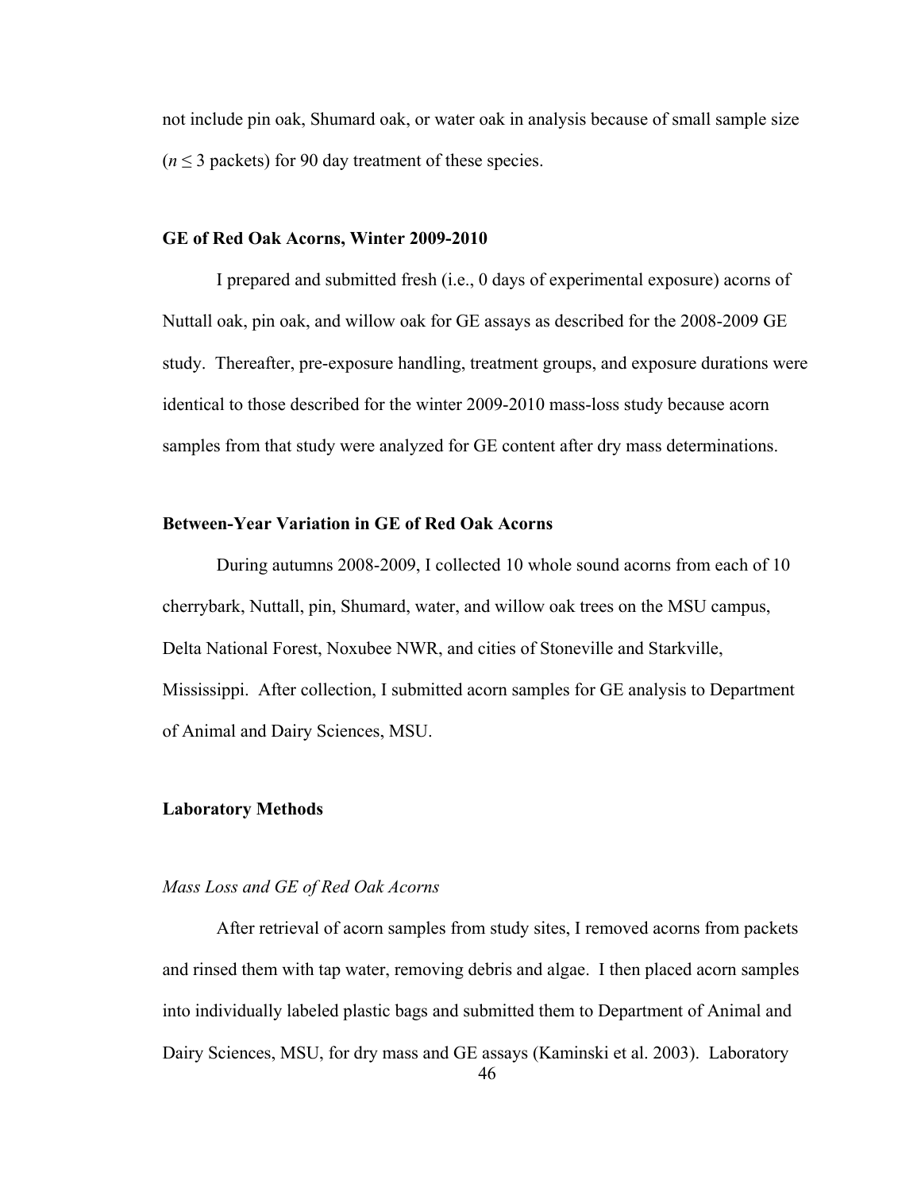not include pin oak, Shumard oak, or water oak in analysis because of small sample size ($n \leq 3$ packets) for 90 day treatment of these species.

### GE of Red Oak Acorns, Winter 2009-2010

I prepared and submitted fresh (i.e., 0 days of experimental exposure) acorns of Nuttall oak, pin oak, and willow oak for GE assays as described for the 2008-2009 GE study. Thereafter, pre-exposure handling, treatment groups, and exposure durations were identical to those described for the winter 2009-2010 mass-loss study because acorn samples from that study were analyzed for GE content after dry mass determinations.

### Between-Year Variation in GE of Red Oak Acorns

During autumns 2008-2009, I collected 10 whole sound acorns from each of 10 cherrybark, Nuttall, pin, Shumard, water, and willow oak trees on the MSU campus, Delta National Forest, Noxubee NWR, and cities of Stoneville and Starkville, Mississippi. After collection, I submitted acorn samples for GE analysis to Department of Animal and Dairy Sciences, MSU.

### Laboratory Methods

#### *Mass Loss and GE of Red Oak Acorns*

After retrieval of acorn samples from study sites, I removed acorns from packets and rinsed them with tap water, removing debris and algae. I then placed acorn samples into individually labeled plastic bags and submitted them to Department of Animal and Dairy Sciences, MSU, for dry mass and GE assays (Kaminski et al. 2003). Laboratory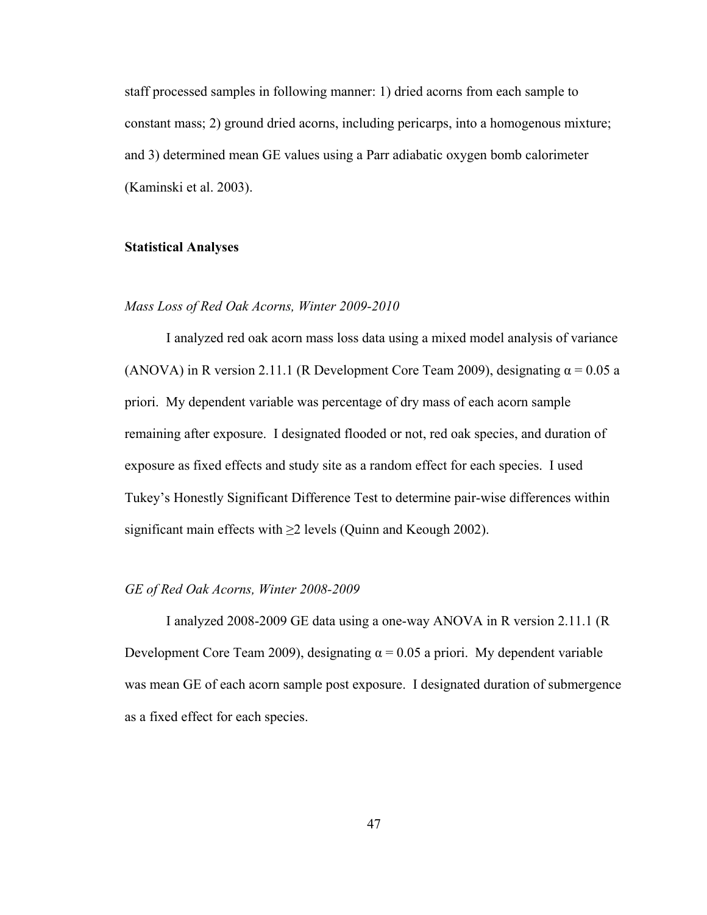staff processed samples in following manner: 1) dried acorns from each sample to constant mass; 2) ground dried acorns, including pericarps, into a homogenous mixture; and 3) determined mean GE values using a Parr adiabatic oxygen bomb calorimeter (Kaminski et al. 2003).

## Statistical Analyses

### *Mass Loss of Red Oak Acorns, Winter 2009-2010*

I analyzed red oak acorn mass loss data using a mixed model analysis of variance (ANOVA) in R version 2.11.1 (R Development Core Team 2009), designating $\alpha = 0.05$ a priori. My dependent variable was percentage of dry mass of each acorn sample remaining after exposure. I designated flooded or not, red oak species, and duration of exposure as fixed effects and study site as a random effect for each species. I used Tukey's Honestly Significant Difference Test to determine pair-wise differences within significant main effects with $\geq 2$ levels (Quinn and Keough 2002).

### *GE of Red Oak Acorns, Winter 2008-2009*

I analyzed 2008-2009 GE data using a one-way ANOVA in R version 2.11.1 (R Development Core Team 2009), designating $\alpha = 0.05$ a priori. My dependent variable was mean GE of each acorn sample post exposure. I designated duration of submergence as a fixed effect for each species.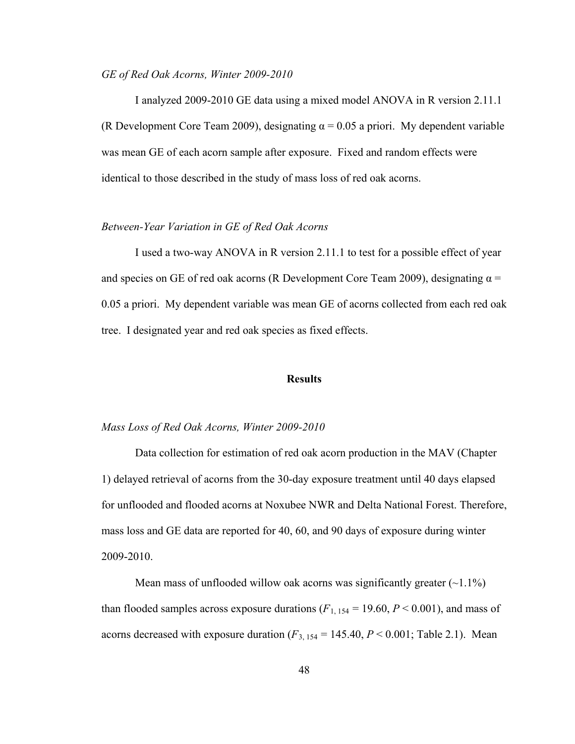*GE of Red Oak Acorns, Winter 2009-2010*

I analyzed 2009-2010 GE data using a mixed model ANOVA in R version 2.11.1 (R Development Core Team 2009), designating $\alpha = 0.05$ a priori. My dependent variable was mean GE of each acorn sample after exposure. Fixed and random effects were identical to those described in the study of mass loss of red oak acorns.

*Between-Year Variation in GE of Red Oak Acorns*

I used a two-way ANOVA in R version 2.11.1 to test for a possible effect of year and species on GE of red oak acorns (R Development Core Team 2009), designating $\alpha = 0.05$ a priori. My dependent variable was mean GE of acorns collected from each red oak tree. I designated year and red oak species as fixed effects.

## Results

*Mass Loss of Red Oak Acorns, Winter 2009-2010*

Data collection for estimation of red oak acorn production in the MAV (Chapter 1) delayed retrieval of acorns from the 30-day exposure treatment until 40 days elapsed for unflooded and flooded acorns at Noxubee NWR and Delta National Forest. Therefore, mass loss and GE data are reported for 40, 60, and 90 days of exposure during winter 2009-2010.

Mean mass of unflooded willow oak acorns was significantly greater (~1.1%) than flooded samples across exposure durations ($F_{1, 154} = 19.60$, $P < 0.001$), and mass of acorns decreased with exposure duration ($F_{3, 154} = 145.40$, $P < 0.001$; Table 2.1). Mean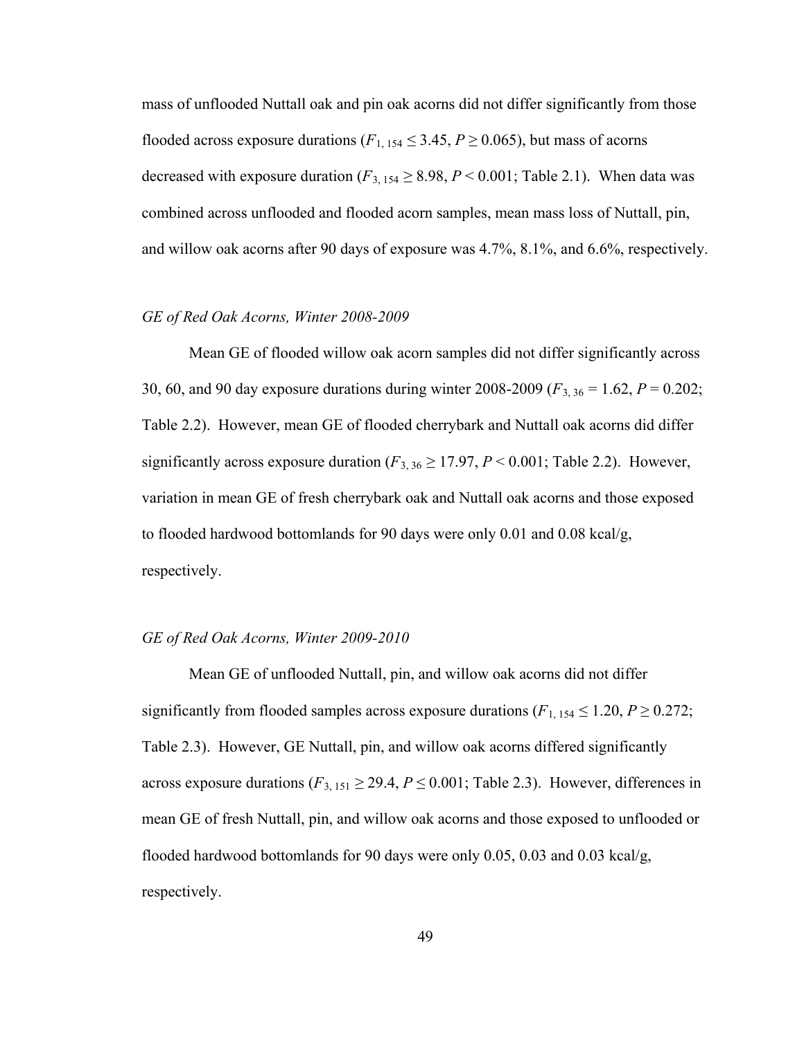mass of unflooded Nuttall oak and pin oak acorns did not differ significantly from those flooded across exposure durations ($F_{1,\,154} \leq 3.45$, $P \geq 0.065$), but mass of acorns decreased with exposure duration ($F_{3,\,154} \geq 8.98$, $P < 0.001$; Table 2.1). When data was combined across unflooded and flooded acorn samples, mean mass loss of Nuttall, pin, and willow oak acorns after 90 days of exposure was 4.7%, 8.1%, and 6.6%, respectively.

### *GE of Red Oak Acorns, Winter 2008-2009*

Mean GE of flooded willow oak acorn samples did not differ significantly across 30, 60, and 90 day exposure durations during winter 2008-2009 ($F_{3,\,36} = 1.62$, $P = 0.202$; Table 2.2). However, mean GE of flooded cherrybark and Nuttall oak acorns did differ significantly across exposure duration ($F_{3,\,36} \geq 17.97$, $P < 0.001$; Table 2.2). However, variation in mean GE of fresh cherrybark oak and Nuttall oak acorns and those exposed to flooded hardwood bottomlands for 90 days were only 0.01 and 0.08 kcal/g, respectively.

### *GE of Red Oak Acorns, Winter 2009-2010*

Mean GE of unflooded Nuttall, pin, and willow oak acorns did not differ significantly from flooded samples across exposure durations ($F_{1,\,154} \leq 1.20$, $P \geq 0.272$; Table 2.3). However, GE Nuttall, pin, and willow oak acorns differed significantly across exposure durations ($F_{3,\,151} \geq 29.4$, $P \leq 0.001$; Table 2.3). However, differences in mean GE of fresh Nuttall, pin, and willow oak acorns and those exposed to unflooded or flooded hardwood bottomlands for 90 days were only 0.05, 0.03 and 0.03 kcal/g, respectively.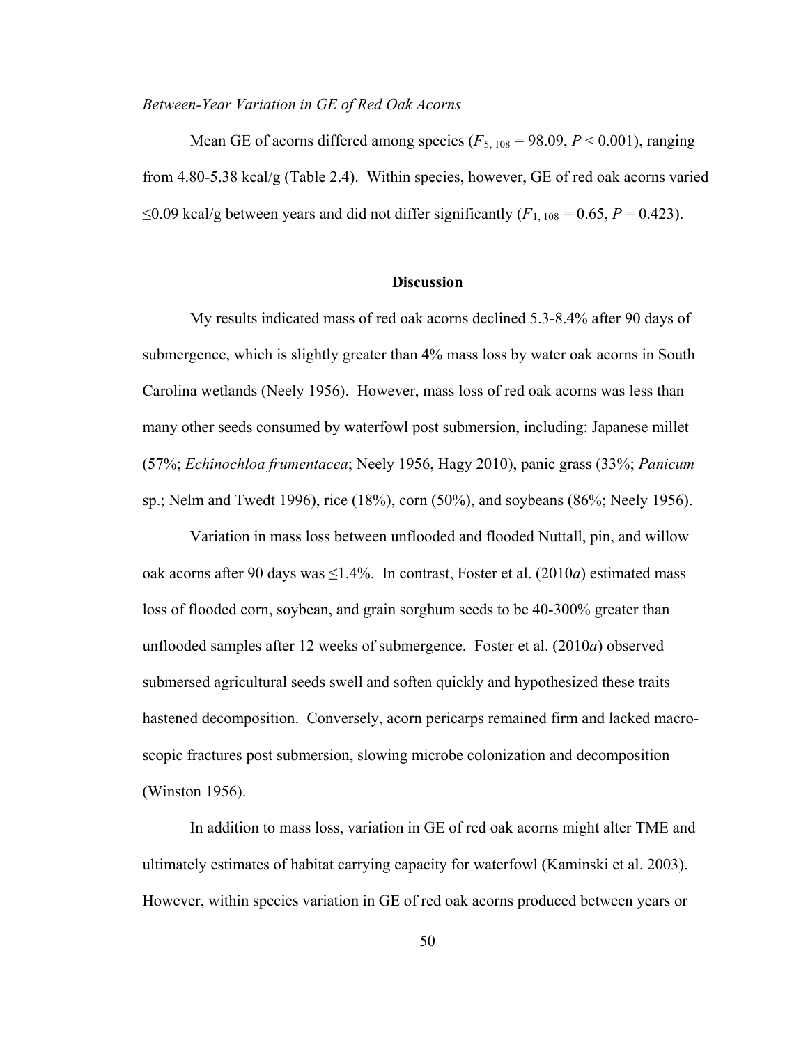*Between-Year Variation in GE of Red Oak Acorns*

Mean GE of acorns differed among species ($F_{5, 108} = 98.09$, $P < 0.001$), ranging from 4.80-5.38 kcal/g (Table 2.4). Within species, however, GE of red oak acorns varied ≤0.09 kcal/g between years and did not differ significantly ($F_{1, 108} = 0.65$, $P = 0.423$).

## Discussion

My results indicated mass of red oak acorns declined 5.3-8.4% after 90 days of submergence, which is slightly greater than 4% mass loss by water oak acorns in South Carolina wetlands (Neely 1956). However, mass loss of red oak acorns was less than many other seeds consumed by waterfowl post submersion, including: Japanese millet (57%; *Echinochloa frumentacea*; Neely 1956, Hagy 2010), panic grass (33%; *Panicum* sp.; Nelm and Twedt 1996), rice (18%), corn (50%), and soybeans (86%; Neely 1956).

Variation in mass loss between unflooded and flooded Nuttall, pin, and willow oak acorns after 90 days was ≤1.4%. In contrast, Foster et al. (2010*a*) estimated mass loss of flooded corn, soybean, and grain sorghum seeds to be 40-300% greater than unflooded samples after 12 weeks of submergence. Foster et al. (2010*a*) observed submersed agricultural seeds swell and soften quickly and hypothesized these traits hastened decomposition. Conversely, acorn pericarps remained firm and lacked macro-scopic fractures post submersion, slowing microbe colonization and decomposition (Winston 1956).

In addition to mass loss, variation in GE of red oak acorns might alter TME and ultimately estimates of habitat carrying capacity for waterfowl (Kaminski et al. 2003). However, within species variation in GE of red oak acorns produced between years or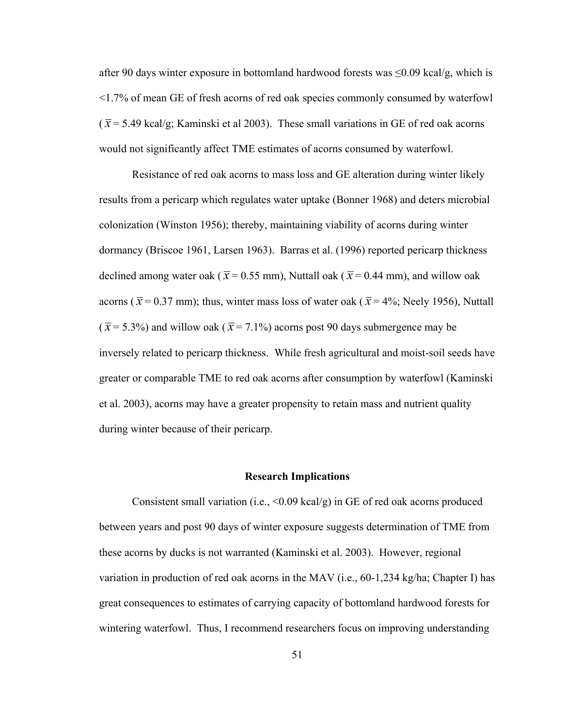after 90 days winter exposure in bottomland hardwood forests was ≤0.09 kcal/g, which is <1.7% of mean GE of fresh acorns of red oak species commonly consumed by waterfowl ($\bar{x}$ = 5.49 kcal/g; Kaminski et al 2003). These small variations in GE of red oak acorns would not significantly affect TME estimates of acorns consumed by waterfowl.

Resistance of red oak acorns to mass loss and GE alteration during winter likely results from a pericarp which regulates water uptake (Bonner 1968) and deters microbial colonization (Winston 1956); thereby, maintaining viability of acorns during winter dormancy (Briscoe 1961, Larsen 1963). Barras et al. (1996) reported pericarp thickness declined among water oak ($\bar{x}$ = 0.55 mm), Nuttall oak ($\bar{x}$ = 0.44 mm), and willow oak acorns ($\bar{x}$ = 0.37 mm); thus, winter mass loss of water oak ($\bar{x}$ = 4%; Neely 1956), Nuttall ($\bar{x}$ = 5.3%) and willow oak ($\bar{x}$ = 7.1%) acorns post 90 days submergence may be inversely related to pericarp thickness. While fresh agricultural and moist-soil seeds have greater or comparable TME to red oak acorns after consumption by waterfowl (Kaminski et al. 2003), acorns may have a greater propensity to retain mass and nutrient quality during winter because of their pericarp.

## Research Implications

Consistent small variation (i.e., <0.09 kcal/g) in GE of red oak acorns produced between years and post 90 days of winter exposure suggests determination of TME from these acorns by ducks is not warranted (Kaminski et al. 2003). However, regional variation in production of red oak acorns in the MAV (i.e., 60-1,234 kg/ha; Chapter I) has great consequences to estimates of carrying capacity of bottomland hardwood forests for wintering waterfowl. Thus, I recommend researchers focus on improving understanding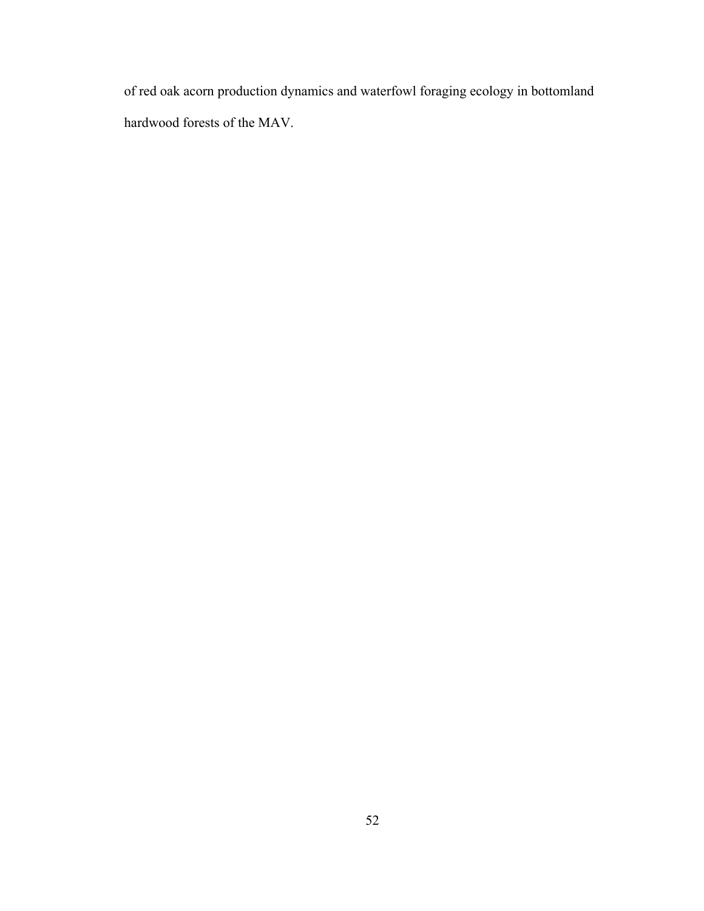of red oak acorn production dynamics and waterfowl foraging ecology in bottomland hardwood forests of the MAV.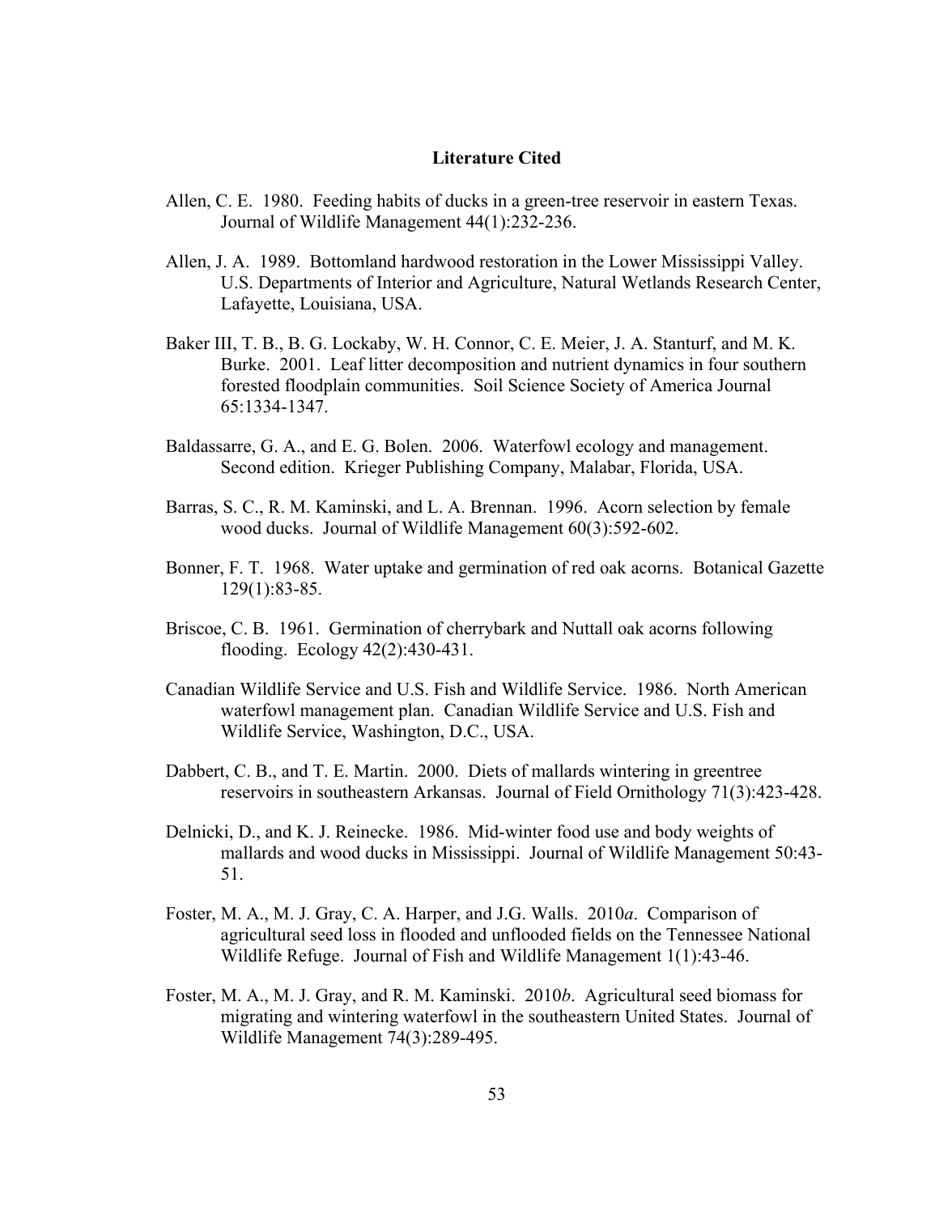## Literature Cited

Allen, C. E. 1980. Feeding habits of ducks in a green-tree reservoir in eastern Texas. Journal of Wildlife Management 44(1):232-236.

Allen, J. A. 1989. Bottomland hardwood restoration in the Lower Mississippi Valley. U.S. Departments of Interior and Agriculture, Natural Wetlands Research Center, Lafayette, Louisiana, USA.

Baker III, T. B., B. G. Lockaby, W. H. Connor, C. E. Meier, J. A. Stanturf, and M. K. Burke. 2001. Leaf litter decomposition and nutrient dynamics in four southern forested floodplain communities. Soil Science Society of America Journal 65:1334-1347.

Baldassarre, G. A., and E. G. Bolen. 2006. Waterfowl ecology and management. Second edition. Krieger Publishing Company, Malabar, Florida, USA.

Barras, S. C., R. M. Kaminski, and L. A. Brennan. 1996. Acorn selection by female wood ducks. Journal of Wildlife Management 60(3):592-602.

Bonner, F. T. 1968. Water uptake and germination of red oak acorns. Botanical Gazette 129(1):83-85.

Briscoe, C. B. 1961. Germination of cherrybark and Nuttall oak acorns following flooding. Ecology 42(2):430-431.

Canadian Wildlife Service and U.S. Fish and Wildlife Service. 1986. North American waterfowl management plan. Canadian Wildlife Service and U.S. Fish and Wildlife Service, Washington, D.C., USA.

Dabbert, C. B., and T. E. Martin. 2000. Diets of mallards wintering in greentree reservoirs in southeastern Arkansas. Journal of Field Ornithology 71(3):423-428.

Delnicki, D., and K. J. Reinecke. 1986. Mid-winter food use and body weights of mallards and wood ducks in Mississippi. Journal of Wildlife Management 50:43-51.

Foster, M. A., M. J. Gray, C. A. Harper, and J.G. Walls. 2010*a*. Comparison of agricultural seed loss in flooded and unflooded fields on the Tennessee National Wildlife Refuge. Journal of Fish and Wildlife Management 1(1):43-46.

Foster, M. A., M. J. Gray, and R. M. Kaminski. 2010*b*. Agricultural seed biomass for migrating and wintering waterfowl in the southeastern United States. Journal of Wildlife Management 74(3):289-495.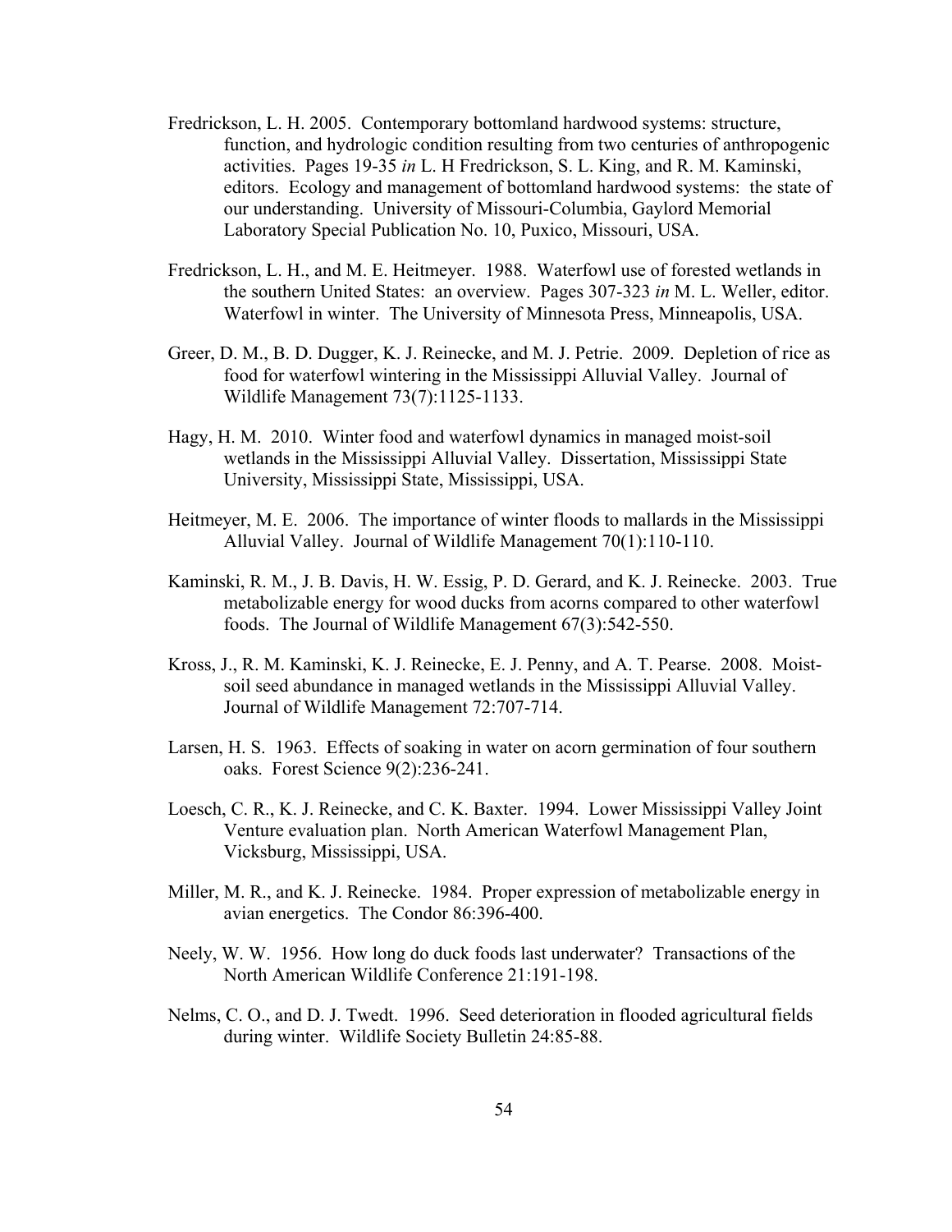Fredrickson, L. H. 2005. Contemporary bottomland hardwood systems: structure, function, and hydrologic condition resulting from two centuries of anthropogenic activities. Pages 19-35 *in* L. H Fredrickson, S. L. King, and R. M. Kaminski, editors. Ecology and management of bottomland hardwood systems: the state of our understanding. University of Missouri-Columbia, Gaylord Memorial Laboratory Special Publication No. 10, Puxico, Missouri, USA.

Fredrickson, L. H., and M. E. Heitmeyer. 1988. Waterfowl use of forested wetlands in the southern United States: an overview. Pages 307-323 *in* M. L. Weller, editor. Waterfowl in winter. The University of Minnesota Press, Minneapolis, USA.

Greer, D. M., B. D. Dugger, K. J. Reinecke, and M. J. Petrie. 2009. Depletion of rice as food for waterfowl wintering in the Mississippi Alluvial Valley. Journal of Wildlife Management 73(7):1125-1133.

Hagy, H. M. 2010. Winter food and waterfowl dynamics in managed moist-soil wetlands in the Mississippi Alluvial Valley. Dissertation, Mississippi State University, Mississippi State, Mississippi, USA.

Heitmeyer, M. E. 2006. The importance of winter floods to mallards in the Mississippi Alluvial Valley. Journal of Wildlife Management 70(1):110-110.

Kaminski, R. M., J. B. Davis, H. W. Essig, P. D. Gerard, and K. J. Reinecke. 2003. True metabolizable energy for wood ducks from acorns compared to other waterfowl foods. The Journal of Wildlife Management 67(3):542-550.

Kross, J., R. M. Kaminski, K. J. Reinecke, E. J. Penny, and A. T. Pearse. 2008. Moist-soil seed abundance in managed wetlands in the Mississippi Alluvial Valley. Journal of Wildlife Management 72:707-714.

Larsen, H. S. 1963. Effects of soaking in water on acorn germination of four southern oaks. Forest Science 9(2):236-241.

Loesch, C. R., K. J. Reinecke, and C. K. Baxter. 1994. Lower Mississippi Valley Joint Venture evaluation plan. North American Waterfowl Management Plan, Vicksburg, Mississippi, USA.

Miller, M. R., and K. J. Reinecke. 1984. Proper expression of metabolizable energy in avian energetics. The Condor 86:396-400.

Neely, W. W. 1956. How long do duck foods last underwater? Transactions of the North American Wildlife Conference 21:191-198.

Nelms, C. O., and D. J. Twedt. 1996. Seed deterioration in flooded agricultural fields during winter. Wildlife Society Bulletin 24:85-88.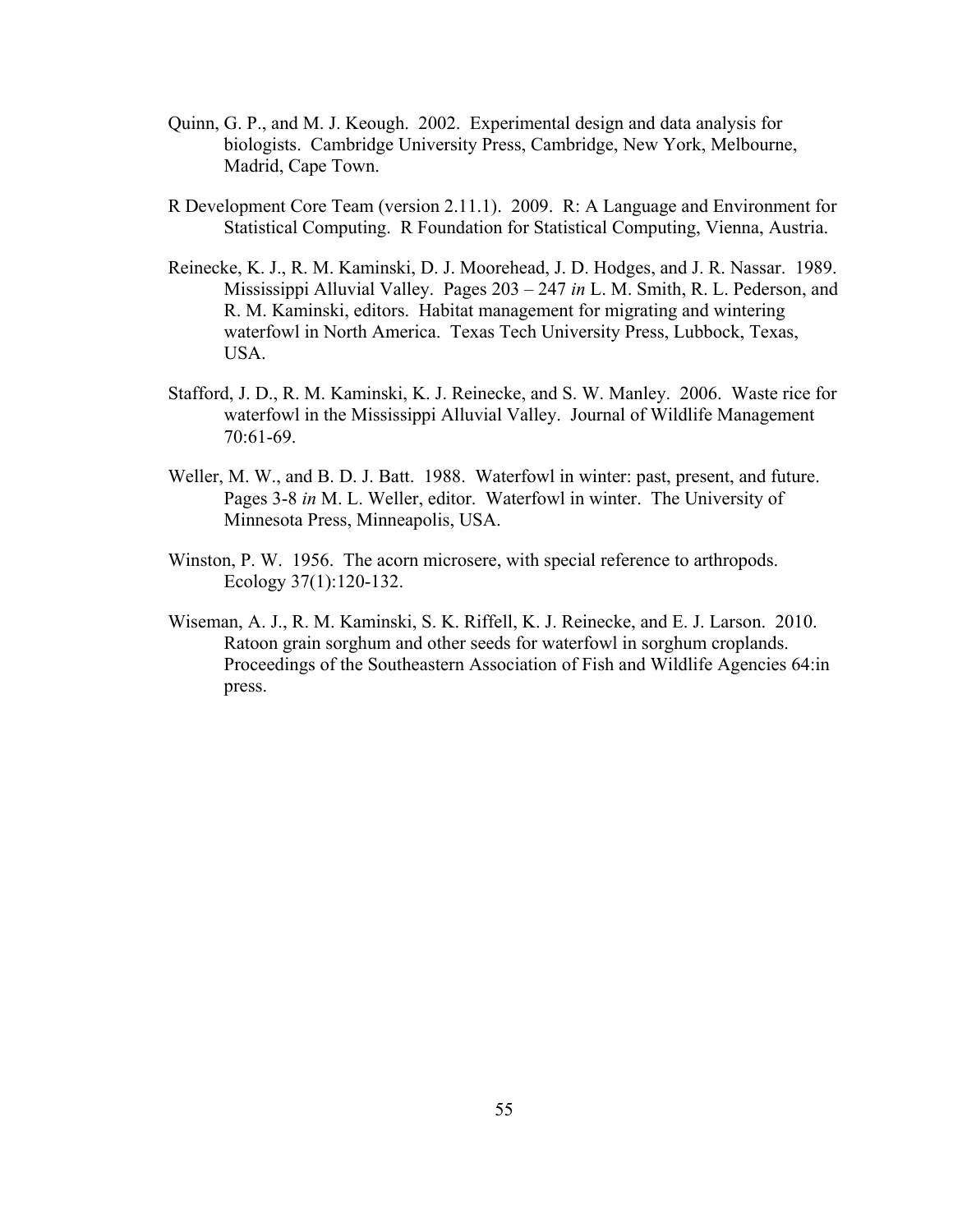Quinn, G. P., and M. J. Keough. 2002. Experimental design and data analysis for biologists. Cambridge University Press, Cambridge, New York, Melbourne, Madrid, Cape Town.

R Development Core Team (version 2.11.1). 2009. R: A Language and Environment for Statistical Computing. R Foundation for Statistical Computing, Vienna, Austria.

Reinecke, K. J., R. M. Kaminski, D. J. Moorehead, J. D. Hodges, and J. R. Nassar. 1989. Mississippi Alluvial Valley. Pages 203 – 247 *in* L. M. Smith, R. L. Pederson, and R. M. Kaminski, editors. Habitat management for migrating and wintering waterfowl in North America. Texas Tech University Press, Lubbock, Texas, USA.

Stafford, J. D., R. M. Kaminski, K. J. Reinecke, and S. W. Manley. 2006. Waste rice for waterfowl in the Mississippi Alluvial Valley. Journal of Wildlife Management 70:61-69.

Weller, M. W., and B. D. J. Batt. 1988. Waterfowl in winter: past, present, and future. Pages 3-8 *in* M. L. Weller, editor. Waterfowl in winter. The University of Minnesota Press, Minneapolis, USA.

Winston, P. W. 1956. The acorn microsere, with special reference to arthropods. Ecology 37(1):120-132.

Wiseman, A. J., R. M. Kaminski, S. K. Riffell, K. J. Reinecke, and E. J. Larson. 2010. Ratoon grain sorghum and other seeds for waterfowl in sorghum croplands. Proceedings of the Southeastern Association of Fish and Wildlife Agencies 64:in press.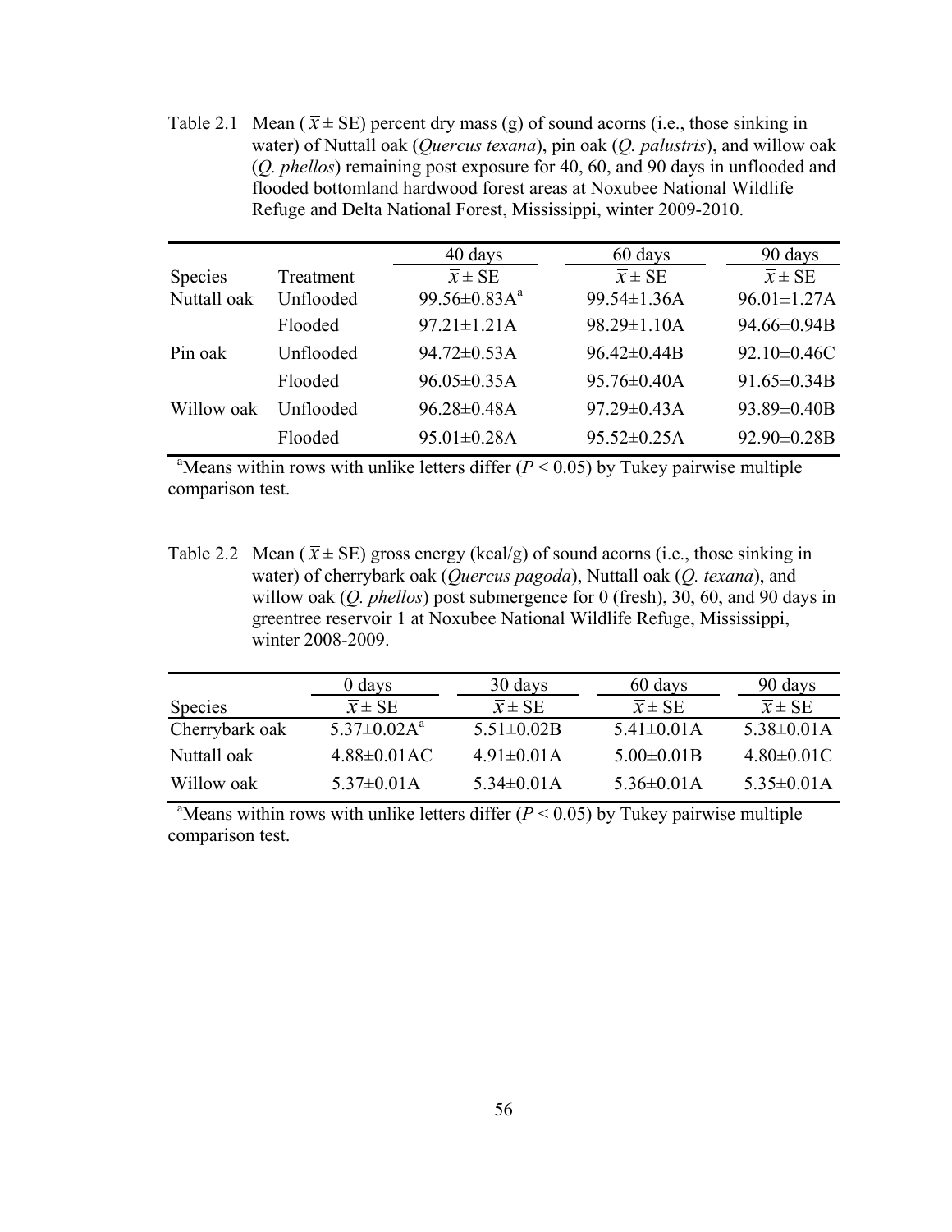Table 2.1 Mean ($\bar{x} \pm$ SE) percent dry mass (g) of sound acorns (i.e., those sinking in water) of Nuttall oak (*Quercus texana*), pin oak (*Q. palustris*), and willow oak (*Q. phellos*) remaining post exposure for 40, 60, and 90 days in unflooded and flooded bottomland hardwood forest areas at Noxubee National Wildlife Refuge and Delta National Forest, Mississippi, winter 2009-2010.

| | | 40 days | 60 days | 90 days |
|---|---|---|---|---|
| Species | Treatment | $\bar{x} \pm$ SE | $\bar{x} \pm$ SE | $\bar{x} \pm$ SE |
| Nuttall oak | Unflooded | 99.56±0.83A[a] | 99.54±1.36A | 96.01±1.27A |
| | Flooded | 97.21±1.21A | 98.29±1.10A | 94.66±0.94B |
| Pin oak | Unflooded | 94.72±0.53A | 96.42±0.44B | 92.10±0.46C |
| | Flooded | 96.05±0.35A | 95.76±0.40A | 91.65±0.34B |
| Willow oak | Unflooded | 96.28±0.48A | 97.29±0.43A | 93.89±0.40B |
| | Flooded | 95.01±0.28A | 95.52±0.25A | 92.90±0.28B |

[a]Means within rows with unlike letters differ ($P < 0.05$) by Tukey pairwise multiple comparison test.

Table 2.2 Mean ($\bar{x} \pm$ SE) gross energy (kcal/g) of sound acorns (i.e., those sinking in water) of cherrybark oak (*Quercus pagoda*), Nuttall oak (*Q. texana*), and willow oak (*Q. phellos*) post submergence for 0 (fresh), 30, 60, and 90 days in greentree reservoir 1 at Noxubee National Wildlife Refuge, Mississippi, winter 2008-2009.

| | 0 days | 30 days | 60 days | 90 days |
|---|---|---|---|---|
| Species | $\bar{x} \pm$ SE | $\bar{x} \pm$ SE | $\bar{x} \pm$ SE | $\bar{x} \pm$ SE |
| Cherrybark oak | 5.37±0.02A[a] | 5.51±0.02B | 5.41±0.01A | 5.38±0.01A |
| Nuttall oak | 4.88±0.01AC | 4.91±0.01A | 5.00±0.01B | 4.80±0.01C |
| Willow oak | 5.37±0.01A | 5.34±0.01A | 5.36±0.01A | 5.35±0.01A |

[a]Means within rows with unlike letters differ ($P < 0.05$) by Tukey pairwise multiple comparison test.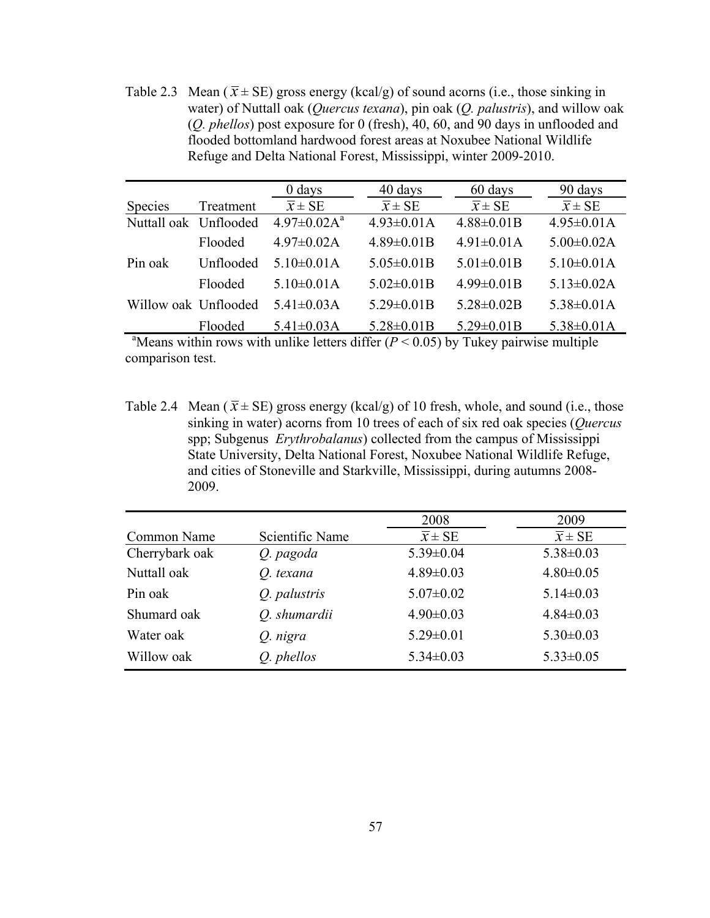Table 2.3 Mean ($\bar{x} \pm$ SE) gross energy (kcal/g) of sound acorns (i.e., those sinking in water) of Nuttall oak (*Quercus texana*), pin oak (*Q. palustris*), and willow oak (*Q. phellos*) post exposure for 0 (fresh), 40, 60, and 90 days in unflooded and flooded bottomland hardwood forest areas at Noxubee National Wildlife Refuge and Delta National Forest, Mississippi, winter 2009-2010.

| | | 0 days | 40 days | 60 days | 90 days |
|---|---|---|---|---|---|
| Species | Treatment | $\bar{x} \pm$ SE | $\bar{x} \pm$ SE | $\bar{x} \pm$ SE | $\bar{x} \pm$ SE |
| Nuttall oak | Unflooded | 4.97±0.02A[a] | 4.93±0.01A | 4.88±0.01B | 4.95±0.01A |
| | Flooded | 4.97±0.02A | 4.89±0.01B | 4.91±0.01A | 5.00±0.02A |
| Pin oak | Unflooded | 5.10±0.01A | 5.05±0.01B | 5.01±0.01B | 5.10±0.01A |
| | Flooded | 5.10±0.01A | 5.02±0.01B | 4.99±0.01B | 5.13±0.02A |
| Willow oak | Unflooded | 5.41±0.03A | 5.29±0.01B | 5.28±0.02B | 5.38±0.01A |
| | Flooded | 5.41±0.03A | 5.28±0.01B | 5.29±0.01B | 5.38±0.01A |

[a]Means within rows with unlike letters differ ($P < 0.05$) by Tukey pairwise multiple comparison test.

Table 2.4 Mean ($\bar{x} \pm$ SE) gross energy (kcal/g) of 10 fresh, whole, and sound (i.e., those sinking in water) acorns from 10 trees of each of six red oak species (*Quercus* spp; Subgenus *Erythrobalanus*) collected from the campus of Mississippi State University, Delta National Forest, Noxubee National Wildlife Refuge, and cities of Stoneville and Starkville, Mississippi, during autumns 2008-2009.

| | | 2008 | 2009 |
|---|---|---|---|
| Common Name | Scientific Name | $\bar{x} \pm$ SE | $\bar{x} \pm$ SE |
| Cherrybark oak | *Q. pagoda* | 5.39±0.04 | 5.38±0.03 |
| Nuttall oak | *Q. texana* | 4.89±0.03 | 4.80±0.05 |
| Pin oak | *Q. palustris* | 5.07±0.02 | 5.14±0.03 |
| Shumard oak | *Q. shumardii* | 4.90±0.03 | 4.84±0.03 |
| Water oak | *Q. nigra* | 5.29±0.01 | 5.30±0.03 |
| Willow oak | *Q. phellos* | 5.34±0.03 | 5.33±0.05 |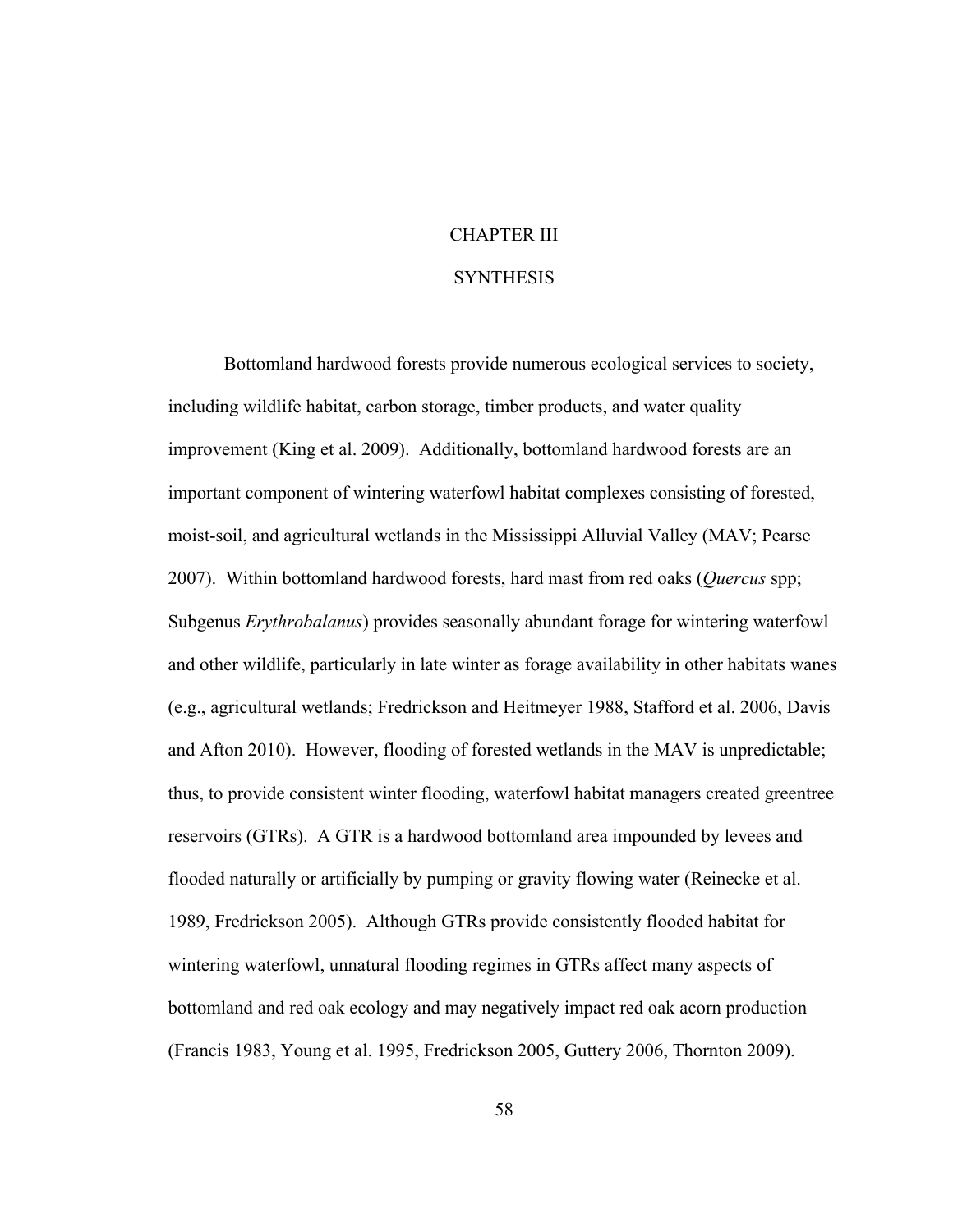# CHAPTER III

# SYNTHESIS

Bottomland hardwood forests provide numerous ecological services to society, including wildlife habitat, carbon storage, timber products, and water quality improvement (King et al. 2009). Additionally, bottomland hardwood forests are an important component of wintering waterfowl habitat complexes consisting of forested, moist-soil, and agricultural wetlands in the Mississippi Alluvial Valley (MAV; Pearse 2007). Within bottomland hardwood forests, hard mast from red oaks (*Quercus* spp; Subgenus *Erythrobalanus*) provides seasonally abundant forage for wintering waterfowl and other wildlife, particularly in late winter as forage availability in other habitats wanes (e.g., agricultural wetlands; Fredrickson and Heitmeyer 1988, Stafford et al. 2006, Davis and Afton 2010). However, flooding of forested wetlands in the MAV is unpredictable; thus, to provide consistent winter flooding, waterfowl habitat managers created greentree reservoirs (GTRs). A GTR is a hardwood bottomland area impounded by levees and flooded naturally or artificially by pumping or gravity flowing water (Reinecke et al. 1989, Fredrickson 2005). Although GTRs provide consistently flooded habitat for wintering waterfowl, unnatural flooding regimes in GTRs affect many aspects of bottomland and red oak ecology and may negatively impact red oak acorn production (Francis 1983, Young et al. 1995, Fredrickson 2005, Guttery 2006, Thornton 2009).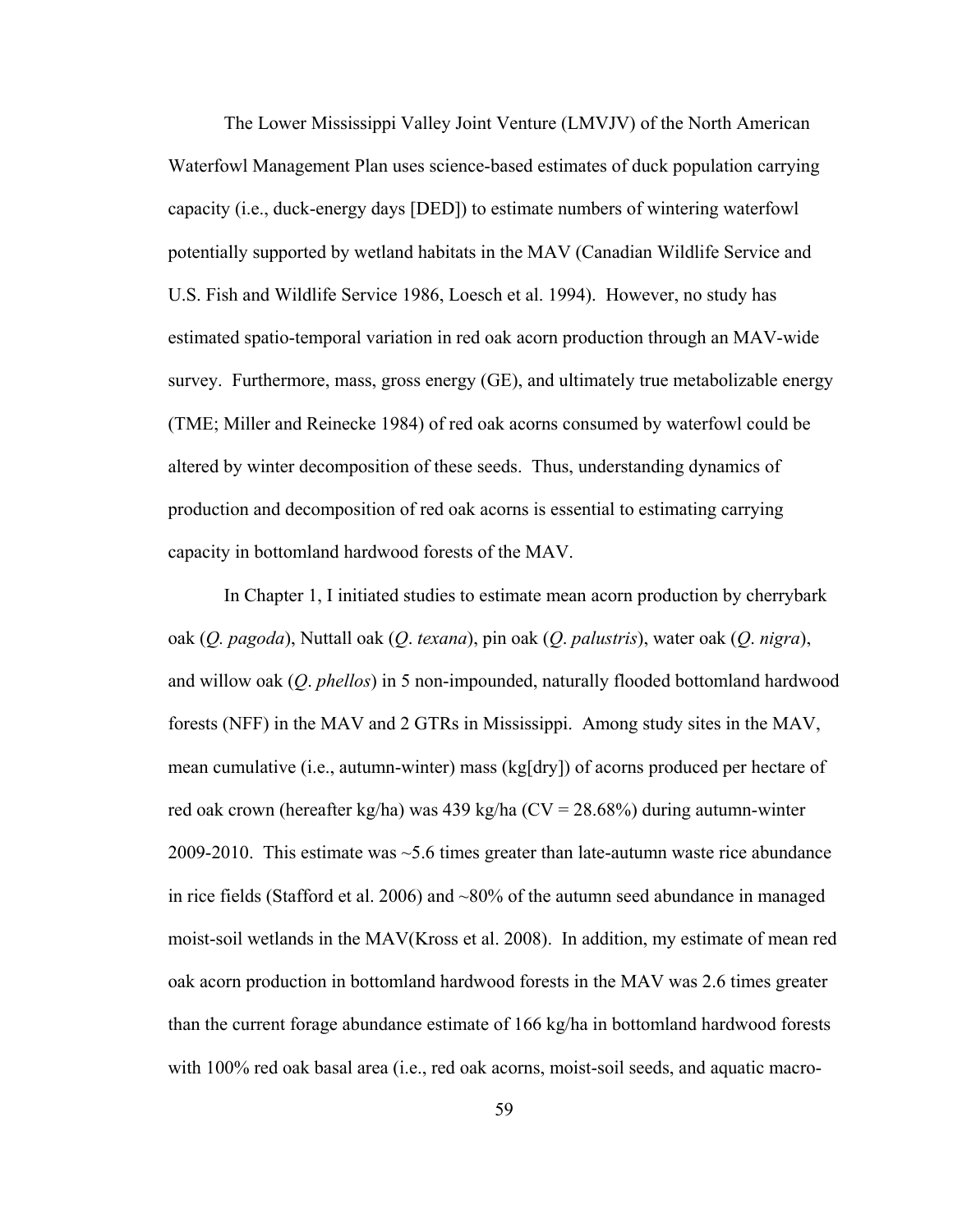The Lower Mississippi Valley Joint Venture (LMVJV) of the North American Waterfowl Management Plan uses science-based estimates of duck population carrying capacity (i.e., duck-energy days [DED]) to estimate numbers of wintering waterfowl potentially supported by wetland habitats in the MAV (Canadian Wildlife Service and U.S. Fish and Wildlife Service 1986, Loesch et al. 1994). However, no study has estimated spatio-temporal variation in red oak acorn production through an MAV-wide survey. Furthermore, mass, gross energy (GE), and ultimately true metabolizable energy (TME; Miller and Reinecke 1984) of red oak acorns consumed by waterfowl could be altered by winter decomposition of these seeds. Thus, understanding dynamics of production and decomposition of red oak acorns is essential to estimating carrying capacity in bottomland hardwood forests of the MAV.

In Chapter 1, I initiated studies to estimate mean acorn production by cherrybark oak (*Q. pagoda*), Nuttall oak (*Q. texana*), pin oak (*Q. palustris*), water oak (*Q. nigra*), and willow oak (*Q. phellos*) in 5 non-impounded, naturally flooded bottomland hardwood forests (NFF) in the MAV and 2 GTRs in Mississippi. Among study sites in the MAV, mean cumulative (i.e., autumn-winter) mass (kg[dry]) of acorns produced per hectare of red oak crown (hereafter kg/ha) was 439 kg/ha (CV = 28.68%) during autumn-winter 2009-2010. This estimate was ~5.6 times greater than late-autumn waste rice abundance in rice fields (Stafford et al. 2006) and ~80% of the autumn seed abundance in managed moist-soil wetlands in the MAV(Kross et al. 2008). In addition, my estimate of mean red oak acorn production in bottomland hardwood forests in the MAV was 2.6 times greater than the current forage abundance estimate of 166 kg/ha in bottomland hardwood forests with 100% red oak basal area (i.e., red oak acorns, moist-soil seeds, and aquatic macro-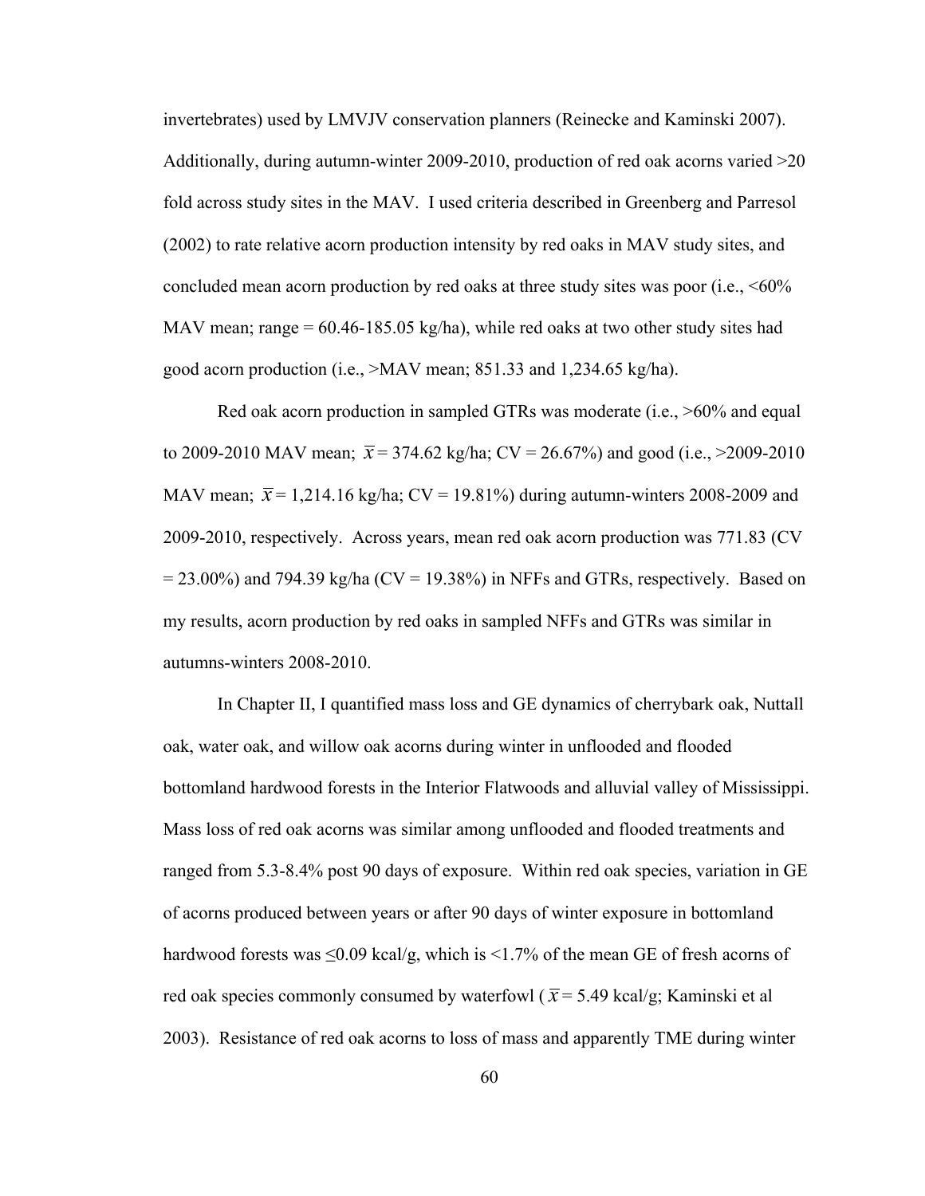invertebrates) used by LMVJV conservation planners (Reinecke and Kaminski 2007). Additionally, during autumn-winter 2009-2010, production of red oak acorns varied >20 fold across study sites in the MAV. I used criteria described in Greenberg and Parresol (2002) to rate relative acorn production intensity by red oaks in MAV study sites, and concluded mean acorn production by red oaks at three study sites was poor (i.e., <60% MAV mean; range = 60.46-185.05 kg/ha), while red oaks at two other study sites had good acorn production (i.e., >MAV mean; 851.33 and 1,234.65 kg/ha).

Red oak acorn production in sampled GTRs was moderate (i.e., >60% and equal to 2009-2010 MAV mean; $\bar{x}$ = 374.62 kg/ha; CV = 26.67%) and good (i.e., >2009-2010 MAV mean; $\bar{x}$ = 1,214.16 kg/ha; CV = 19.81%) during autumn-winters 2008-2009 and 2009-2010, respectively. Across years, mean red oak acorn production was 771.83 (CV = 23.00%) and 794.39 kg/ha (CV = 19.38%) in NFFs and GTRs, respectively. Based on my results, acorn production by red oaks in sampled NFFs and GTRs was similar in autumns-winters 2008-2010.

In Chapter II, I quantified mass loss and GE dynamics of cherrybark oak, Nuttall oak, water oak, and willow oak acorns during winter in unflooded and flooded bottomland hardwood forests in the Interior Flatwoods and alluvial valley of Mississippi. Mass loss of red oak acorns was similar among unflooded and flooded treatments and ranged from 5.3-8.4% post 90 days of exposure. Within red oak species, variation in GE of acorns produced between years or after 90 days of winter exposure in bottomland hardwood forests was ≤0.09 kcal/g, which is <1.7% of the mean GE of fresh acorns of red oak species commonly consumed by waterfowl ($\bar{x}$ = 5.49 kcal/g; Kaminski et al 2003). Resistance of red oak acorns to loss of mass and apparently TME during winter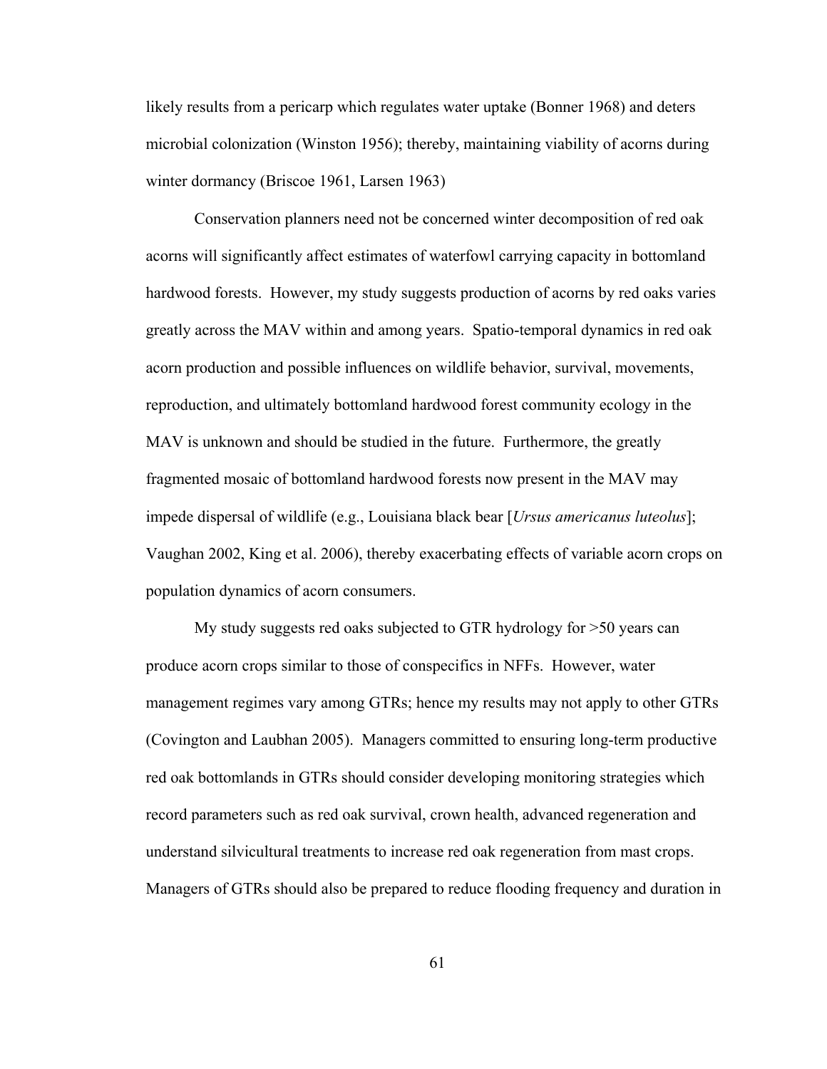likely results from a pericarp which regulates water uptake (Bonner 1968) and deters microbial colonization (Winston 1956); thereby, maintaining viability of acorns during winter dormancy (Briscoe 1961, Larsen 1963)

Conservation planners need not be concerned winter decomposition of red oak acorns will significantly affect estimates of waterfowl carrying capacity in bottomland hardwood forests. However, my study suggests production of acorns by red oaks varies greatly across the MAV within and among years. Spatio-temporal dynamics in red oak acorn production and possible influences on wildlife behavior, survival, movements, reproduction, and ultimately bottomland hardwood forest community ecology in the MAV is unknown and should be studied in the future. Furthermore, the greatly fragmented mosaic of bottomland hardwood forests now present in the MAV may impede dispersal of wildlife (e.g., Louisiana black bear [*Ursus americanus luteolus*]; Vaughan 2002, King et al. 2006), thereby exacerbating effects of variable acorn crops on population dynamics of acorn consumers.

My study suggests red oaks subjected to GTR hydrology for >50 years can produce acorn crops similar to those of conspecifics in NFFs. However, water management regimes vary among GTRs; hence my results may not apply to other GTRs (Covington and Laubhan 2005). Managers committed to ensuring long-term productive red oak bottomlands in GTRs should consider developing monitoring strategies which record parameters such as red oak survival, crown health, advanced regeneration and understand silvicultural treatments to increase red oak regeneration from mast crops. Managers of GTRs should also be prepared to reduce flooding frequency and duration in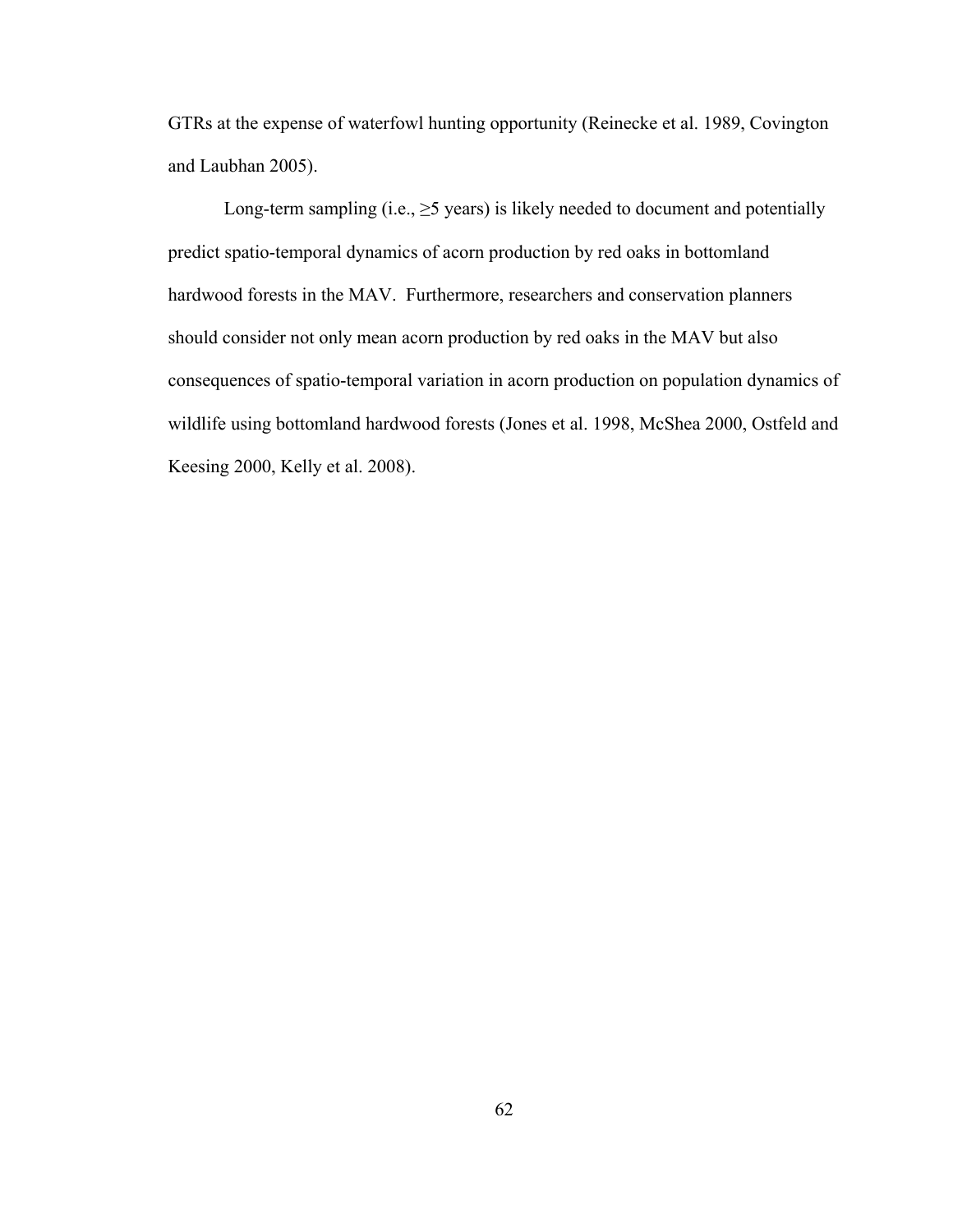GTRs at the expense of waterfowl hunting opportunity (Reinecke et al. 1989, Covington and Laubhan 2005).

Long-term sampling (i.e., ≥5 years) is likely needed to document and potentially predict spatio-temporal dynamics of acorn production by red oaks in bottomland hardwood forests in the MAV. Furthermore, researchers and conservation planners should consider not only mean acorn production by red oaks in the MAV but also consequences of spatio-temporal variation in acorn production on population dynamics of wildlife using bottomland hardwood forests (Jones et al. 1998, McShea 2000, Ostfeld and Keesing 2000, Kelly et al. 2008).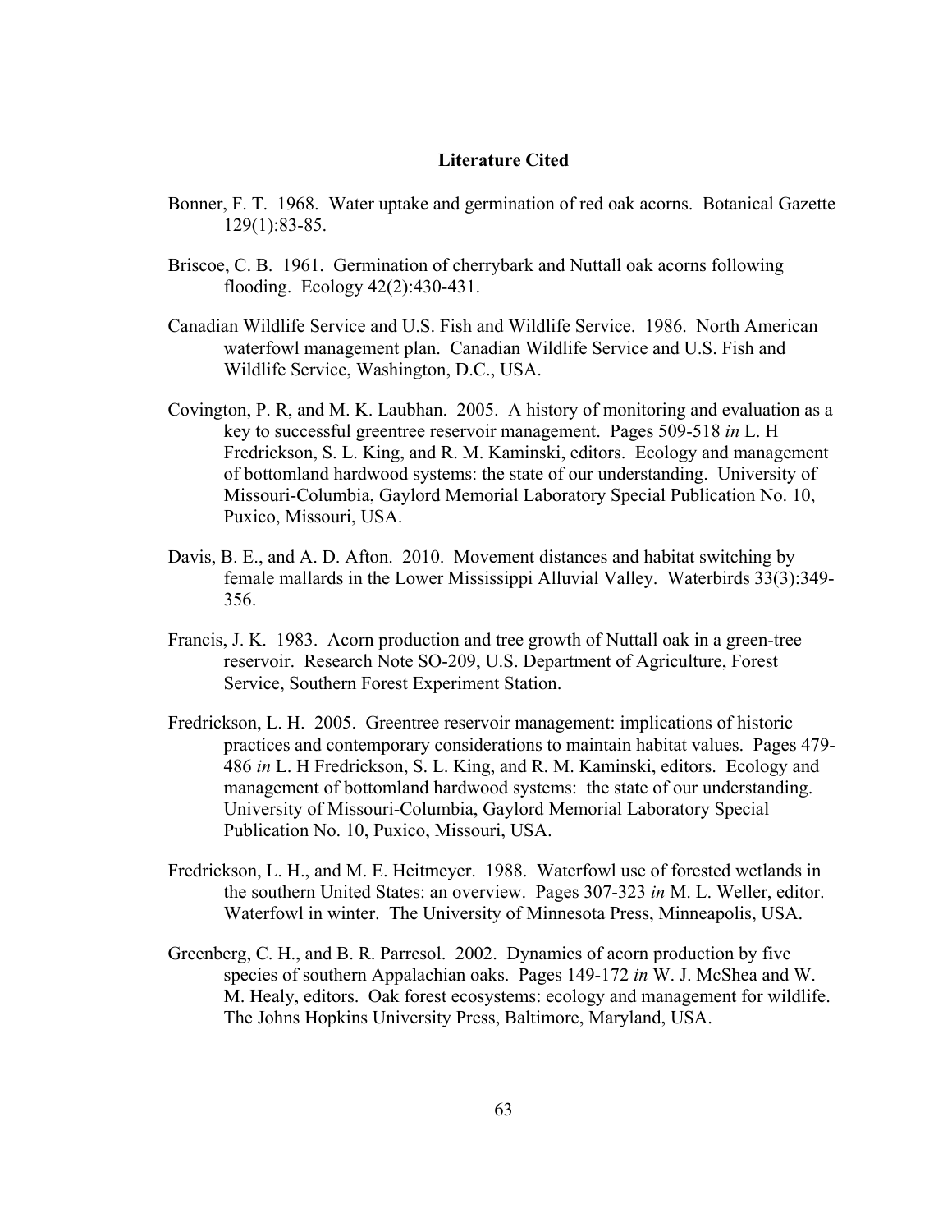## Literature Cited

Bonner, F. T. 1968. Water uptake and germination of red oak acorns. Botanical Gazette 129(1):83-85.

Briscoe, C. B. 1961. Germination of cherrybark and Nuttall oak acorns following flooding. Ecology 42(2):430-431.

Canadian Wildlife Service and U.S. Fish and Wildlife Service. 1986. North American waterfowl management plan. Canadian Wildlife Service and U.S. Fish and Wildlife Service, Washington, D.C., USA.

Covington, P. R, and M. K. Laubhan. 2005. A history of monitoring and evaluation as a key to successful greentree reservoir management. Pages 509-518 *in* L. H Fredrickson, S. L. King, and R. M. Kaminski, editors. Ecology and management of bottomland hardwood systems: the state of our understanding. University of Missouri-Columbia, Gaylord Memorial Laboratory Special Publication No. 10, Puxico, Missouri, USA.

Davis, B. E., and A. D. Afton. 2010. Movement distances and habitat switching by female mallards in the Lower Mississippi Alluvial Valley. Waterbirds 33(3):349-356.

Francis, J. K. 1983. Acorn production and tree growth of Nuttall oak in a green-tree reservoir. Research Note SO-209, U.S. Department of Agriculture, Forest Service, Southern Forest Experiment Station.

Fredrickson, L. H. 2005. Greentree reservoir management: implications of historic practices and contemporary considerations to maintain habitat values. Pages 479-486 *in* L. H Fredrickson, S. L. King, and R. M. Kaminski, editors. Ecology and management of bottomland hardwood systems: the state of our understanding. University of Missouri-Columbia, Gaylord Memorial Laboratory Special Publication No. 10, Puxico, Missouri, USA.

Fredrickson, L. H., and M. E. Heitmeyer. 1988. Waterfowl use of forested wetlands in the southern United States: an overview. Pages 307-323 *in* M. L. Weller, editor. Waterfowl in winter. The University of Minnesota Press, Minneapolis, USA.

Greenberg, C. H., and B. R. Parresol. 2002. Dynamics of acorn production by five species of southern Appalachian oaks. Pages 149-172 *in* W. J. McShea and W. M. Healy, editors. Oak forest ecosystems: ecology and management for wildlife. The Johns Hopkins University Press, Baltimore, Maryland, USA.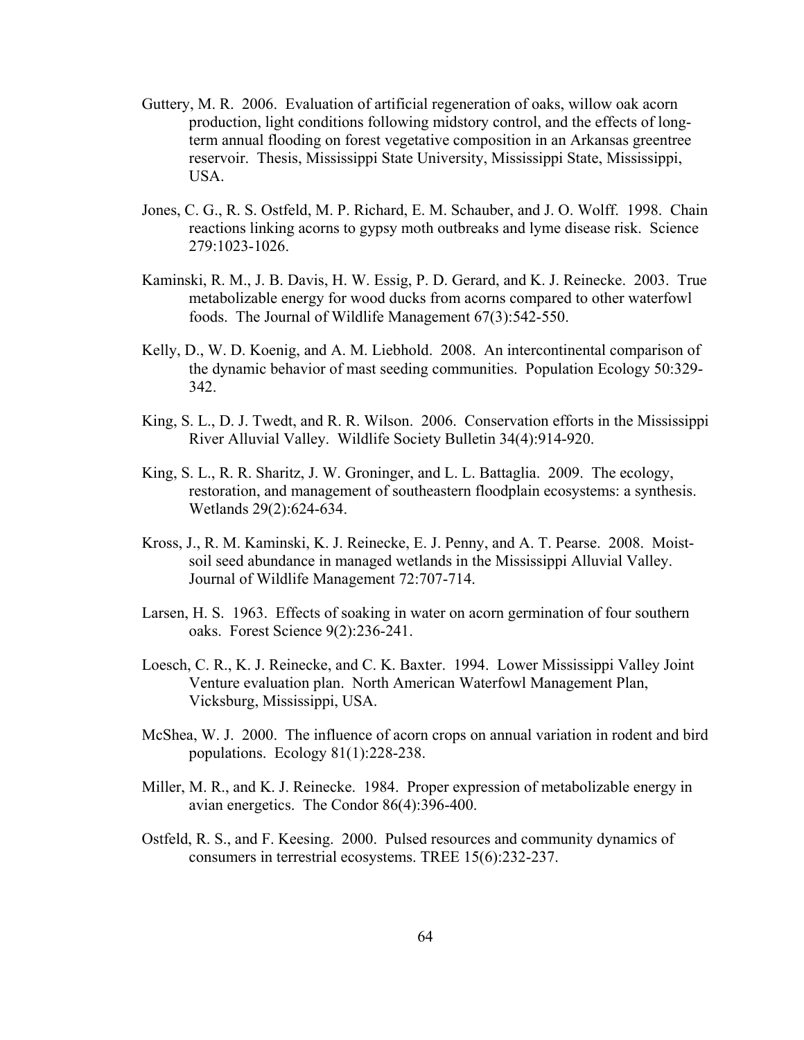Guttery, M. R. 2006. Evaluation of artificial regeneration of oaks, willow oak acorn production, light conditions following midstory control, and the effects of long-term annual flooding on forest vegetative composition in an Arkansas greentree reservoir. Thesis, Mississippi State University, Mississippi State, Mississippi, USA.

Jones, C. G., R. S. Ostfeld, M. P. Richard, E. M. Schauber, and J. O. Wolff. 1998. Chain reactions linking acorns to gypsy moth outbreaks and lyme disease risk. Science 279:1023-1026.

Kaminski, R. M., J. B. Davis, H. W. Essig, P. D. Gerard, and K. J. Reinecke. 2003. True metabolizable energy for wood ducks from acorns compared to other waterfowl foods. The Journal of Wildlife Management 67(3):542-550.

Kelly, D., W. D. Koenig, and A. M. Liebhold. 2008. An intercontinental comparison of the dynamic behavior of mast seeding communities. Population Ecology 50:329-342.

King, S. L., D. J. Twedt, and R. R. Wilson. 2006. Conservation efforts in the Mississippi River Alluvial Valley. Wildlife Society Bulletin 34(4):914-920.

King, S. L., R. R. Sharitz, J. W. Groninger, and L. L. Battaglia. 2009. The ecology, restoration, and management of southeastern floodplain ecosystems: a synthesis. Wetlands 29(2):624-634.

Kross, J., R. M. Kaminski, K. J. Reinecke, E. J. Penny, and A. T. Pearse. 2008. Moist-soil seed abundance in managed wetlands in the Mississippi Alluvial Valley. Journal of Wildlife Management 72:707-714.

Larsen, H. S. 1963. Effects of soaking in water on acorn germination of four southern oaks. Forest Science 9(2):236-241.

Loesch, C. R., K. J. Reinecke, and C. K. Baxter. 1994. Lower Mississippi Valley Joint Venture evaluation plan. North American Waterfowl Management Plan, Vicksburg, Mississippi, USA.

McShea, W. J. 2000. The influence of acorn crops on annual variation in rodent and bird populations. Ecology 81(1):228-238.

Miller, M. R., and K. J. Reinecke. 1984. Proper expression of metabolizable energy in avian energetics. The Condor 86(4):396-400.

Ostfeld, R. S., and F. Keesing. 2000. Pulsed resources and community dynamics of consumers in terrestrial ecosystems. TREE 15(6):232-237.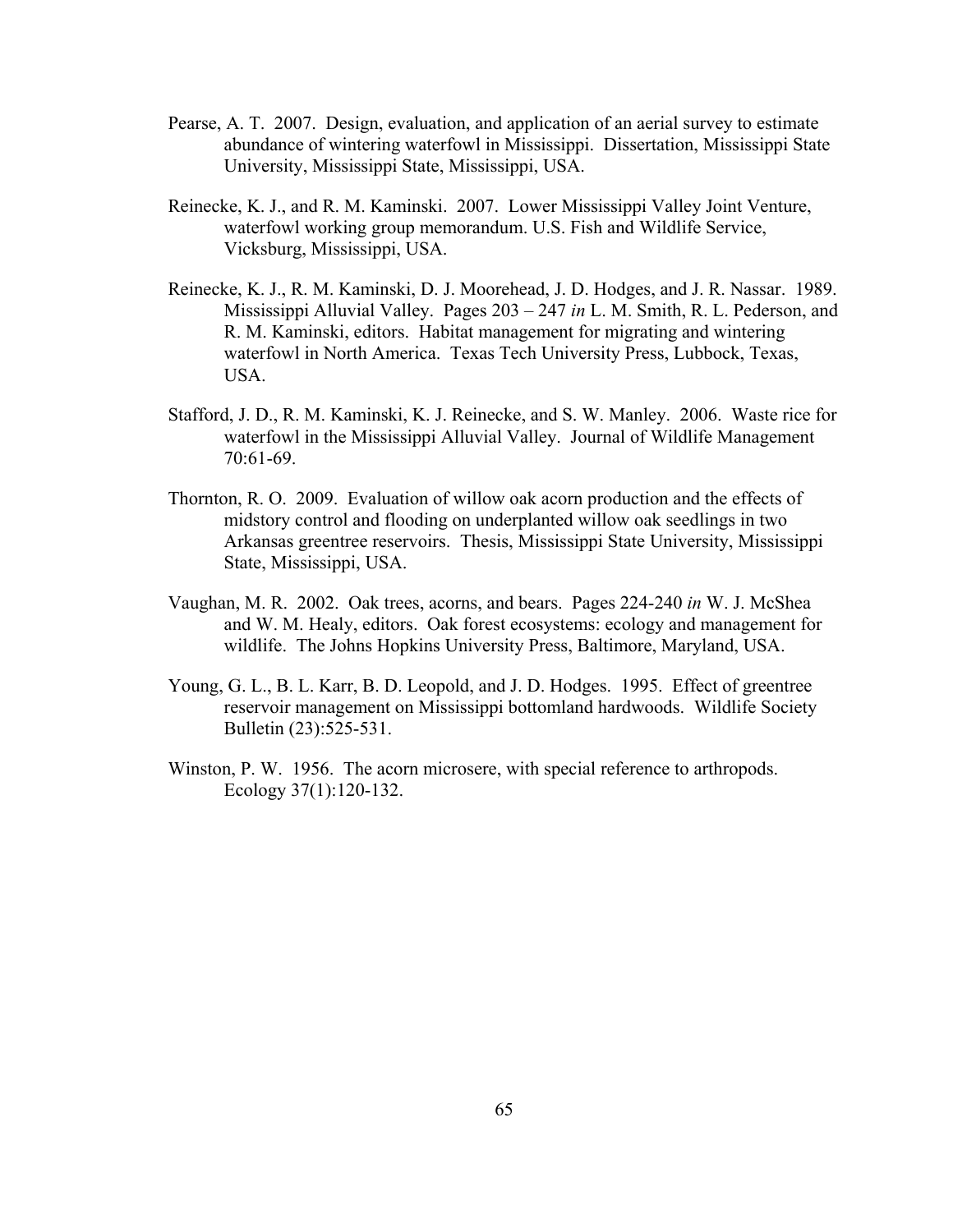Pearse, A. T. 2007. Design, evaluation, and application of an aerial survey to estimate abundance of wintering waterfowl in Mississippi. Dissertation, Mississippi State University, Mississippi State, Mississippi, USA.

Reinecke, K. J., and R. M. Kaminski. 2007. Lower Mississippi Valley Joint Venture, waterfowl working group memorandum. U.S. Fish and Wildlife Service, Vicksburg, Mississippi, USA.

Reinecke, K. J., R. M. Kaminski, D. J. Moorehead, J. D. Hodges, and J. R. Nassar. 1989. Mississippi Alluvial Valley. Pages 203 – 247 *in* L. M. Smith, R. L. Pederson, and R. M. Kaminski, editors. Habitat management for migrating and wintering waterfowl in North America. Texas Tech University Press, Lubbock, Texas, USA.

Stafford, J. D., R. M. Kaminski, K. J. Reinecke, and S. W. Manley. 2006. Waste rice for waterfowl in the Mississippi Alluvial Valley. Journal of Wildlife Management 70:61-69.

Thornton, R. O. 2009. Evaluation of willow oak acorn production and the effects of midstory control and flooding on underplanted willow oak seedlings in two Arkansas greentree reservoirs. Thesis, Mississippi State University, Mississippi State, Mississippi, USA.

Vaughan, M. R. 2002. Oak trees, acorns, and bears. Pages 224-240 *in* W. J. McShea and W. M. Healy, editors. Oak forest ecosystems: ecology and management for wildlife. The Johns Hopkins University Press, Baltimore, Maryland, USA.

Young, G. L., B. L. Karr, B. D. Leopold, and J. D. Hodges. 1995. Effect of greentree reservoir management on Mississippi bottomland hardwoods. Wildlife Society Bulletin (23):525-531.

Winston, P. W. 1956. The acorn microsere, with special reference to arthropods. Ecology 37(1):120-132.